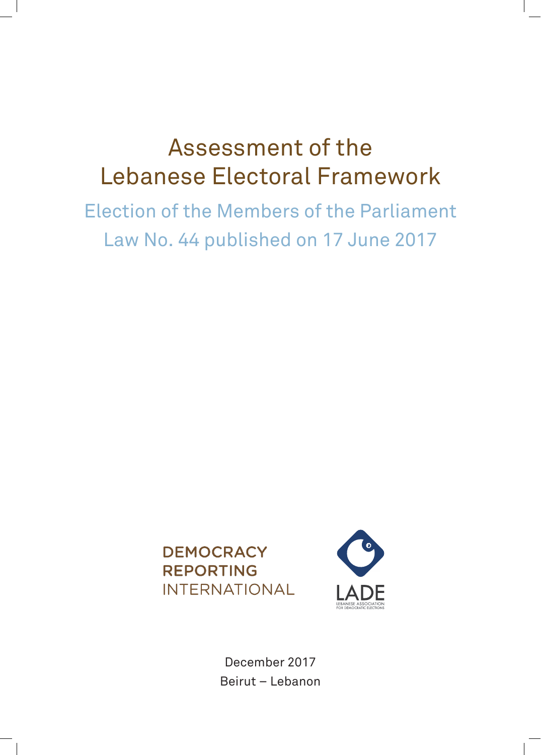# Assessment of the Lebanese Electoral Framework

## Election of the Members of the Parliament
## Law No. 44 published on 17 June 2017

DEMOCRACY
REPORTING
INTERNATIONAL

LADE
LEBANESE ASSOCIATION
FOR DEMOCRATIC ELECTIONS

December 2017
Beirut – Lebanon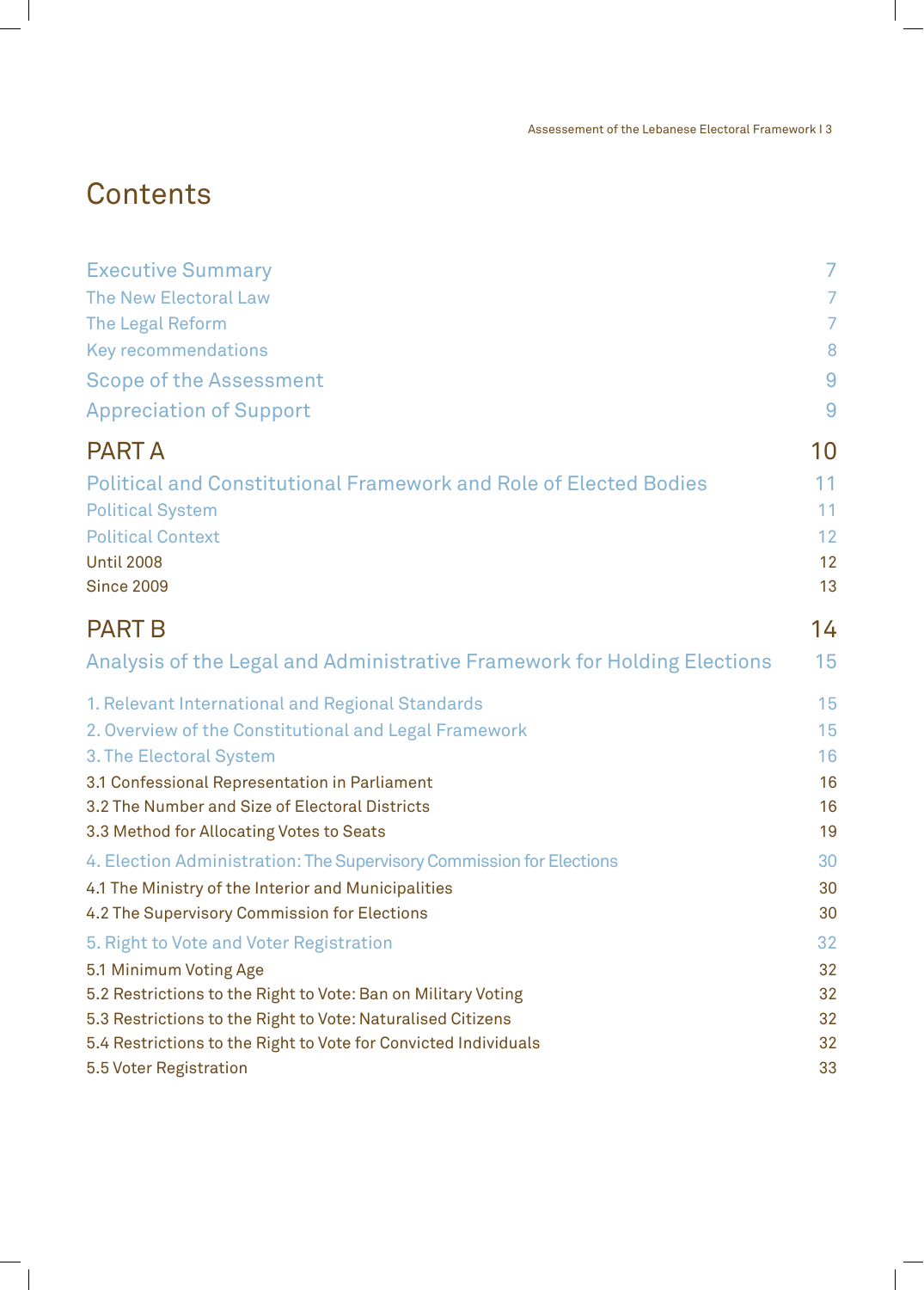# Contents

| | |
|---|---|
| Executive Summary | 7 |
| The New Electoral Law | 7 |
| The Legal Reform | 7 |
| Key recommendations | 8 |
| Scope of the Assessment | 9 |
| Appreciation of Support | 9 |
| PART A | 10 |
| Political and Constitutional Framework and Role of Elected Bodies | 11 |
| Political System | 11 |
| Political Context | 12 |
| Until 2008 | 12 |
| Since 2009 | 13 |
| PART B | 14 |
| Analysis of the Legal and Administrative Framework for Holding Elections | 15 |
| 1. Relevant International and Regional Standards | 15 |
| 2. Overview of the Constitutional and Legal Framework | 15 |
| 3. The Electoral System | 16 |
| 3.1 Confessional Representation in Parliament | 16 |
| 3.2 The Number and Size of Electoral Districts | 16 |
| 3.3 Method for Allocating Votes to Seats | 19 |
| 4. Election Administration: The Supervisory Commission for Elections | 30 |
| 4.1 The Ministry of the Interior and Municipalities | 30 |
| 4.2 The Supervisory Commission for Elections | 30 |
| 5. Right to Vote and Voter Registration | 32 |
| 5.1 Minimum Voting Age | 32 |
| 5.2 Restrictions to the Right to Vote: Ban on Military Voting | 32 |
| 5.3 Restrictions to the Right to Vote: Naturalised Citizens | 32 |
| 5.4 Restrictions to the Right to Vote for Convicted Individuals | 32 |
| 5.5 Voter Registration | 33 |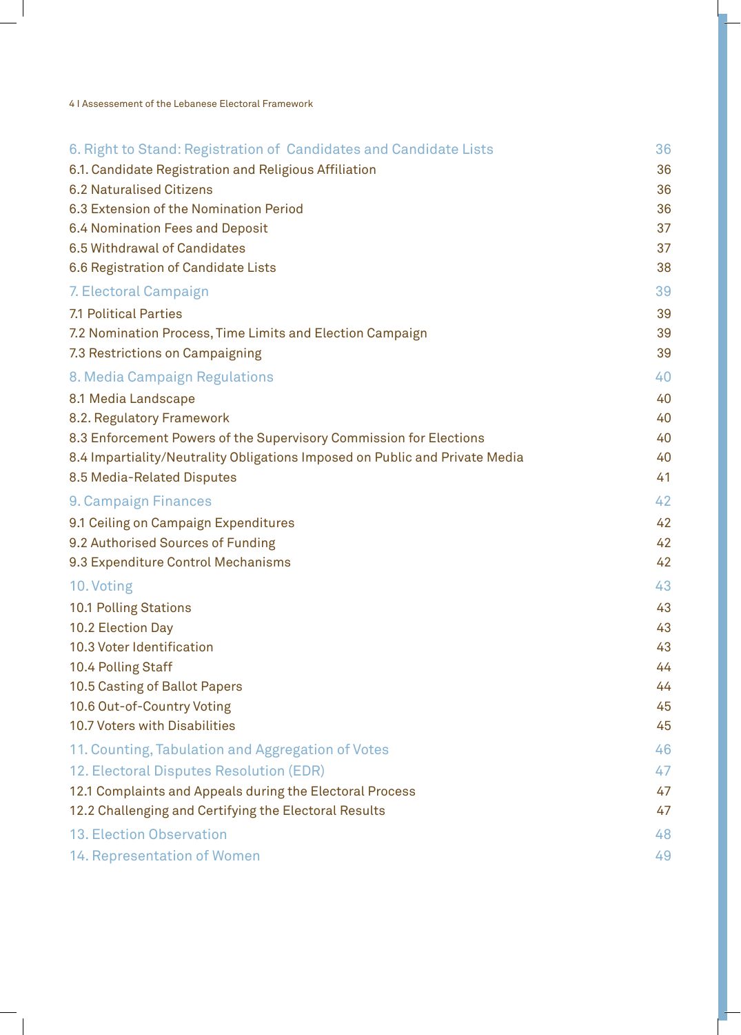| | |
|---|---|
| **6. Right to Stand: Registration of Candidates and Candidate Lists** | **36** |
| 6.1. Candidate Registration and Religious Affiliation | 36 |
| 6.2 Naturalised Citizens | 36 |
| 6.3 Extension of the Nomination Period | 36 |
| 6.4 Nomination Fees and Deposit | 37 |
| 6.5 Withdrawal of Candidates | 37 |
| 6.6 Registration of Candidate Lists | 38 |
| **7. Electoral Campaign** | **39** |
| 7.1 Political Parties | 39 |
| 7.2 Nomination Process, Time Limits and Election Campaign | 39 |
| 7.3 Restrictions on Campaigning | 39 |
| **8. Media Campaign Regulations** | **40** |
| 8.1 Media Landscape | 40 |
| 8.2. Regulatory Framework | 40 |
| 8.3 Enforcement Powers of the Supervisory Commission for Elections | 40 |
| 8.4 Impartiality/Neutrality Obligations Imposed on Public and Private Media | 40 |
| 8.5 Media-Related Disputes | 41 |
| **9. Campaign Finances** | **42** |
| 9.1 Ceiling on Campaign Expenditures | 42 |
| 9.2 Authorised Sources of Funding | 42 |
| 9.3 Expenditure Control Mechanisms | 42 |
| **10. Voting** | **43** |
| 10.1 Polling Stations | 43 |
| 10.2 Election Day | 43 |
| 10.3 Voter Identification | 43 |
| 10.4 Polling Staff | 44 |
| 10.5 Casting of Ballot Papers | 44 |
| 10.6 Out-of-Country Voting | 45 |
| 10.7 Voters with Disabilities | 45 |
| **11. Counting, Tabulation and Aggregation of Votes** | **46** |
| **12. Electoral Disputes Resolution (EDR)** | **47** |
| 12.1 Complaints and Appeals during the Electoral Process | 47 |
| 12.2 Challenging and Certifying the Electoral Results | 47 |
| **13. Election Observation** | **48** |
| **14. Representation of Women** | **49** |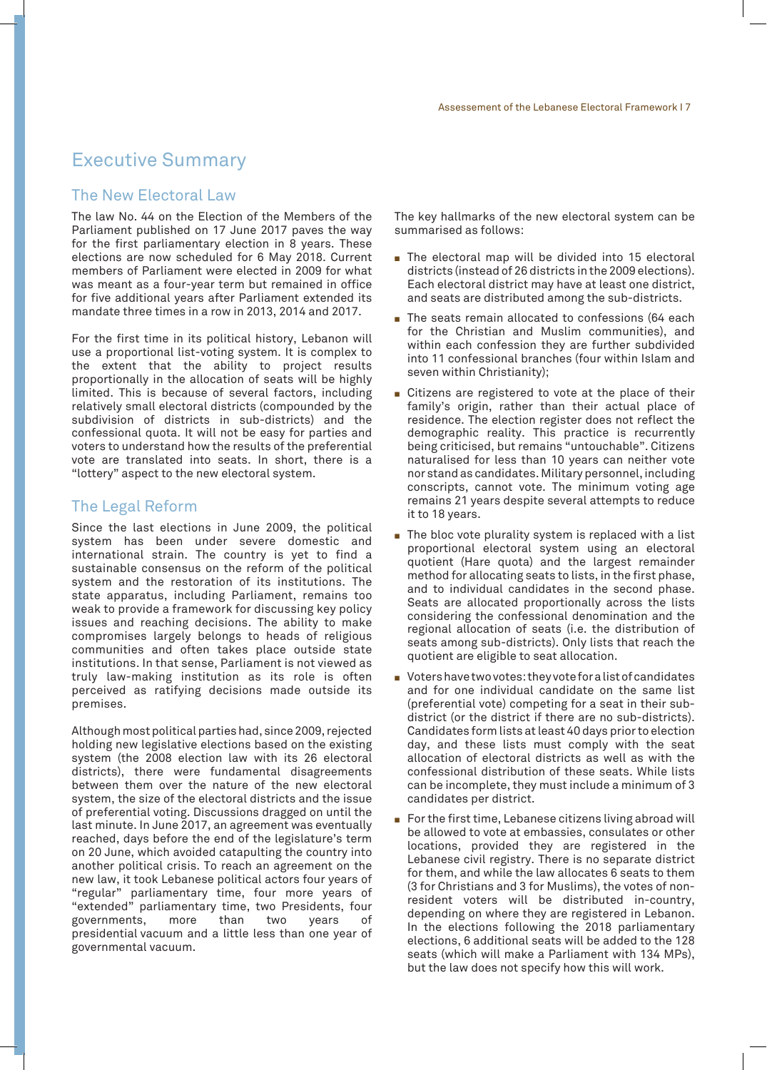# Executive Summary

## The New Electoral Law

The law No. 44 on the Election of the Members of the Parliament published on 17 June 2017 paves the way for the first parliamentary election in 8 years. These elections are now scheduled for 6 May 2018. Current members of Parliament were elected in 2009 for what was meant as a four-year term but remained in office for five additional years after Parliament extended its mandate three times in a row in 2013, 2014 and 2017.

For the first time in its political history, Lebanon will use a proportional list-voting system. It is complex to the extent that the ability to project results proportionally in the allocation of seats will be highly limited. This is because of several factors, including relatively small electoral districts (compounded by the subdivision of districts in sub-districts) and the confessional quota. It will not be easy for parties and voters to understand how the results of the preferential vote are translated into seats. In short, there is a "lottery" aspect to the new electoral system.

## The Legal Reform

Since the last elections in June 2009, the political system has been under severe domestic and international strain. The country is yet to find a sustainable consensus on the reform of the political system and the restoration of its institutions. The state apparatus, including Parliament, remains too weak to provide a framework for discussing key policy issues and reaching decisions. The ability to make compromises largely belongs to heads of religious communities and often takes place outside state institutions. In that sense, Parliament is not viewed as truly law-making institution as its role is often perceived as ratifying decisions made outside its premises.

Although most political parties had, since 2009, rejected holding new legislative elections based on the existing system (the 2008 election law with its 26 electoral districts), there were fundamental disagreements between them over the nature of the new electoral system, the size of the electoral districts and the issue of preferential voting. Discussions dragged on until the last minute. In June 2017, an agreement was eventually reached, days before the end of the legislature's term on 20 June, which avoided catapulting the country into another political crisis. To reach an agreement on the new law, it took Lebanese political actors four years of "regular" parliamentary time, four more years of "extended" parliamentary time, two Presidents, four governments, more than two years of presidential vacuum and a little less than one year of governmental vacuum.

The key hallmarks of the new electoral system can be summarised as follows:

- The electoral map will be divided into 15 electoral districts (instead of 26 districts in the 2009 elections). Each electoral district may have at least one district, and seats are distributed among the sub-districts.
- The seats remain allocated to confessions (64 each for the Christian and Muslim communities), and within each confession they are further subdivided into 11 confessional branches (four within Islam and seven within Christianity);
- Citizens are registered to vote at the place of their family's origin, rather than their actual place of residence. The election register does not reflect the demographic reality. This practice is recurrently being criticised, but remains "untouchable". Citizens naturalised for less than 10 years can neither vote nor stand as candidates. Military personnel, including conscripts, cannot vote. The minimum voting age remains 21 years despite several attempts to reduce it to 18 years.
- The bloc vote plurality system is replaced with a list proportional electoral system using an electoral quotient (Hare quota) and the largest remainder method for allocating seats to lists, in the first phase, and to individual candidates in the second phase. Seats are allocated proportionally across the lists considering the confessional denomination and the regional allocation of seats (i.e. the distribution of seats among sub-districts). Only lists that reach the quotient are eligible to seat allocation.
- Voters have two votes: they vote for a list of candidates and for one individual candidate on the same list (preferential vote) competing for a seat in their sub-district (or the district if there are no sub-districts). Candidates form lists at least 40 days prior to election day, and these lists must comply with the seat allocation of electoral districts as well as with the confessional distribution of these seats. While lists can be incomplete, they must include a minimum of 3 candidates per district.
- For the first time, Lebanese citizens living abroad will be allowed to vote at embassies, consulates or other locations, provided they are registered in the Lebanese civil registry. There is no separate district for them, and while the law allocates 6 seats to them (3 for Christians and 3 for Muslims), the votes of non-resident voters will be distributed in-country, depending on where they are registered in Lebanon. In the elections following the 2018 parliamentary elections, 6 additional seats will be added to the 128 seats (which will make a Parliament with 134 MPs), but the law does not specify how this will work.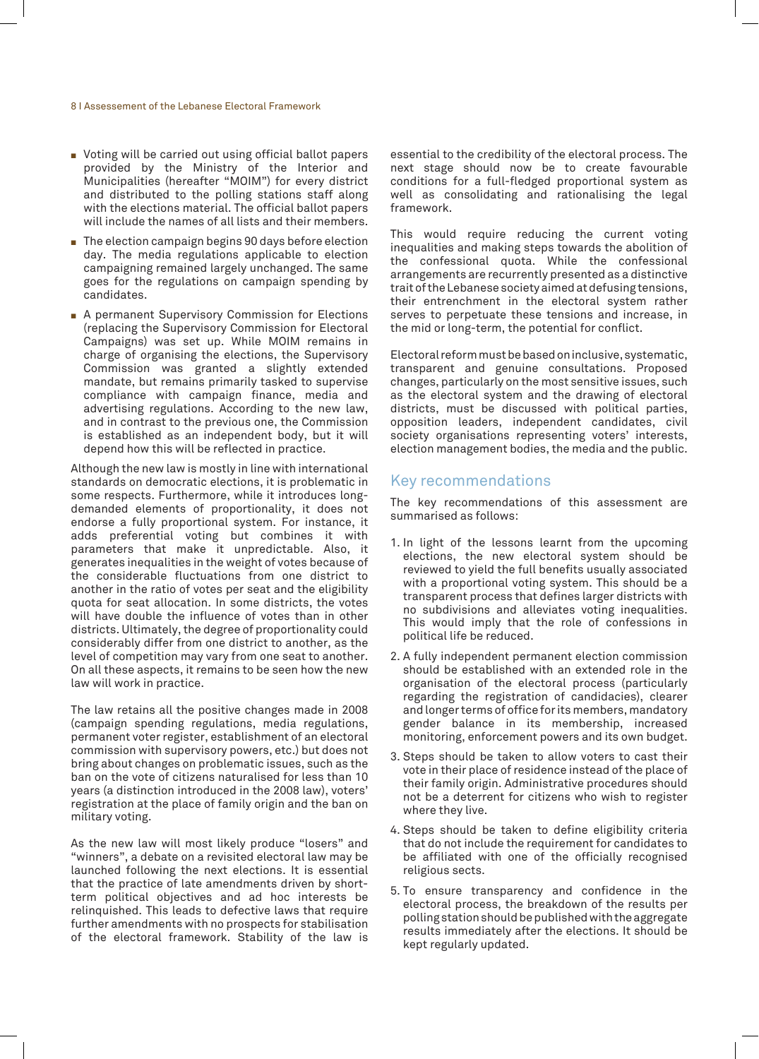- Voting will be carried out using official ballot papers provided by the Ministry of the Interior and Municipalities (hereafter "MOIM") for every district and distributed to the polling stations staff along with the elections material. The official ballot papers will include the names of all lists and their members.
- The election campaign begins 90 days before election day. The media regulations applicable to election campaigning remained largely unchanged. The same goes for the regulations on campaign spending by candidates.
- A permanent Supervisory Commission for Elections (replacing the Supervisory Commission for Electoral Campaigns) was set up. While MOIM remains in charge of organising the elections, the Supervisory Commission was granted a slightly extended mandate, but remains primarily tasked to supervise compliance with campaign finance, media and advertising regulations. According to the new law, and in contrast to the previous one, the Commission is established as an independent body, but it will depend how this will be reflected in practice.

Although the new law is mostly in line with international standards on democratic elections, it is problematic in some respects. Furthermore, while it introduces long-demanded elements of proportionality, it does not endorse a fully proportional system. For instance, it adds preferential voting but combines it with parameters that make it unpredictable. Also, it generates inequalities in the weight of votes because of the considerable fluctuations from one district to another in the ratio of votes per seat and the eligibility quota for seat allocation. In some districts, the votes will have double the influence of votes than in other districts. Ultimately, the degree of proportionality could considerably differ from one district to another, as the level of competition may vary from one seat to another. On all these aspects, it remains to be seen how the new law will work in practice.

The law retains all the positive changes made in 2008 (campaign spending regulations, media regulations, permanent voter register, establishment of an electoral commission with supervisory powers, etc.) but does not bring about changes on problematic issues, such as the ban on the vote of citizens naturalised for less than 10 years (a distinction introduced in the 2008 law), voters' registration at the place of family origin and the ban on military voting.

As the new law will most likely produce "losers" and "winners", a debate on a revisited electoral law may be launched following the next elections. It is essential that the practice of late amendments driven by short-term political objectives and ad hoc interests be relinquished. This leads to defective laws that require further amendments with no prospects for stabilisation of the electoral framework. Stability of the law is essential to the credibility of the electoral process. The next stage should now be to create favourable conditions for a full-fledged proportional system as well as consolidating and rationalising the legal framework.

This would require reducing the current voting inequalities and making steps towards the abolition of the confessional quota. While the confessional arrangements are recurrently presented as a distinctive trait of the Lebanese society aimed at defusing tensions, their entrenchment in the electoral system rather serves to perpetuate these tensions and increase, in the mid or long-term, the potential for conflict.

Electoral reform must be based on inclusive, systematic, transparent and genuine consultations. Proposed changes, particularly on the most sensitive issues, such as the electoral system and the drawing of electoral districts, must be discussed with political parties, opposition leaders, independent candidates, civil society organisations representing voters' interests, election management bodies, the media and the public.

## Key recommendations

The key recommendations of this assessment are summarised as follows:

1. In light of the lessons learnt from the upcoming elections, the new electoral system should be reviewed to yield the full benefits usually associated with a proportional voting system. This should be a transparent process that defines larger districts with no subdivisions and alleviates voting inequalities. This would imply that the role of confessions in political life be reduced.
2. A fully independent permanent election commission should be established with an extended role in the organisation of the electoral process (particularly regarding the registration of candidacies), clearer and longer terms of office for its members, mandatory gender balance in its membership, increased monitoring, enforcement powers and its own budget.
3. Steps should be taken to allow voters to cast their vote in their place of residence instead of the place of their family origin. Administrative procedures should not be a deterrent for citizens who wish to register where they live.
4. Steps should be taken to define eligibility criteria that do not include the requirement for candidates to be affiliated with one of the officially recognised religious sects.
5. To ensure transparency and confidence in the electoral process, the breakdown of the results per polling station should be published with the aggregate results immediately after the elections. It should be kept regularly updated.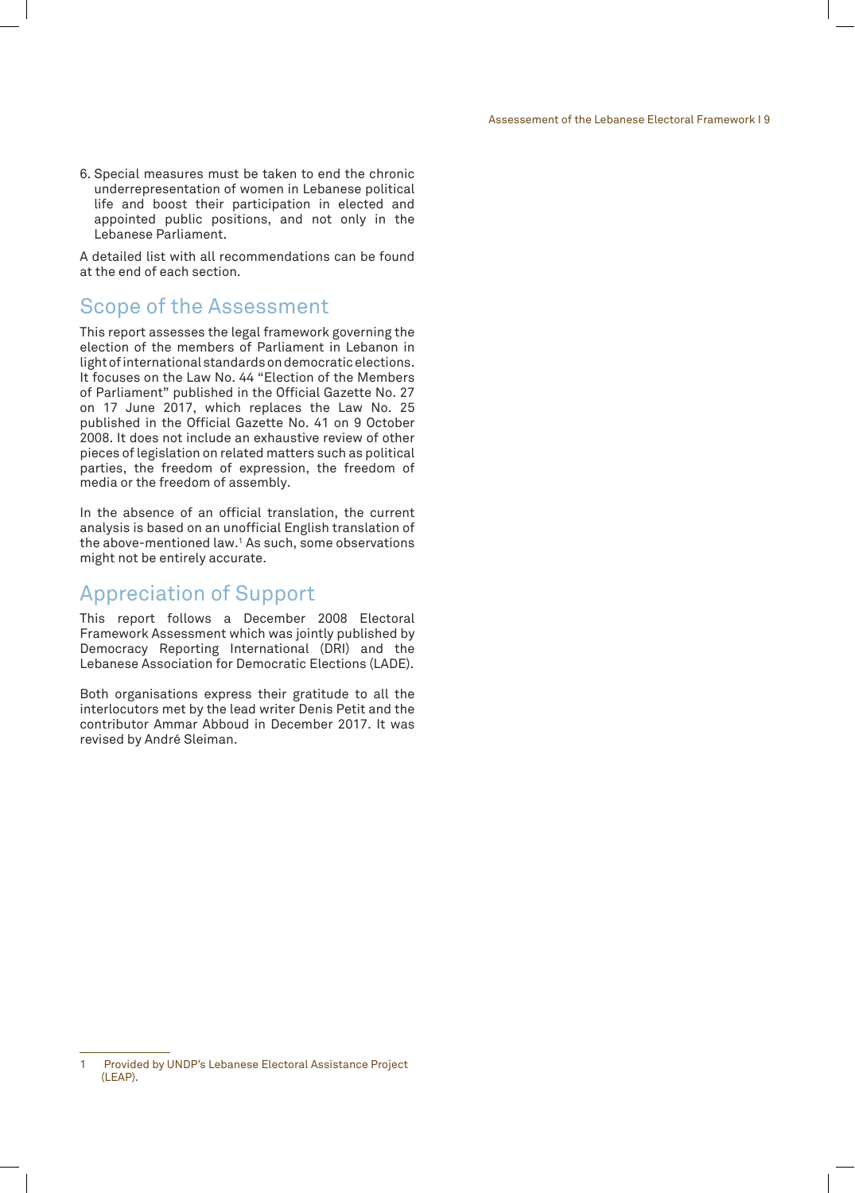6. Special measures must be taken to end the chronic underrepresentation of women in Lebanese political life and boost their participation in elected and appointed public positions, and not only in the Lebanese Parliament.

A detailed list with all recommendations can be found at the end of each section.

## Scope of the Assessment

This report assesses the legal framework governing the election of the members of Parliament in Lebanon in light of international standards on democratic elections. It focuses on the Law No. 44 "Election of the Members of Parliament" published in the Official Gazette No. 27 on 17 June 2017, which replaces the Law No. 25 published in the Official Gazette No. 41 on 9 October 2008. It does not include an exhaustive review of other pieces of legislation on related matters such as political parties, the freedom of expression, the freedom of media or the freedom of assembly.

In the absence of an official translation, the current analysis is based on an unofficial English translation of the above-mentioned law.[1] As such, some observations might not be entirely accurate.

## Appreciation of Support

This report follows a December 2008 Electoral Framework Assessment which was jointly published by Democracy Reporting International (DRI) and the Lebanese Association for Democratic Elections (LADE).

Both organisations express their gratitude to all the interlocutors met by the lead writer Denis Petit and the contributor Ammar Abboud in December 2017. It was revised by André Sleiman.

---

1 Provided by UNDP's Lebanese Electoral Assistance Project (LEAP).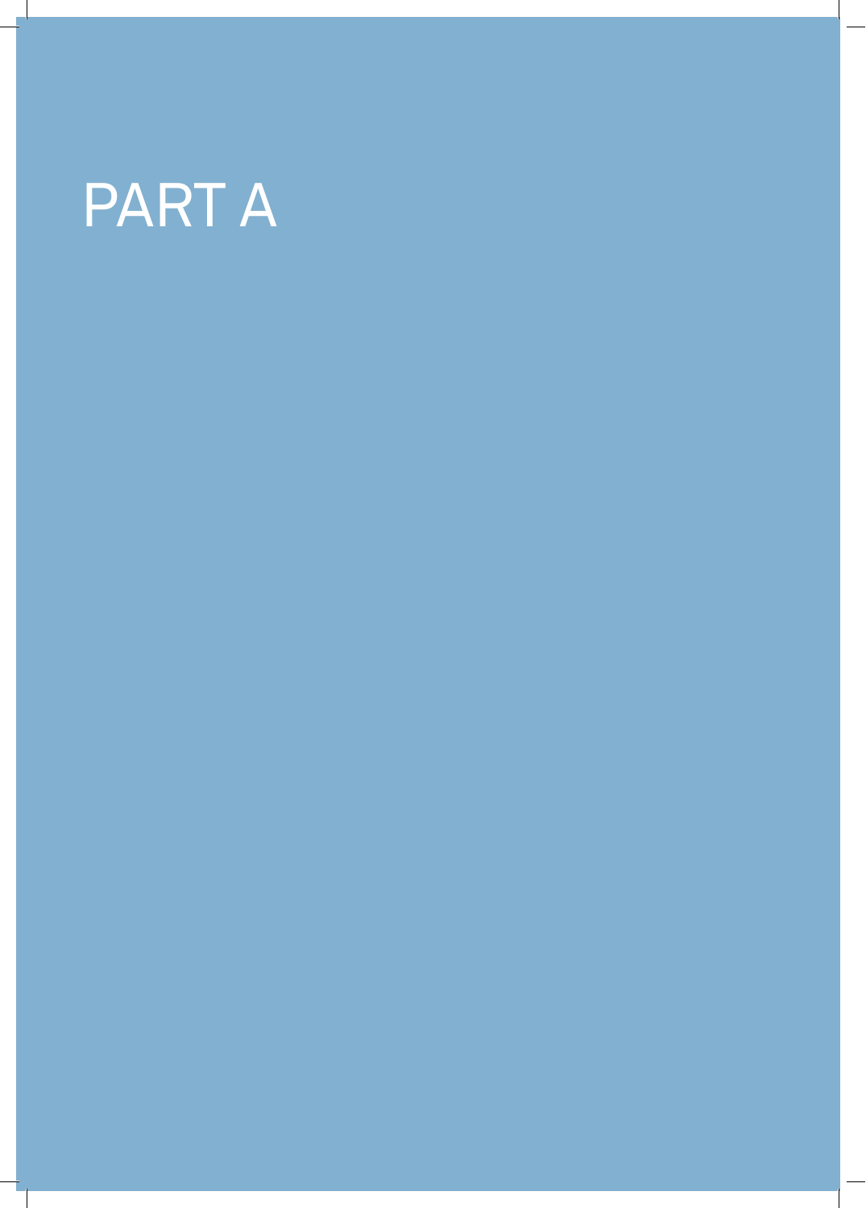# PART A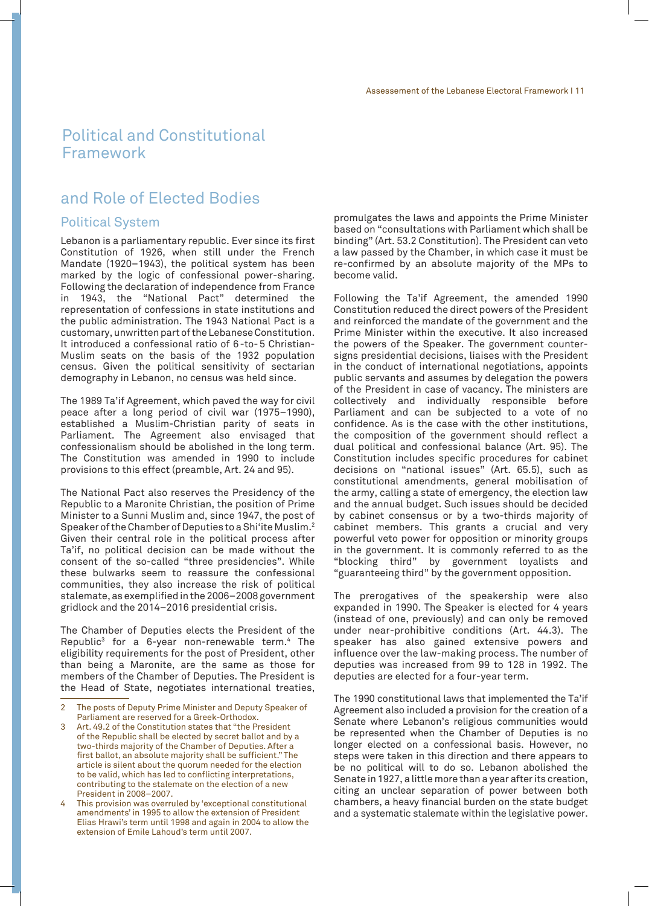# Political and Constitutional Framework

## and Role of Elected Bodies

### Political System

Lebanon is a parliamentary republic. Ever since its first Constitution of 1926, when still under the French Mandate (1920–1943), the political system has been marked by the logic of confessional power-sharing. Following the declaration of independence from France in 1943, the "National Pact" determined the representation of confessions in state institutions and the public administration. The 1943 National Pact is a customary, unwritten part of the Lebanese Constitution. It introduced a confessional ratio of 6-to-5 Christian-Muslim seats on the basis of the 1932 population census. Given the political sensitivity of sectarian demography in Lebanon, no census was held since.

The 1989 Ta'if Agreement, which paved the way for civil peace after a long period of civil war (1975–1990), established a Muslim-Christian parity of seats in Parliament. The Agreement also envisaged that confessionalism should be abolished in the long term. The Constitution was amended in 1990 to include provisions to this effect (preamble, Art. 24 and 95).

The National Pact also reserves the Presidency of the Republic to a Maronite Christian, the position of Prime Minister to a Sunni Muslim and, since 1947, the post of Speaker of the Chamber of Deputies to a Shi'ite Muslim.[2] Given their central role in the political process after Ta'if, no political decision can be made without the consent of the so-called "three presidencies". While these bulwarks seem to reassure the confessional communities, they also increase the risk of political stalemate, as exemplified in the 2006–2008 government gridlock and the 2014–2016 presidential crisis.

The Chamber of Deputies elects the President of the Republic[3] for a 6-year non-renewable term.[4] The eligibility requirements for the post of President, other than being a Maronite, are the same as those for members of the Chamber of Deputies. The President is the Head of State, negotiates international treaties, promulgates the laws and appoints the Prime Minister based on "consultations with Parliament which shall be binding" (Art. 53.2 Constitution). The President can veto a law passed by the Chamber, in which case it must be re-confirmed by an absolute majority of the MPs to become valid.

Following the Ta'if Agreement, the amended 1990 Constitution reduced the direct powers of the President and reinforced the mandate of the government and the Prime Minister within the executive. It also increased the powers of the Speaker. The government counter-signs presidential decisions, liaises with the President in the conduct of international negotiations, appoints public servants and assumes by delegation the powers of the President in case of vacancy. The ministers are collectively and individually responsible before Parliament and can be subjected to a vote of no confidence. As is the case with the other institutions, the composition of the government should reflect a dual political and confessional balance (Art. 95). The Constitution includes specific procedures for cabinet decisions on "national issues" (Art. 65.5), such as constitutional amendments, general mobilisation of the army, calling a state of emergency, the election law and the annual budget. Such issues should be decided by cabinet consensus or by a two-thirds majority of cabinet members. This grants a crucial and very powerful veto power for opposition or minority groups in the government. It is commonly referred to as the "blocking third" by government loyalists and "guaranteeing third" by the government opposition.

The prerogatives of the speakership were also expanded in 1990. The Speaker is elected for 4 years (instead of one, previously) and can only be removed under near-prohibitive conditions (Art. 44.3). The speaker has also gained extensive powers and influence over the law-making process. The number of deputies was increased from 99 to 128 in 1992. The deputies are elected for a four-year term.

The 1990 constitutional laws that implemented the Ta'if Agreement also included a provision for the creation of a Senate where Lebanon's religious communities would be represented when the Chamber of Deputies is no longer elected on a confessional basis. However, no steps were taken in this direction and there appears to be no political will to do so. Lebanon abolished the Senate in 1927, a little more than a year after its creation, citing an unclear separation of power between both chambers, a heavy financial burden on the state budget and a systematic stalemate within the legislative power.

---

2 The posts of Deputy Prime Minister and Deputy Speaker of Parliament are reserved for a Greek-Orthodox.

3 Art. 49.2 of the Constitution states that "the President of the Republic shall be elected by secret ballot and by a two-thirds majority of the Chamber of Deputies. After a first ballot, an absolute majority shall be sufficient." The article is silent about the quorum needed for the election to be valid, which has led to conflicting interpretations, contributing to the stalemate on the election of a new President in 2008–2007.

4 This provision was overruled by 'exceptional constitutional amendments' in 1995 to allow the extension of President Elias Hrawi's term until 1998 and again in 2004 to allow the extension of Emile Lahoud's term until 2007.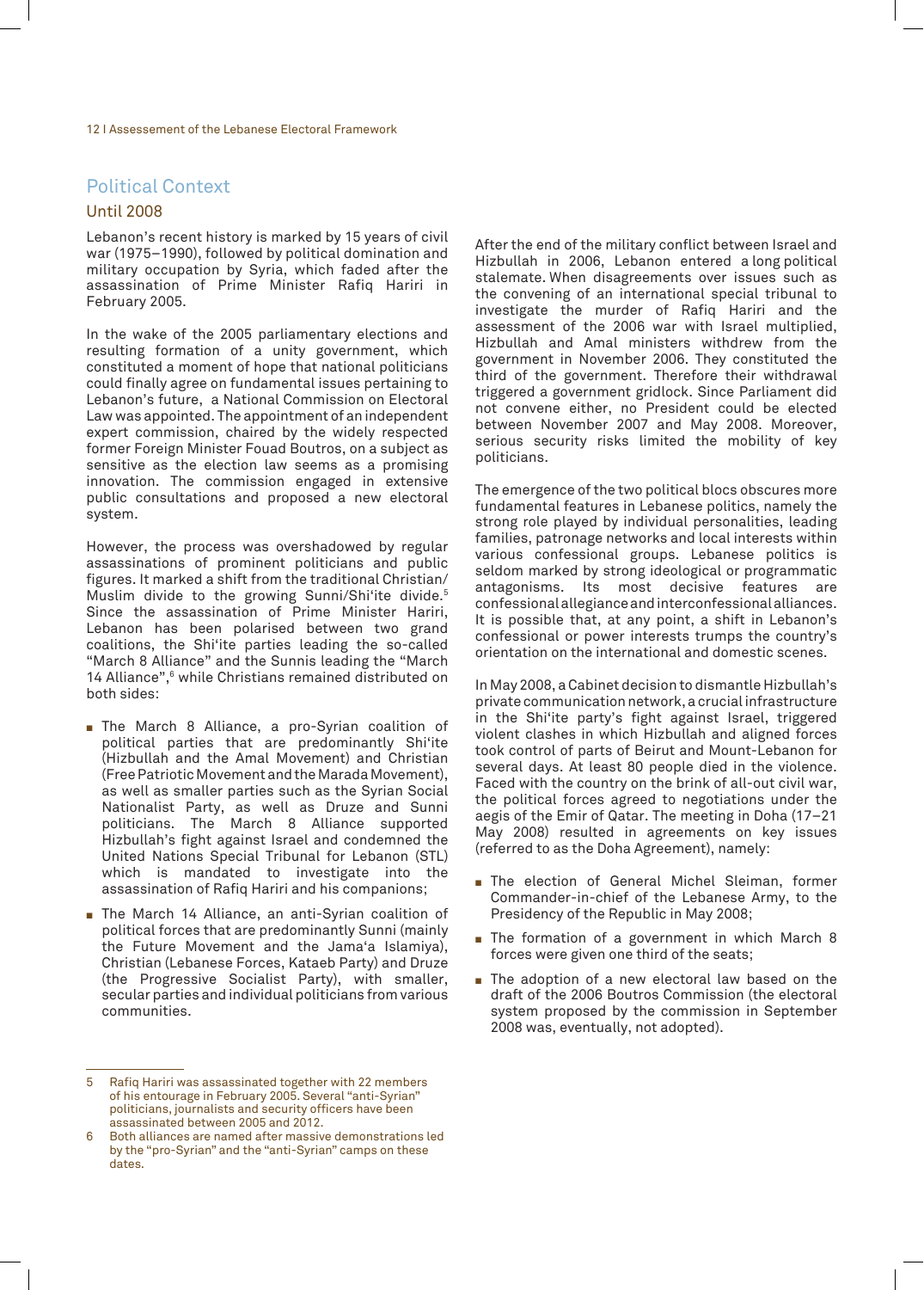## Political Context

### Until 2008

Lebanon's recent history is marked by 15 years of civil war (1975–1990), followed by political domination and military occupation by Syria, which faded after the assassination of Prime Minister Rafiq Hariri in February 2005.

In the wake of the 2005 parliamentary elections and resulting formation of a unity government, which constituted a moment of hope that national politicians could finally agree on fundamental issues pertaining to Lebanon's future, a National Commission on Electoral Law was appointed. The appointment of an independent expert commission, chaired by the widely respected former Foreign Minister Fouad Boutros, on a subject as sensitive as the election law seems as a promising innovation. The commission engaged in extensive public consultations and proposed a new electoral system.

However, the process was overshadowed by regular assassinations of prominent politicians and public figures. It marked a shift from the traditional Christian/Muslim divide to the growing Sunni/Shi'ite divide.[5] Since the assassination of Prime Minister Hariri, Lebanon has been polarised between two grand coalitions, the Shi'ite parties leading the so-called "March 8 Alliance" and the Sunnis leading the "March 14 Alliance",[6] while Christians remained distributed on both sides:

- The March 8 Alliance, a pro-Syrian coalition of political parties that are predominantly Shi'ite (Hizbullah and the Amal Movement) and Christian (Free Patriotic Movement and the Marada Movement), as well as smaller parties such as the Syrian Social Nationalist Party, as well as Druze and Sunni politicians. The March 8 Alliance supported Hizbullah's fight against Israel and condemned the United Nations Special Tribunal for Lebanon (STL) which is mandated to investigate into the assassination of Rafiq Hariri and his companions;
- The March 14 Alliance, an anti-Syrian coalition of political forces that are predominantly Sunni (mainly the Future Movement and the Jama'a Islamiya), Christian (Lebanese Forces, Kataeb Party) and Druze (the Progressive Socialist Party), with smaller, secular parties and individual politicians from various communities.

After the end of the military conflict between Israel and Hizbullah in 2006, Lebanon entered a long political stalemate. When disagreements over issues such as the convening of an international special tribunal to investigate the murder of Rafiq Hariri and the assessment of the 2006 war with Israel multiplied, Hizbullah and Amal ministers withdrew from the government in November 2006. They constituted the third of the government. Therefore their withdrawal triggered a government gridlock. Since Parliament did not convene either, no President could be elected between November 2007 and May 2008. Moreover, serious security risks limited the mobility of key politicians.

The emergence of the two political blocs obscures more fundamental features in Lebanese politics, namely the strong role played by individual personalities, leading families, patronage networks and local interests within various confessional groups. Lebanese politics is seldom marked by strong ideological or programmatic antagonisms. Its most decisive features are confessional allegiance and interconfessional alliances. It is possible that, at any point, a shift in Lebanon's confessional or power interests trumps the country's orientation on the international and domestic scenes.

In May 2008, a Cabinet decision to dismantle Hizbullah's private communication network, a crucial infrastructure in the Shi'ite party's fight against Israel, triggered violent clashes in which Hizbullah and aligned forces took control of parts of Beirut and Mount-Lebanon for several days. At least 80 people died in the violence. Faced with the country on the brink of all-out civil war, the political forces agreed to negotiations under the aegis of the Emir of Qatar. The meeting in Doha (17–21 May 2008) resulted in agreements on key issues (referred to as the Doha Agreement), namely:

- The election of General Michel Sleiman, former Commander-in-chief of the Lebanese Army, to the Presidency of the Republic in May 2008;
- The formation of a government in which March 8 forces were given one third of the seats;
- The adoption of a new electoral law based on the draft of the 2006 Boutros Commission (the electoral system proposed by the commission in September 2008 was, eventually, not adopted).

---

5 Rafiq Hariri was assassinated together with 22 members of his entourage in February 2005. Several "anti-Syrian" politicians, journalists and security officers have been assassinated between 2005 and 2012.

6 Both alliances are named after massive demonstrations led by the "pro-Syrian" and the "anti-Syrian" camps on these dates.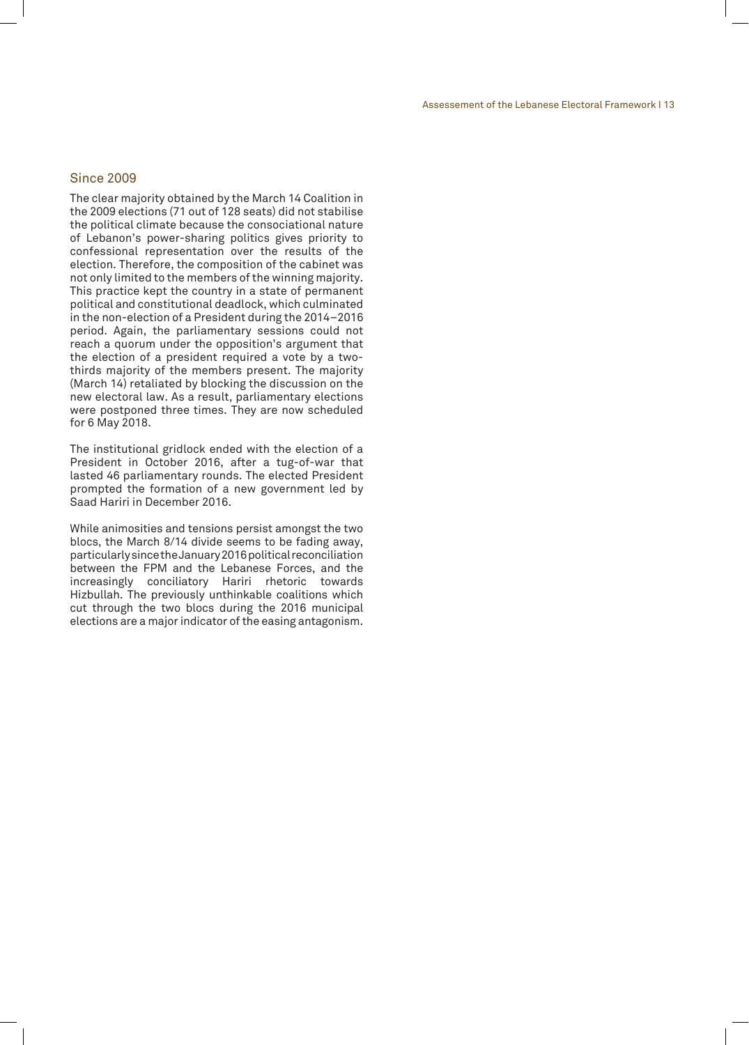## Since 2009

The clear majority obtained by the March 14 Coalition in the 2009 elections (71 out of 128 seats) did not stabilise the political climate because the consociational nature of Lebanon's power-sharing politics gives priority to confessional representation over the results of the election. Therefore, the composition of the cabinet was not only limited to the members of the winning majority. This practice kept the country in a state of permanent political and constitutional deadlock, which culminated in the non-election of a President during the 2014–2016 period. Again, the parliamentary sessions could not reach a quorum under the opposition's argument that the election of a president required a vote by a two-thirds majority of the members present. The majority (March 14) retaliated by blocking the discussion on the new electoral law. As a result, parliamentary elections were postponed three times. They are now scheduled for 6 May 2018.

The institutional gridlock ended with the election of a President in October 2016, after a tug-of-war that lasted 46 parliamentary rounds. The elected President prompted the formation of a new government led by Saad Hariri in December 2016.

While animosities and tensions persist amongst the two blocs, the March 8/14 divide seems to be fading away, particularly since the January 2016 political reconciliation between the FPM and the Lebanese Forces, and the increasingly conciliatory Hariri rhetoric towards Hizbullah. The previously unthinkable coalitions which cut through the two blocs during the 2016 municipal elections are a major indicator of the easing antagonism.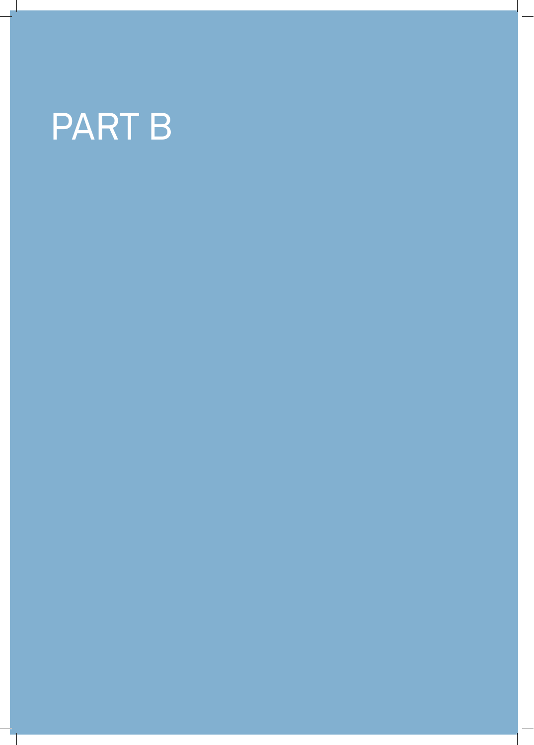# PART B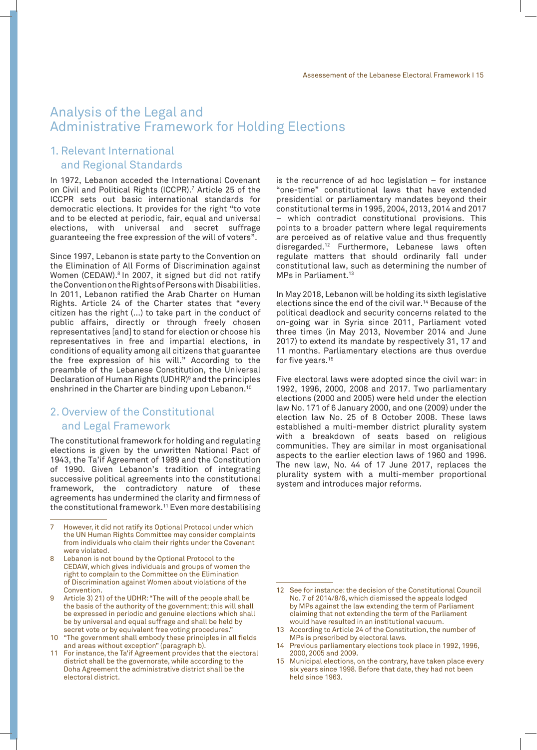# Analysis of the Legal and Administrative Framework for Holding Elections

## 1. Relevant International and Regional Standards

In 1972, Lebanon acceded the International Covenant on Civil and Political Rights (ICCPR).[7] Article 25 of the ICCPR sets out basic international standards for democratic elections. It provides for the right "to vote and to be elected at periodic, fair, equal and universal elections, with universal and secret suffrage guaranteeing the free expression of the will of voters".

Since 1997, Lebanon is state party to the Convention on the Elimination of All Forms of Discrimination against Women (CEDAW).[8] In 2007, it signed but did not ratify the Convention on the Rights of Persons with Disabilities. In 2011, Lebanon ratified the Arab Charter on Human Rights. Article 24 of the Charter states that "every citizen has the right (...) to take part in the conduct of public affairs, directly or through freely chosen representatives [and] to stand for election or choose his representatives in free and impartial elections, in conditions of equality among all citizens that guarantee the free expression of his will." According to the preamble of the Lebanese Constitution, the Universal Declaration of Human Rights (UDHR)[9] and the principles enshrined in the Charter are binding upon Lebanon.[10]

## 2. Overview of the Constitutional and Legal Framework

The constitutional framework for holding and regulating elections is given by the unwritten National Pact of 1943, the Ta'if Agreement of 1989 and the Constitution of 1990. Given Lebanon's tradition of integrating successive political agreements into the constitutional framework, the contradictory nature of these agreements has undermined the clarity and firmness of the constitutional framework.[11] Even more destabilising is the recurrence of ad hoc legislation – for instance "one-time" constitutional laws that have extended presidential or parliamentary mandates beyond their constitutional terms in 1995, 2004, 2013, 2014 and 2017 – which contradict constitutional provisions. This points to a broader pattern where legal requirements are perceived as of relative value and thus frequently disregarded.[12] Furthermore, Lebanese laws often regulate matters that should ordinarily fall under constitutional law, such as determining the number of MPs in Parliament.[13]

In May 2018, Lebanon will be holding its sixth legislative elections since the end of the civil war.[14] Because of the political deadlock and security concerns related to the on-going war in Syria since 2011, Parliament voted three times (in May 2013, November 2014 and June 2017) to extend its mandate by respectively 31, 17 and 11 months. Parliamentary elections are thus overdue for five years.[15]

Five electoral laws were adopted since the civil war: in 1992, 1996, 2000, 2008 and 2017. Two parliamentary elections (2000 and 2005) were held under the election law No. 171 of 6 January 2000, and one (2009) under the election law No. 25 of 8 October 2008. These laws established a multi-member district plurality system with a breakdown of seats based on religious communities. They are similar in most organisational aspects to the earlier election laws of 1960 and 1996. The new law, No. 44 of 17 June 2017, replaces the plurality system with a multi-member proportional system and introduces major reforms.

---

7 However, it did not ratify its Optional Protocol under which the UN Human Rights Committee may consider complaints from individuals who claim their rights under the Covenant were violated.

8 Lebanon is not bound by the Optional Protocol to the CEDAW, which gives individuals and groups of women the right to complain to the Committee on the Elimination of Discrimination against Women about violations of the Convention.

9 Article 3) 21) of the UDHR: "The will of the people shall be the basis of the authority of the government; this will shall be expressed in periodic and genuine elections which shall be by universal and equal suffrage and shall be held by secret vote or by equivalent free voting procedures."

10 "The government shall embody these principles in all fields and areas without exception" (paragraph b).

11 For instance, the Ta'if Agreement provides that the electoral district shall be the governorate, while according to the Doha Agreement the administrative district shall be the electoral district.

12 See for instance: the decision of the Constitutional Council No. 7 of 2014/8/6, which dismissed the appeals lodged by MPs against the law extending the term of Parliament claiming that not extending the term of the Parliament would have resulted in an institutional vacuum.

13 According to Article 24 of the Constitution, the number of MPs is prescribed by electoral laws.

14 Previous parliamentary elections took place in 1992, 1996, 2000, 2005 and 2009.

15 Municipal elections, on the contrary, have taken place every six years since 1998. Before that date, they had not been held since 1963.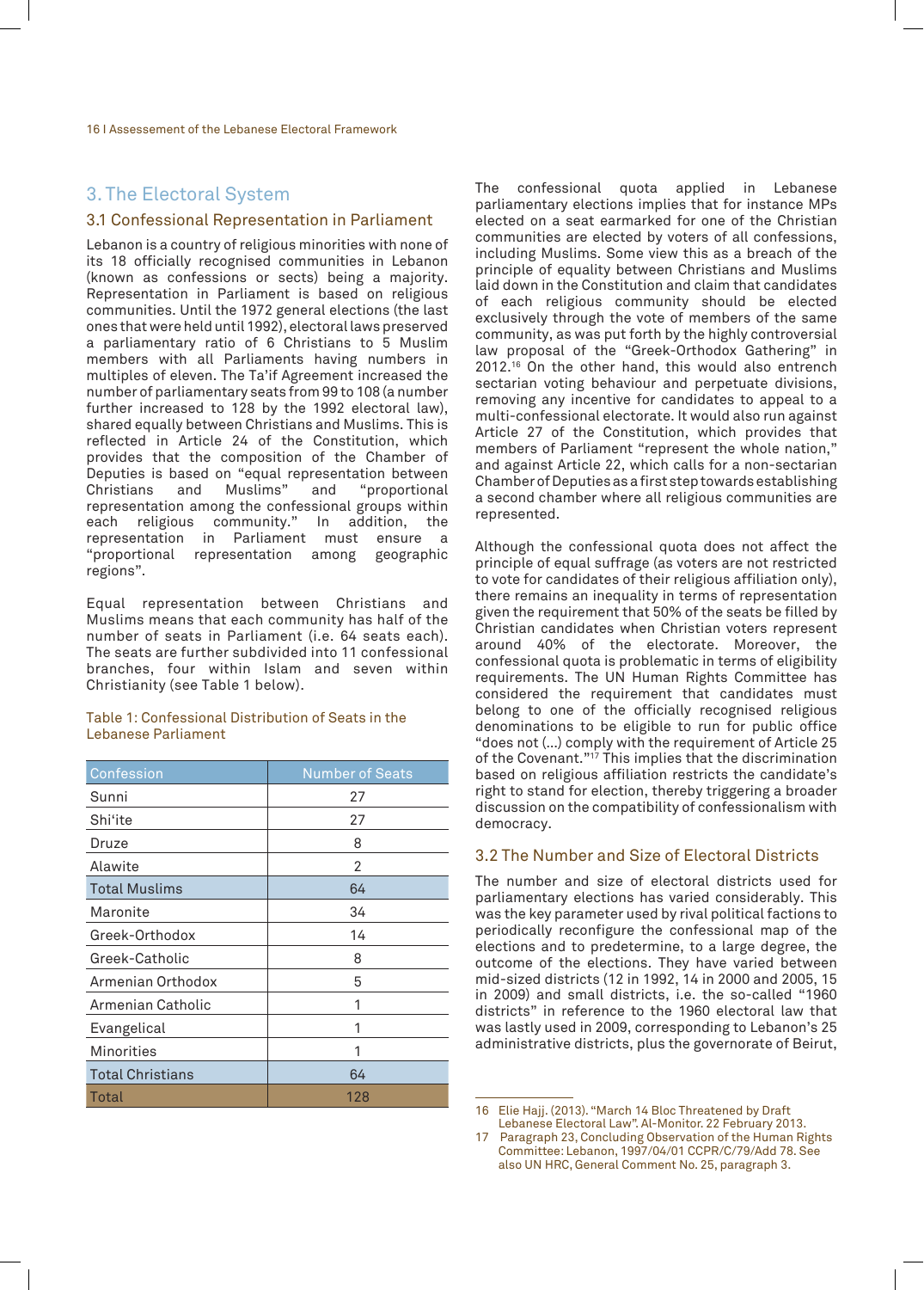## 3. The Electoral System

### 3.1 Confessional Representation in Parliament

Lebanon is a country of religious minorities with none of its 18 officially recognised communities in Lebanon (known as confessions or sects) being a majority. Representation in Parliament is based on religious communities. Until the 1972 general elections (the last ones that were held until 1992), electoral laws preserved a parliamentary ratio of 6 Christians to 5 Muslim members with all Parliaments having numbers in multiples of eleven. The Ta'if Agreement increased the number of parliamentary seats from 99 to 108 (a number further increased to 128 by the 1992 electoral law), shared equally between Christians and Muslims. This is reflected in Article 24 of the Constitution, which provides that the composition of the Chamber of Deputies is based on "equal representation between Christians and Muslims" and "proportional representation among the confessional groups within each religious community." In addition, the representation in Parliament must ensure a "proportional representation among geographic regions".

Equal representation between Christians and Muslims means that each community has half of the number of seats in Parliament (i.e. 64 seats each). The seats are further subdivided into 11 confessional branches, four within Islam and seven within Christianity (see Table 1 below).

Table 1: Confessional Distribution of Seats in the Lebanese Parliament

| Confession | Number of Seats |
|---|---|
| Sunni | 27 |
| Shi'ite | 27 |
| Druze | 8 |
| Alawite | 2 |
| Total Muslims | 64 |
| Maronite | 34 |
| Greek-Orthodox | 14 |
| Greek-Catholic | 8 |
| Armenian Orthodox | 5 |
| Armenian Catholic | 1 |
| Evangelical | 1 |
| Minorities | 1 |
| Total Christians | 64 |
| Total | 128 |

The confessional quota applied in Lebanese parliamentary elections implies that for instance MPs elected on a seat earmarked for one of the Christian communities are elected by voters of all confessions, including Muslims. Some view this as a breach of the principle of equality between Christians and Muslims laid down in the Constitution and claim that candidates of each religious community should be elected exclusively through the vote of members of the same community, as was put forth by the highly controversial law proposal of the "Greek-Orthodox Gathering" in 2012.[16] On the other hand, this would also entrench sectarian voting behaviour and perpetuate divisions, removing any incentive for candidates to appeal to a multi-confessional electorate. It would also run against Article 27 of the Constitution, which provides that members of Parliament "represent the whole nation," and against Article 22, which calls for a non-sectarian Chamber of Deputies as a first step towards establishing a second chamber where all religious communities are represented.

Although the confessional quota does not affect the principle of equal suffrage (as voters are not restricted to vote for candidates of their religious affiliation only), there remains an inequality in terms of representation given the requirement that 50% of the seats be filled by Christian candidates when Christian voters represent around 40% of the electorate. Moreover, the confessional quota is problematic in terms of eligibility requirements. The UN Human Rights Committee has considered the requirement that candidates must belong to one of the officially recognised religious denominations to be eligible to run for public office "does not (…) comply with the requirement of Article 25 of the Covenant."[17] This implies that the discrimination based on religious affiliation restricts the candidate's right to stand for election, thereby triggering a broader discussion on the compatibility of confessionalism with democracy.

### 3.2 The Number and Size of Electoral Districts

The number and size of electoral districts used for parliamentary elections has varied considerably. This was the key parameter used by rival political factions to periodically reconfigure the confessional map of the elections and to predetermine, to a large degree, the outcome of the elections. They have varied between mid-sized districts (12 in 1992, 14 in 2000 and 2005, 15 in 2009) and small districts, i.e. the so-called "1960 districts" in reference to the 1960 electoral law that was lastly used in 2009, corresponding to Lebanon's 25 administrative districts, plus the governorate of Beirut,

---

16 Elie Hajj. (2013). "March 14 Bloc Threatened by Draft Lebanese Electoral Law". Al-Monitor. 22 February 2013.

17 Paragraph 23, Concluding Observation of the Human Rights Committee: Lebanon, 1997/04/01 CCPR/C/79/Add 78. See also UN HRC, General Comment No. 25, paragraph 3.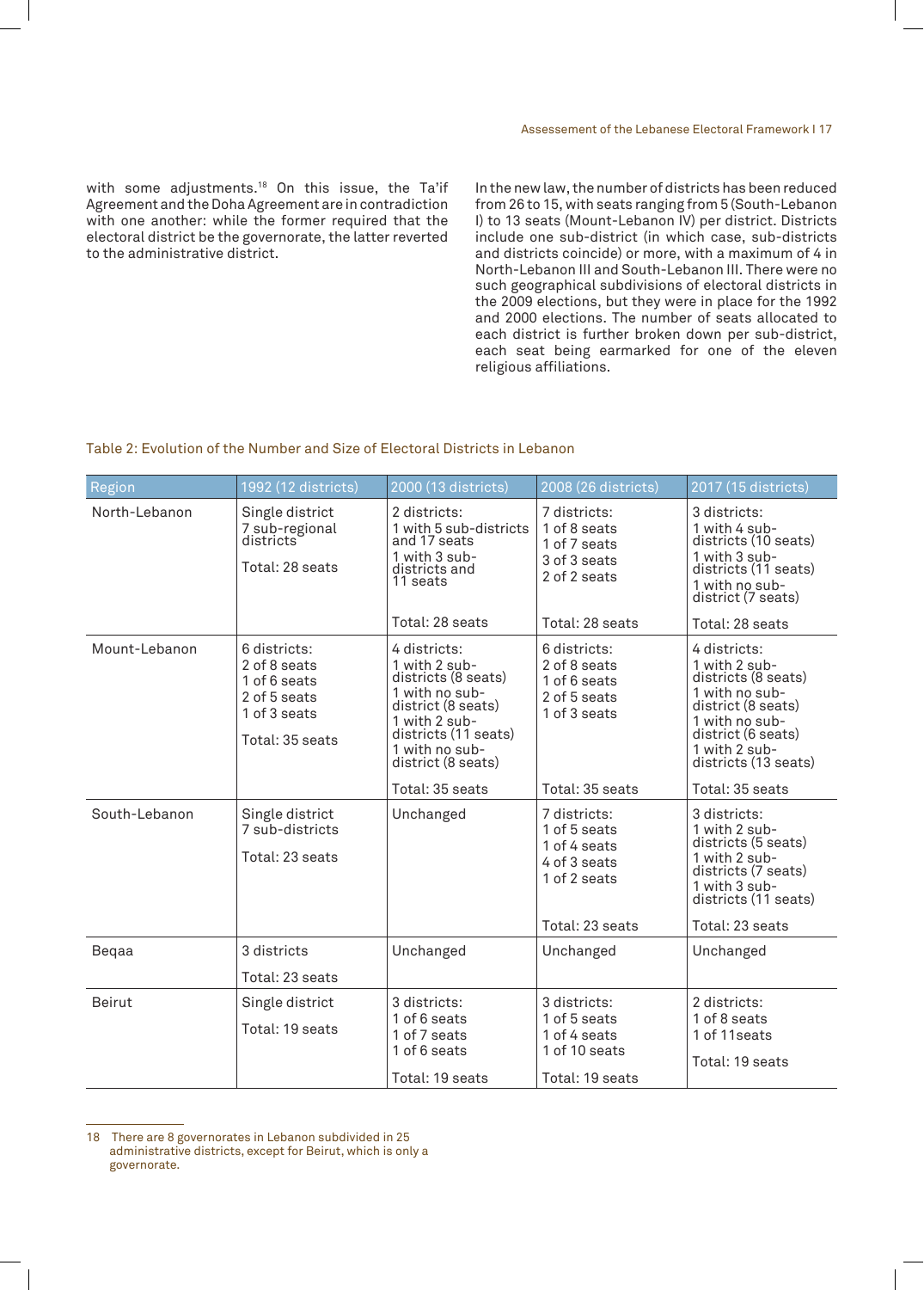with some adjustments.[18] On this issue, the Ta'if Agreement and the Doha Agreement are in contradiction with one another: while the former required that the electoral district be the governorate, the latter reverted to the administrative district.

In the new law, the number of districts has been reduced from 26 to 15, with seats ranging from 5 (South-Lebanon I) to 13 seats (Mount-Lebanon IV) per district. Districts include one sub-district (in which case, sub-districts and districts coincide) or more, with a maximum of 4 in North-Lebanon III and South-Lebanon III. There were no such geographical subdivisions of electoral districts in the 2009 elections, but they were in place for the 1992 and 2000 elections. The number of seats allocated to each district is further broken down per sub-district, each seat being earmarked for one of the eleven religious affiliations.

Table 2: Evolution of the Number and Size of Electoral Districts in Lebanon

| Region | 1992 (12 districts) | 2000 (13 districts) | 2008 (26 districts) | 2017 (15 districts) |
|---|---|---|---|---|
| North-Lebanon | Single district<br>7 sub-regional districts<br><br>Total: 28 seats | 2 districts:<br>1 with 5 sub-districts and 17 seats<br>1 with 3 sub-districts and 11 seats<br><br>Total: 28 seats | 7 districts:<br>1 of 8 seats<br>1 of 7 seats<br>3 of 3 seats<br>2 of 2 seats<br><br>Total: 28 seats | 3 districts:<br>1 with 4 sub-districts (10 seats)<br>1 with 3 sub-districts (11 seats)<br>1 with no sub-district (7 seats)<br><br>Total: 28 seats |
| Mount-Lebanon | 6 districts:<br>2 of 8 seats<br>1 of 6 seats<br>2 of 5 seats<br>1 of 3 seats<br><br>Total: 35 seats | 4 districts:<br>1 with 2 sub-districts (8 seats)<br>1 with no sub-district (8 seats)<br>1 with 2 sub-districts (11 seats)<br>1 with no sub-district (8 seats)<br><br>Total: 35 seats | 6 districts:<br>2 of 8 seats<br>1 of 6 seats<br>2 of 5 seats<br>1 of 3 seats<br><br>Total: 35 seats | 4 districts:<br>1 with 2 sub-districts (8 seats)<br>1 with no sub-district (8 seats)<br>1 with no sub-district (6 seats)<br>1 with 2 sub-districts (13 seats)<br><br>Total: 35 seats |
| South-Lebanon | Single district<br>7 sub-districts<br><br>Total: 23 seats | Unchanged | 7 districts:<br>1 of 5 seats<br>1 of 4 seats<br>4 of 3 seats<br>1 of 2 seats<br><br>Total: 23 seats | 3 districts:<br>1 with 2 sub-districts (5 seats)<br>1 with 2 sub-districts (7 seats)<br>1 with 3 sub-districts (11 seats)<br><br>Total: 23 seats |
| Beqaa | 3 districts<br><br>Total: 23 seats | Unchanged | Unchanged | Unchanged |
| Beirut | Single district<br><br>Total: 19 seats | 3 districts:<br>1 of 6 seats<br>1 of 7 seats<br>1 of 6 seats<br><br>Total: 19 seats | 3 districts:<br>1 of 5 seats<br>1 of 4 seats<br>1 of 10 seats<br><br>Total: 19 seats | 2 districts:<br>1 of 8 seats<br>1 of 11seats<br><br>Total: 19 seats |

18 There are 8 governorates in Lebanon subdivided in 25 administrative districts, except for Beirut, which is only a governorate.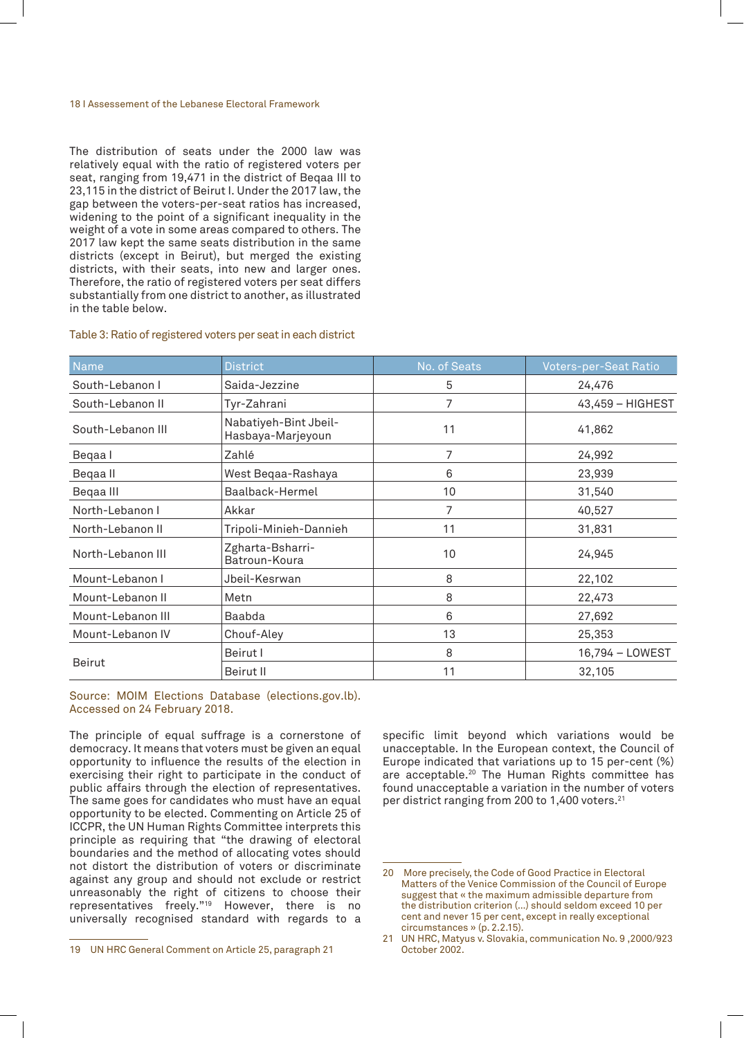The distribution of seats under the 2000 law was relatively equal with the ratio of registered voters per seat, ranging from 19,471 in the district of Beqaa III to 23,115 in the district of Beirut I. Under the 2017 law, the gap between the voters-per-seat ratios has increased, widening to the point of a significant inequality in the weight of a vote in some areas compared to others. The 2017 law kept the same seats distribution in the same districts (except in Beirut), but merged the existing districts, with their seats, into new and larger ones. Therefore, the ratio of registered voters per seat differs substantially from one district to another, as illustrated in the table below.

Table 3: Ratio of registered voters per seat in each district

| Name | District | No. of Seats | Voters-per-Seat Ratio |
|---|---|---|---|
| South-Lebanon I | Saida-Jezzine | 5 | 24,476 |
| South-Lebanon II | Tyr-Zahrani | 7 | 43,459 – HIGHEST |
| South-Lebanon III | Nabatiyeh-Bint Jbeil-Hasbaya-Marjeyoun | 11 | 41,862 |
| Beqaa I | Zahlé | 7 | 24,992 |
| Beqaa II | West Beqaa-Rashaya | 6 | 23,939 |
| Beqaa III | Baalback-Hermel | 10 | 31,540 |
| North-Lebanon I | Akkar | 7 | 40,527 |
| North-Lebanon II | Tripoli-Minieh-Dannieh | 11 | 31,831 |
| North-Lebanon III | Zgharta-Bsharri-Batroun-Koura | 10 | 24,945 |
| Mount-Lebanon I | Jbeil-Kesrwan | 8 | 22,102 |
| Mount-Lebanon II | Metn | 8 | 22,473 |
| Mount-Lebanon III | Baabda | 6 | 27,692 |
| Mount-Lebanon IV | Chouf-Aley | 13 | 25,353 |
| Beirut | Beirut I | 8 | 16,794 – LOWEST |
| | Beirut II | 11 | 32,105 |

Source: MOIM Elections Database (elections.gov.lb). Accessed on 24 February 2018.

The principle of equal suffrage is a cornerstone of democracy. It means that voters must be given an equal opportunity to influence the results of the election in exercising their right to participate in the conduct of public affairs through the election of representatives. The same goes for candidates who must have an equal opportunity to be elected. Commenting on Article 25 of ICCPR, the UN Human Rights Committee interprets this principle as requiring that "the drawing of electoral boundaries and the method of allocating votes should not distort the distribution of voters or discriminate against any group and should not exclude or restrict unreasonably the right of citizens to choose their representatives freely."[19] However, there is no universally recognised standard with regards to a specific limit beyond which variations would be unacceptable. In the European context, the Council of Europe indicated that variations up to 15 per-cent (%) are acceptable.[20] The Human Rights committee has found unacceptable a variation in the number of voters per district ranging from 200 to 1,400 voters.[21]

19 UN HRC General Comment on Article 25, paragraph 21

20 More precisely, the Code of Good Practice in Electoral Matters of the Venice Commission of the Council of Europe suggest that « the maximum admissible departure from the distribution criterion (...) should seldom exceed 10 per cent and never 15 per cent, except in really exceptional circumstances » (p. 2.2.15).

21 UN HRC, Matyus v. Slovakia, communication No. 9 ,2000/923 October 2002.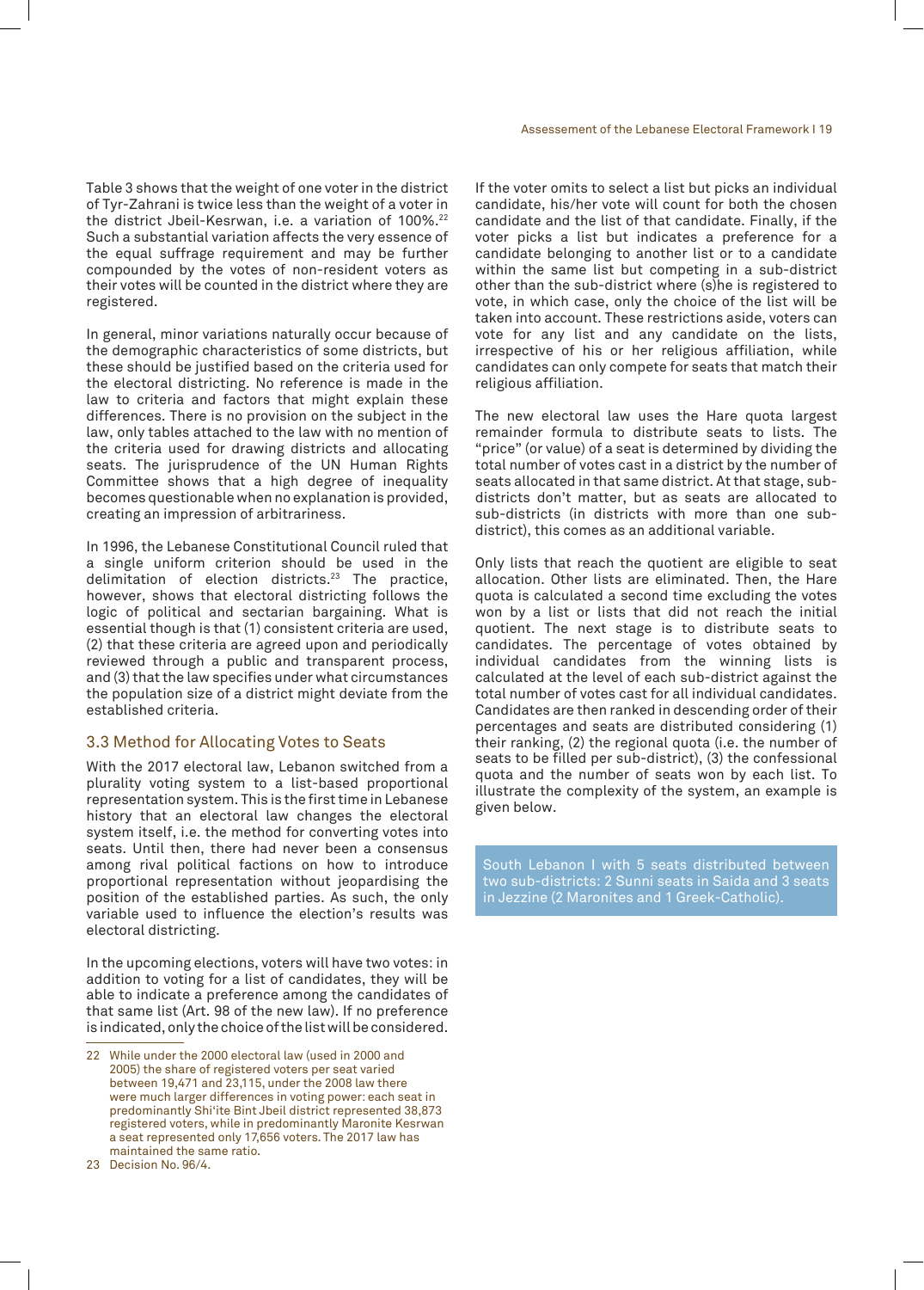Table 3 shows that the weight of one voter in the district of Tyr-Zahrani is twice less than the weight of a voter in the district Jbeil-Kesrwan, i.e. a variation of 100%.[22] Such a substantial variation affects the very essence of the equal suffrage requirement and may be further compounded by the votes of non-resident voters as their votes will be counted in the district where they are registered.

In general, minor variations naturally occur because of the demographic characteristics of some districts, but these should be justified based on the criteria used for the electoral districting. No reference is made in the law to criteria and factors that might explain these differences. There is no provision on the subject in the law, only tables attached to the law with no mention of the criteria used for drawing districts and allocating seats. The jurisprudence of the UN Human Rights Committee shows that a high degree of inequality becomes questionable when no explanation is provided, creating an impression of arbitrariness.

In 1996, the Lebanese Constitutional Council ruled that a single uniform criterion should be used in the delimitation of election districts.[23] The practice, however, shows that electoral districting follows the logic of political and sectarian bargaining. What is essential though is that (1) consistent criteria are used, (2) that these criteria are agreed upon and periodically reviewed through a public and transparent process, and (3) that the law specifies under what circumstances the population size of a district might deviate from the established criteria.

### 3.3 Method for Allocating Votes to Seats

With the 2017 electoral law, Lebanon switched from a plurality voting system to a list-based proportional representation system. This is the first time in Lebanese history that an electoral law changes the electoral system itself, i.e. the method for converting votes into seats. Until then, there had never been a consensus among rival political factions on how to introduce proportional representation without jeopardising the position of the established parties. As such, the only variable used to influence the election's results was electoral districting.

In the upcoming elections, voters will have two votes: in addition to voting for a list of candidates, they will be able to indicate a preference among the candidates of that same list (Art. 98 of the new law). If no preference is indicated, only the choice of the list will be considered. If the voter omits to select a list but picks an individual candidate, his/her vote will count for both the chosen candidate and the list of that candidate. Finally, if the voter picks a list but indicates a preference for a candidate belonging to another list or to a candidate within the same list but competing in a sub-district other than the sub-district where (s)he is registered to vote, in which case, only the choice of the list will be taken into account. These restrictions aside, voters can vote for any list and any candidate on the lists, irrespective of his or her religious affiliation, while candidates can only compete for seats that match their religious affiliation.

The new electoral law uses the Hare quota largest remainder formula to distribute seats to lists. The "price" (or value) of a seat is determined by dividing the total number of votes cast in a district by the number of seats allocated in that same district. At that stage, sub-districts don't matter, but as seats are allocated to sub-districts (in districts with more than one sub-district), this comes as an additional variable.

Only lists that reach the quotient are eligible to seat allocation. Other lists are eliminated. Then, the Hare quota is calculated a second time excluding the votes won by a list or lists that did not reach the initial quotient. The next stage is to distribute seats to candidates. The percentage of votes obtained by individual candidates from the winning lists is calculated at the level of each sub-district against the total number of votes cast for all individual candidates. Candidates are then ranked in descending order of their percentages and seats are distributed considering (1) their ranking, (2) the regional quota (i.e. the number of seats to be filled per sub-district), (3) the confessional quota and the number of seats won by each list. To illustrate the complexity of the system, an example is given below.

South Lebanon I with 5 seats distributed between two sub-districts: 2 Sunni seats in Saida and 3 seats in Jezzine (2 Maronites and 1 Greek-Catholic).

---

22 While under the 2000 electoral law (used in 2000 and 2005) the share of registered voters per seat varied between 19,471 and 23,115, under the 2008 law there were much larger differences in voting power: each seat in predominantly Shi'ite Bint Jbeil district represented 38,873 registered voters, while in predominantly Maronite Kesrwan a seat represented only 17,656 voters. The 2017 law has maintained the same ratio.

23 Decision No. 96/4.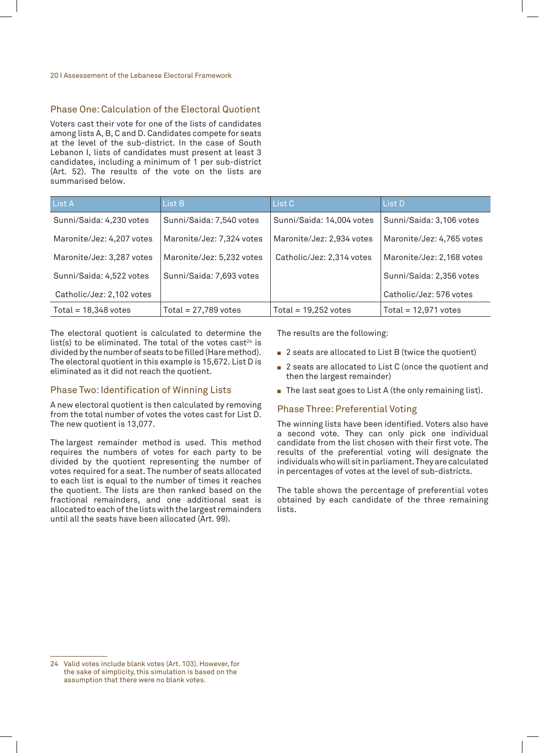## Phase One: Calculation of the Electoral Quotient

Voters cast their vote for one of the lists of candidates among lists A, B, C and D. Candidates compete for seats at the level of the sub-district. In the case of South Lebanon I, lists of candidates must present at least 3 candidates, including a minimum of 1 per sub-district (Art. 52). The results of the vote on the lists are summarised below.

| List A | List B | List C | List D |
|---|---|---|---|
| Sunni/Saida: 4,230 votes | Sunni/Saida: 7,540 votes | Sunni/Saida: 14,004 votes | Sunni/Saida: 3,106 votes |
| Maronite/Jez: 4,207 votes | Maronite/Jez: 7,324 votes | Maronite/Jez: 2,934 votes | Maronite/Jez: 4,765 votes |
| Maronite/Jez: 3,287 votes | Maronite/Jez: 5,232 votes | Catholic/Jez: 2,314 votes | Maronite/Jez: 2,168 votes |
| Sunni/Saida: 4,522 votes | Sunni/Saida: 7,693 votes | | Sunni/Saida: 2,356 votes |
| Catholic/Jez: 2,102 votes | | | Catholic/Jez: 576 votes |
| Total = 18,348 votes | Total = 27,789 votes | Total = 19,252 votes | Total = 12,971 votes |

The electoral quotient is calculated to determine the list(s) to be eliminated. The total of the votes cast[24] is divided by the number of seats to be filled (Hare method). The electoral quotient in this example is 15,672. List D is eliminated as it did not reach the quotient.

## Phase Two: Identification of Winning Lists

A new electoral quotient is then calculated by removing from the total number of votes the votes cast for List D. The new quotient is 13,077.

The largest remainder method is used. This method requires the numbers of votes for each party to be divided by the quotient representing the number of votes required for a seat. The number of seats allocated to each list is equal to the number of times it reaches the quotient. The lists are then ranked based on the fractional remainders, and one additional seat is allocated to each of the lists with the largest remainders until all the seats have been allocated (Art. 99).

The results are the following:

- 2 seats are allocated to List B (twice the quotient)
- 2 seats are allocated to List C (once the quotient and then the largest remainder)
- The last seat goes to List A (the only remaining list).

## Phase Three: Preferential Voting

The winning lists have been identified. Voters also have a second vote. They can only pick one individual candidate from the list chosen with their first vote. The results of the preferential voting will designate the individuals who will sit in parliament. They are calculated in percentages of votes at the level of sub-districts.

The table shows the percentage of preferential votes obtained by each candidate of the three remaining lists.

---

24 Valid votes include blank votes (Art. 103). However, for the sake of simplicity, this simulation is based on the assumption that there were no blank votes.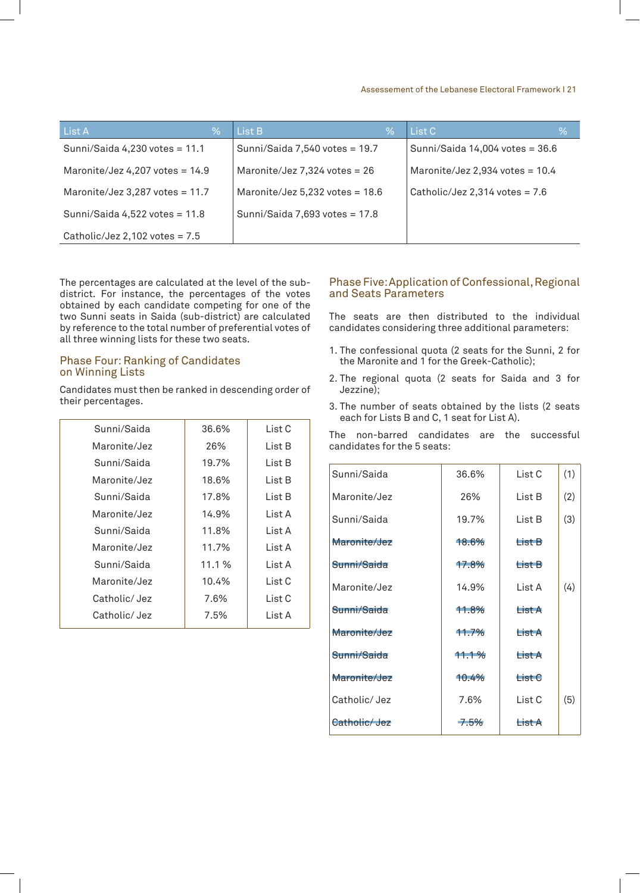| List A | % | List B | % | List C | % |
|---|---|---|---|---|---|
| Sunni/Saida 4,230 votes = 11.1 | | Sunni/Saida 7,540 votes = 19.7 | | Sunni/Saida 14,004 votes = 36.6 | |
| Maronite/Jez 4,207 votes = 14.9 | | Maronite/Jez 7,324 votes = 26 | | Maronite/Jez 2,934 votes = 10.4 | |
| Maronite/Jez 3,287 votes = 11.7 | | Maronite/Jez 5,232 votes = 18.6 | | Catholic/Jez 2,314 votes = 7.6 | |
| Sunni/Saida 4,522 votes = 11.8 | | Sunni/Saida 7,693 votes = 17.8 | | | |
| Catholic/Jez 2,102 votes = 7.5 | | | | | |

The percentages are calculated at the level of the sub-district. For instance, the percentages of the votes obtained by each candidate competing for one of the two Sunni seats in Saida (sub-district) are calculated by reference to the total number of preferential votes of all three winning lists for these two seats.

## Phase Four: Ranking of Candidates on Winning Lists

Candidates must then be ranked in descending order of their percentages.

| | | |
|---|---|---|
| Sunni/Saida | 36.6% | List C |
| Maronite/Jez | 26% | List B |
| Sunni/Saida | 19.7% | List B |
| Maronite/Jez | 18.6% | List B |
| Sunni/Saida | 17.8% | List B |
| Maronite/Jez | 14.9% | List A |
| Sunni/Saida | 11.8% | List A |
| Maronite/Jez | 11.7% | List A |
| Sunni/Saida | 11.1 % | List A |
| Maronite/Jez | 10.4% | List C |
| Catholic/ Jez | 7.6% | List C |
| Catholic/ Jez | 7.5% | List A |

## Phase Five: Application of Confessional, Regional and Seats Parameters

The seats are then distributed to the individual candidates considering three additional parameters:

1. The confessional quota (2 seats for the Sunni, 2 for the Maronite and 1 for the Greek-Catholic);
2. The regional quota (2 seats for Saida and 3 for Jezzine);
3. The number of seats obtained by the lists (2 seats each for Lists B and C, 1 seat for List A).

The non-barred candidates are the successful candidates for the 5 seats:

| | | | |
|---|---|---|---|
| Sunni/Saida | 36.6% | List C | (1) |
| Maronite/Jez | 26% | List B | (2) |
| Sunni/Saida | 19.7% | List B | (3) |
| ~~Maronite/Jez~~ | ~~18.6%~~ | ~~List B~~ | |
| ~~Sunni/Saida~~ | ~~17.8%~~ | ~~List B~~ | |
| Maronite/Jez | 14.9% | List A | (4) |
| ~~Sunni/Saida~~ | ~~11.8%~~ | ~~List A~~ | |
| ~~Maronite/Jez~~ | ~~11.7%~~ | ~~List A~~ | |
| ~~Sunni/Saida~~ | ~~11.1 %~~ | ~~List A~~ | |
| ~~Maronite/Jez~~ | ~~10.4%~~ | ~~List C~~ | |
| Catholic/ Jez | 7.6% | List C | (5) |
| ~~Catholic/ Jez~~ | ~~7.5%~~ | ~~List A~~ | |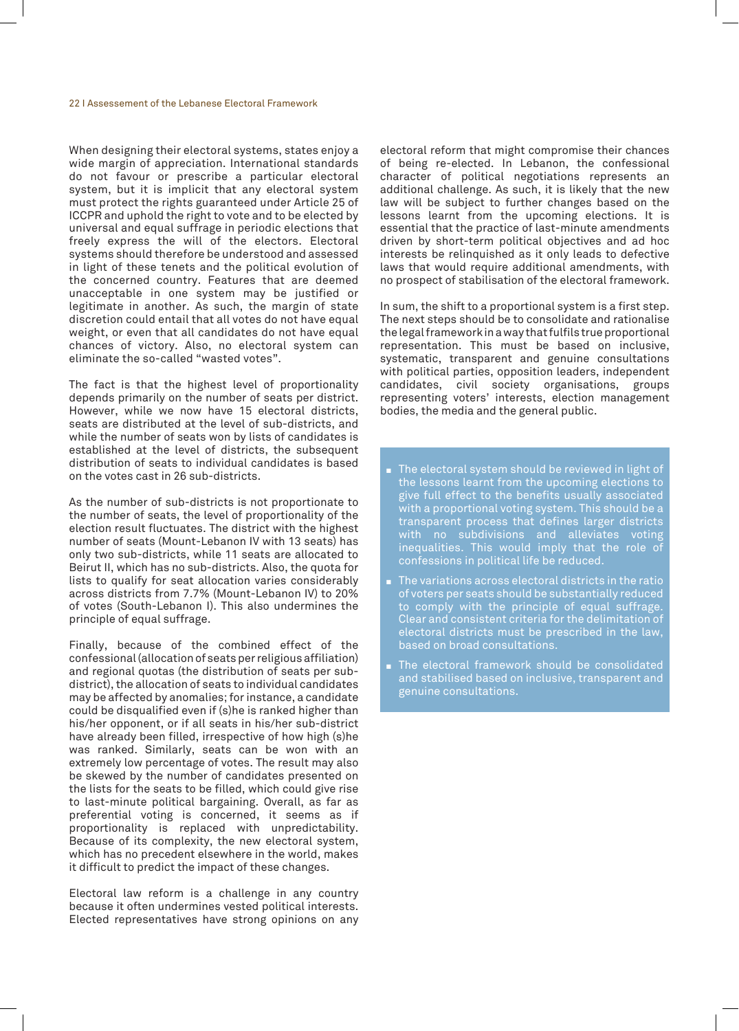When designing their electoral systems, states enjoy a wide margin of appreciation. International standards do not favour or prescribe a particular electoral system, but it is implicit that any electoral system must protect the rights guaranteed under Article 25 of ICCPR and uphold the right to vote and to be elected by universal and equal suffrage in periodic elections that freely express the will of the electors. Electoral systems should therefore be understood and assessed in light of these tenets and the political evolution of the concerned country. Features that are deemed unacceptable in one system may be justified or legitimate in another. As such, the margin of state discretion could entail that all votes do not have equal weight, or even that all candidates do not have equal chances of victory. Also, no electoral system can eliminate the so-called "wasted votes".

The fact is that the highest level of proportionality depends primarily on the number of seats per district. However, while we now have 15 electoral districts, seats are distributed at the level of sub-districts, and while the number of seats won by lists of candidates is established at the level of districts, the subsequent distribution of seats to individual candidates is based on the votes cast in 26 sub-districts.

As the number of sub-districts is not proportionate to the number of seats, the level of proportionality of the election result fluctuates. The district with the highest number of seats (Mount-Lebanon IV with 13 seats) has only two sub-districts, while 11 seats are allocated to Beirut II, which has no sub-districts. Also, the quota for lists to qualify for seat allocation varies considerably across districts from 7.7% (Mount-Lebanon IV) to 20% of votes (South-Lebanon I). This also undermines the principle of equal suffrage.

Finally, because of the combined effect of the confessional (allocation of seats per religious affiliation) and regional quotas (the distribution of seats per sub-district), the allocation of seats to individual candidates may be affected by anomalies; for instance, a candidate could be disqualified even if (s)he is ranked higher than his/her opponent, or if all seats in his/her sub-district have already been filled, irrespective of how high (s)he was ranked. Similarly, seats can be won with an extremely low percentage of votes. The result may also be skewed by the number of candidates presented on the lists for the seats to be filled, which could give rise to last-minute political bargaining. Overall, as far as preferential voting is concerned, it seems as if proportionality is replaced with unpredictability. Because of its complexity, the new electoral system, which has no precedent elsewhere in the world, makes it difficult to predict the impact of these changes.

Electoral law reform is a challenge in any country because it often undermines vested political interests. Elected representatives have strong opinions on any electoral reform that might compromise their chances of being re-elected. In Lebanon, the confessional character of political negotiations represents an additional challenge. As such, it is likely that the new law will be subject to further changes based on the lessons learnt from the upcoming elections. It is essential that the practice of last-minute amendments driven by short-term political objectives and ad hoc interests be relinquished as it only leads to defective laws that would require additional amendments, with no prospect of stabilisation of the electoral framework.

In sum, the shift to a proportional system is a first step. The next steps should be to consolidate and rationalise the legal framework in a way that fulfils true proportional representation. This must be based on inclusive, systematic, transparent and genuine consultations with political parties, opposition leaders, independent candidates, civil society organisations, groups representing voters' interests, election management bodies, the media and the general public.

- The electoral system should be reviewed in light of the lessons learnt from the upcoming elections to give full effect to the benefits usually associated with a proportional voting system. This should be a transparent process that defines larger districts with no subdivisions and alleviates voting inequalities. This would imply that the role of confessions in political life be reduced.
- The variations across electoral districts in the ratio of voters per seats should be substantially reduced to comply with the principle of equal suffrage. Clear and consistent criteria for the delimitation of electoral districts must be prescribed in the law, based on broad consultations.
- The electoral framework should be consolidated and stabilised based on inclusive, transparent and genuine consultations.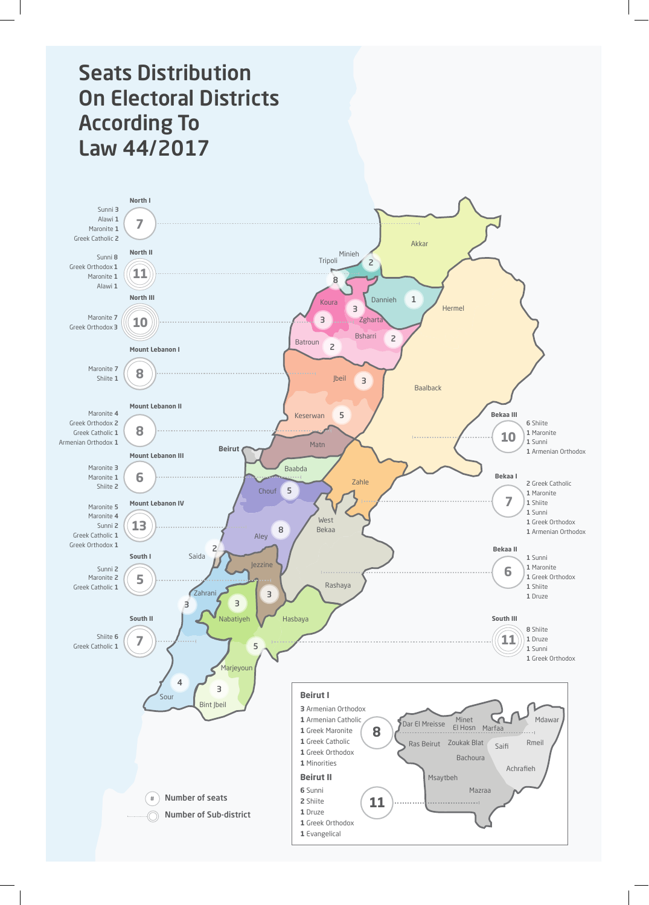# Seats Distribution On Electoral Districts According To Law 44/2017

**North I** — 7
- Sunni 3
- Alawi 1
- Maronite 1
- Greek Catholic 2

**North II** — 11
- Sunni 8
- Greek Orthodox 1
- Maronite 1
- Alawi 1

**North III** — 10
- Maronite 7
- Greek Orthodox 3

**Mount Lebanon I** — 8
- Maronite 7
- Shiite 1

**Mount Lebanon II** — 8
- Maronite 4
- Greek Orthodox 2
- Greek Catholic 1
- Armenian Orthodox 1

**Mount Lebanon III** — 6
- Maronite 3
- Maronite 1
- Shiite 2

**Mount Lebanon IV** — 13
- Maronite 5
- Maronite 4
- Sunni 2
- Greek Catholic 1
- Greek Orthodox 1

**South I** — 5
- Sunni 2
- Maronite 2
- Greek Catholic 1

**South II** — 7
- Shiite 6
- Greek Catholic 1

**Bekaa III** — 10
- 6 Shiite
- 1 Maronite
- 1 Sunni
- 1 Armenian Orthodox

**Bekaa I** — 7
- 2 Greek Catholic
- 1 Maronite
- 1 Shiite
- 1 Sunni
- 1 Greek Orthodox
- 1 Armenian Orthodox

**Bekaa II** — 6
- 1 Sunni
- 1 Maronite
- 1 Greek Orthodox
- 1 Shiite
- 1 Druze

**South III** — 11
- 8 Shiite
- 1 Druze
- 1 Sunni
- 1 Greek Orthodox

Sub-districts (number of seats): Akkar, Minieh 2, Tripoli 8, Dannieh 1, Hermel, Koura 3, Zgharta 3, Bsharri 2, Batroun 2, Jbeil 3, Baalback, Keserwan 5, Matn, Beirut, Baabda, Zahle, Chouf 5, Aley 8, West Bekaa, Saida 2, Jezzine 3, Rashaya, Zahrani 3, Nabatiyeh 3, Hasbaya, Marjeyoun 5, Sour 4, Bint Jbeil 3

**Beirut I** — 8
- 3 Armenian Orthodox
- 1 Armenian Catholic
- 1 Greek Maronite
- 1 Greek Catholic
- 1 Greek Orthodox
- 1 Minorities

**Beirut II** — 11
- 6 Sunni
- 2 Shiite
- 1 Druze
- 1 Greek Orthodox
- 1 Evangelical

Beirut areas: Dar El Mreisse, Minet El Hosn, Marfaa, Mdawar, Ras Beirut, Zoukak Blat, Saifi, Rmeil, Bachoura, Achrafieh, Msaytbeh, Mazraa

Legend:
- # Number of seats
- Number of Sub-district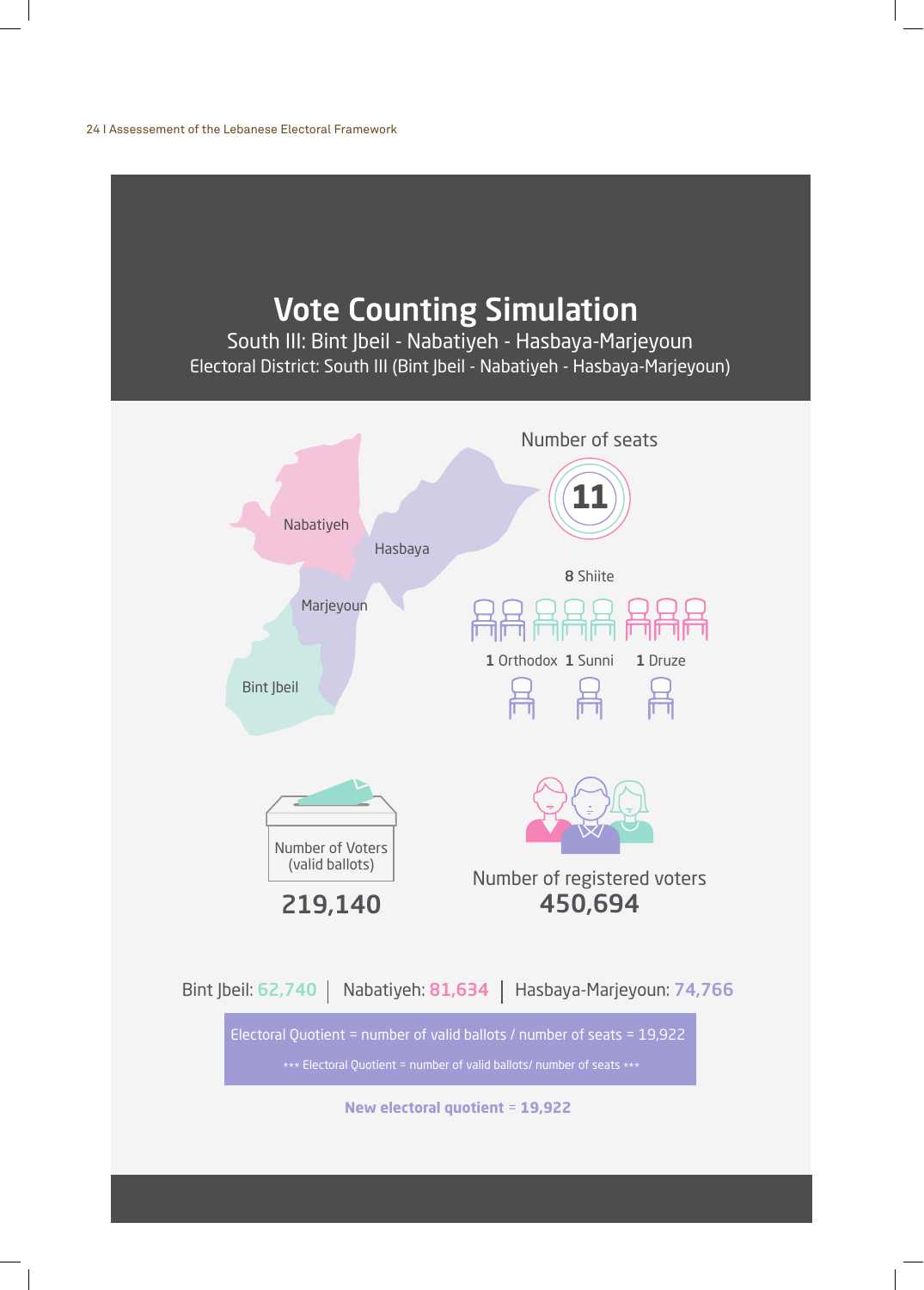# Vote Counting Simulation

South III: Bint Jbeil - Nabatiyeh - Hasbaya-Marjeyoun

Electoral District: South III (Bint Jbeil - Nabatiyeh - Hasbaya-Marjeyoun)

Nabatiyeh

Hasbaya

Marjeyoun

Bint Jbeil

Number of seats

**11**

**8** Shiite

**1** Orthodox **1** Sunni **1** Druze

Number of Voters (valid ballots)

**219,140**

Number of registered voters

**450,694**

Bint Jbeil: 62,740 | Nabatiyeh: 81,634 | Hasbaya-Marjeyoun: 74,766

Electoral Quotient = number of valid ballots / number of seats = 19,922

*** Electoral Quotient = number of valid ballots/ number of seats ***

**New electoral quotient** = **19,922**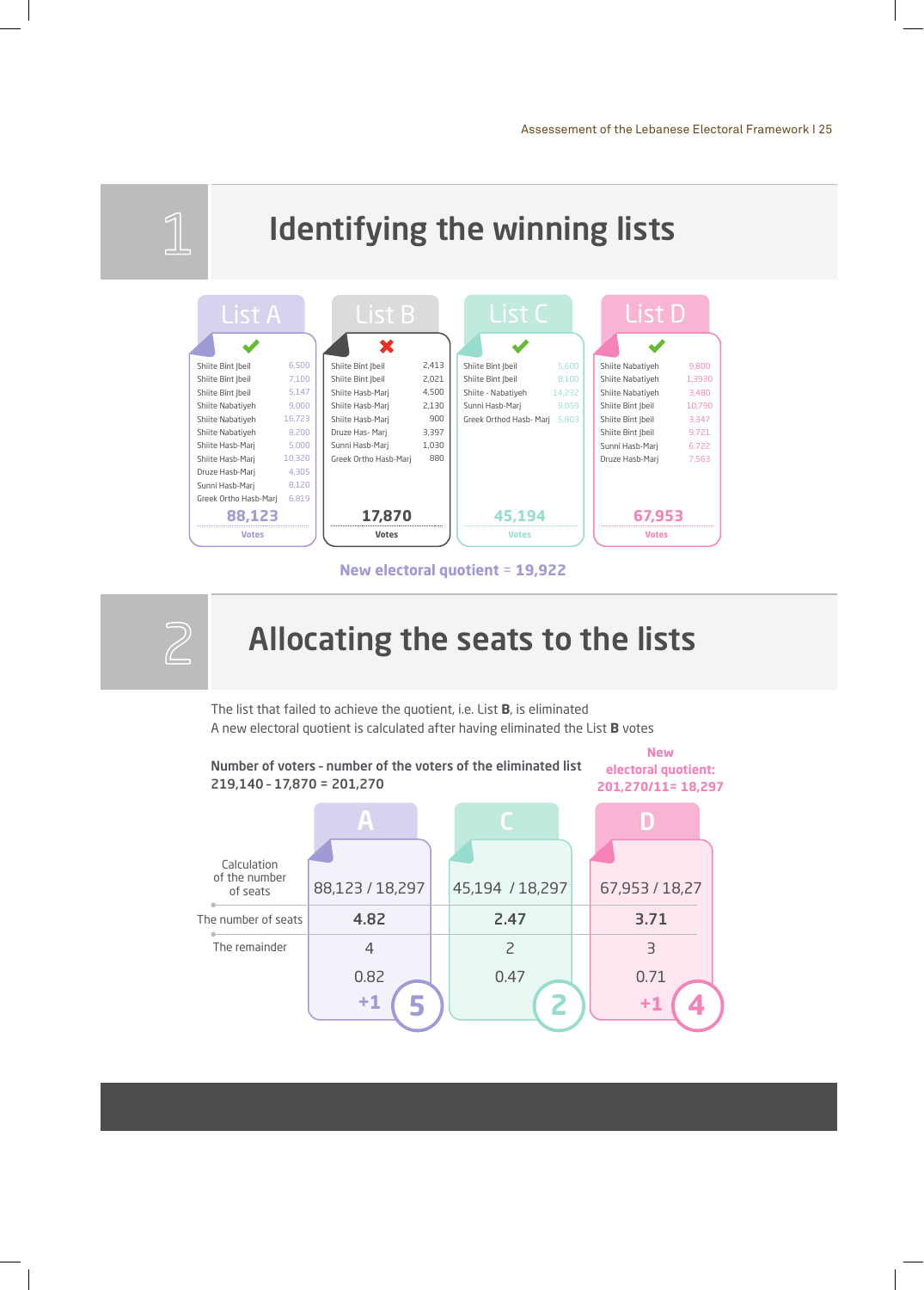## 1 Identifying the winning lists

**List A** ✔

| Candidate | Votes |
|---|---|
| Shiite Bint Jbeil | 6,500 |
| Shiite Bint Jbeil | 7,100 |
| Shiite Bint Jbeil | 5,147 |
| Shiite Nabatiyeh | 9,000 |
| Shiite Nabatiyeh | 16,723 |
| Shiite Nabatiyeh | 8,200 |
| Shiite Hasb-Marj | 5,000 |
| Shiite Hasb-Marj | 10,320 |
| Druze Hasb-Marj | 4,305 |
| Sunni Hasb-Marj | 8,120 |
| Greek Ortho Hasb-Marj | 6,819 |
| **Votes** | **88,123** |

**List B** ✘

| Candidate | Votes |
|---|---|
| Shiite Bint Jbeil | 2,413 |
| Shiite Bint Jbeil | 2,021 |
| Shiite Hasb-Marj | 4,500 |
| Shiite Hasb-Marj | 2,130 |
| Shiite Hasb-Marj | 900 |
| Druze Has- Marj | 3,397 |
| Sunni Hasb-Marj | 1,030 |
| Greek Ortho Hasb-Marj | 880 |
| **Votes** | **17,870** |

**List C** ✔

| Candidate | Votes |
|---|---|
| Shiite Bint Jbeil | 5,600 |
| Shiite Bint Jbeil | 8,100 |
| Shiite - Nabatiyeh | 14,232 |
| Sunni Hasb-Marj | 9,059 |
| Greek Orthod Hasb- Marj | 5,803 |
| **Votes** | **45,194** |

**List D** ✔

| Candidate | Votes |
|---|---|
| Shiite Nabatiyeh | 9,800 |
| Shiite Nabatiyeh | 1,3930 |
| Shiite Nabatiyeh | 3,480 |
| Shiite Bint Jbeil | 10,790 |
| Shiite Bint Jbeil | 3,347 |
| Shiite Bint Jbeil | 9,721 |
| Sunni Hasb-Marj | 6,722 |
| Druze Hasb-Marj | 7,563 |
| **Votes** | **67,953** |

**New electoral quotient = 19,922**

## 2 Allocating the seats to the lists

The list that failed to achieve the quotient, i.e. List **B**, is eliminated
A new electoral quotient is calculated after having eliminated the List **B** votes

**Number of voters - number of the voters of the eliminated list**
**219,140 - 17,870 = 201,270**

**New electoral quotient:**
**201,270/11= 18,297**

| | A | C | D |
|---|---|---|---|
| Calculation of the number of seats | 88,123 / 18,297 | 45,194 / 18,297 | 67,953 / 18,27 |
| The number of seats | **4.82** | **2.47** | **3.71** |
| The remainder | 4 | 2 | 3 |
| | 0.82 | 0.47 | 0.71 |
| | +1 → **5** | **2** | +1 → **4** |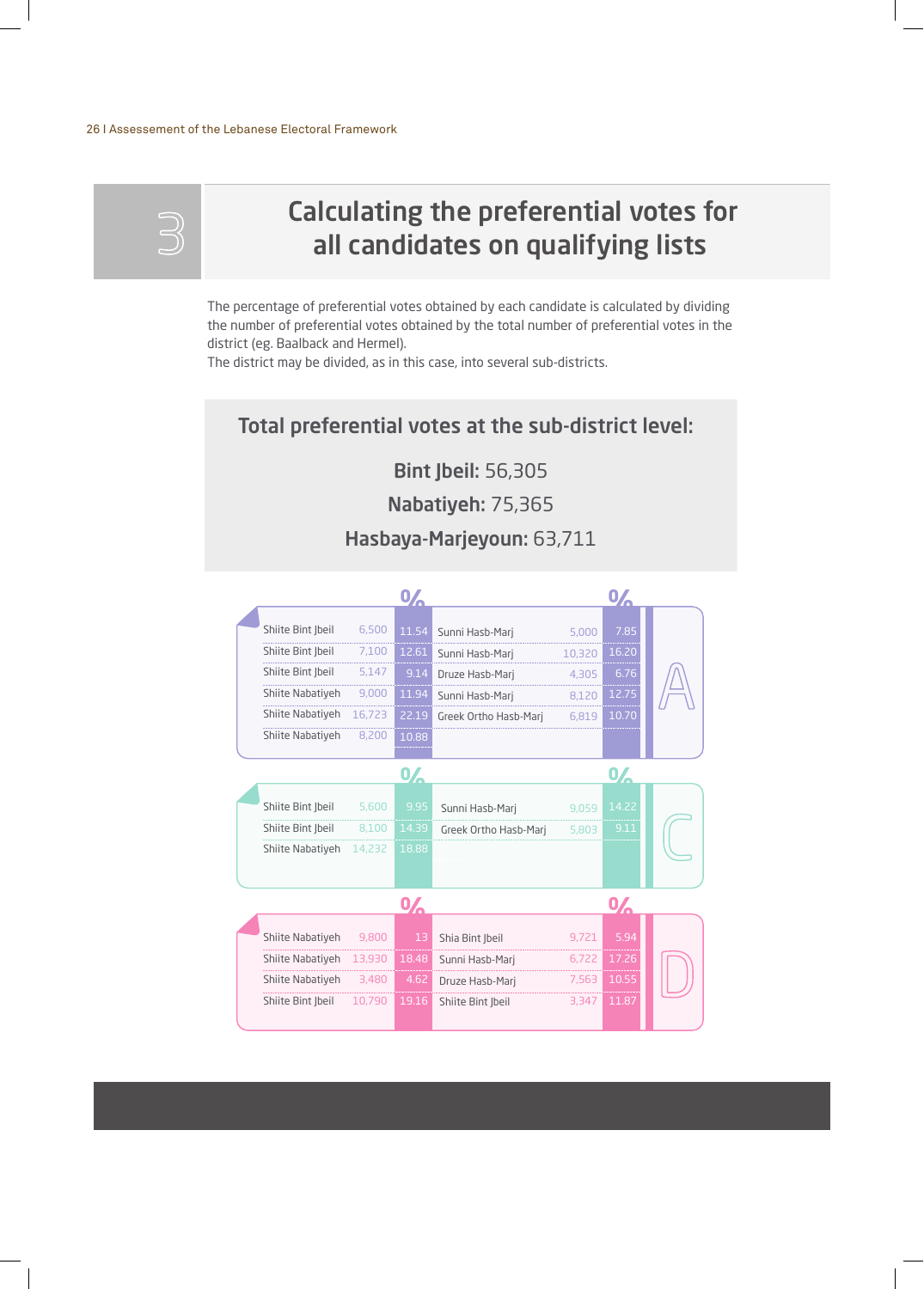# 3 Calculating the preferential votes for all candidates on qualifying lists

The percentage of preferential votes obtained by each candidate is calculated by dividing the number of preferential votes obtained by the total number of preferential votes in the district (eg. Baalback and Hermel).
The district may be divided, as in this case, into several sub-districts.

## Total preferential votes at the sub-district level:

**Bint Jbeil:** 56,305

**Nabatiyeh:** 75,365

**Hasbaya-Marjeyoun:** 63,711

**A**

| Candidate | Votes | % | Candidate | Votes | % |
|---|---|---|---|---|---|
| Shiite Bint Jbeil | 6,500 | 11.54 | Sunni Hasb-Marj | 5,000 | 7.85 |
| Shiite Bint Jbeil | 7,100 | 12.61 | Sunni Hasb-Marj | 10,320 | 16.20 |
| Shiite Bint Jbeil | 5,147 | 9.14 | Druze Hasb-Marj | 4,305 | 6.76 |
| Shiite Nabatiyeh | 9,000 | 11.94 | Sunni Hasb-Marj | 8,120 | 12.75 |
| Shiite Nabatiyeh | 16,723 | 22.19 | Greek Ortho Hasb-Marj | 6,819 | 10.70 |
| Shiite Nabatiyeh | 8,200 | 10.88 | | | |

**C**

| Candidate | Votes | % | Candidate | Votes | % |
|---|---|---|---|---|---|
| Shiite Bint Jbeil | 5,600 | 9.95 | Sunni Hasb-Marj | 9,059 | 14.22 |
| Shiite Bint Jbeil | 8,100 | 14.39 | Greek Ortho Hasb-Marj | 5,803 | 9.11 |
| Shiite Nabatiyeh | 14,232 | 18.88 | | | |

**D**

| Candidate | Votes | % | Candidate | Votes | % |
|---|---|---|---|---|---|
| Shiite Nabatiyeh | 9,800 | 13 | Shia Bint Jbeil | 9,721 | 5.94 |
| Shiite Nabatiyeh | 13,930 | 18.48 | Sunni Hasb-Marj | 6,722 | 17.26 |
| Shiite Nabatiyeh | 3,480 | 4.62 | Druze Hasb-Marj | 7,563 | 10.55 |
| Shiite Bint Jbeil | 10,790 | 19.16 | Shiite Bint Jbeil | 3,347 | 11.87 |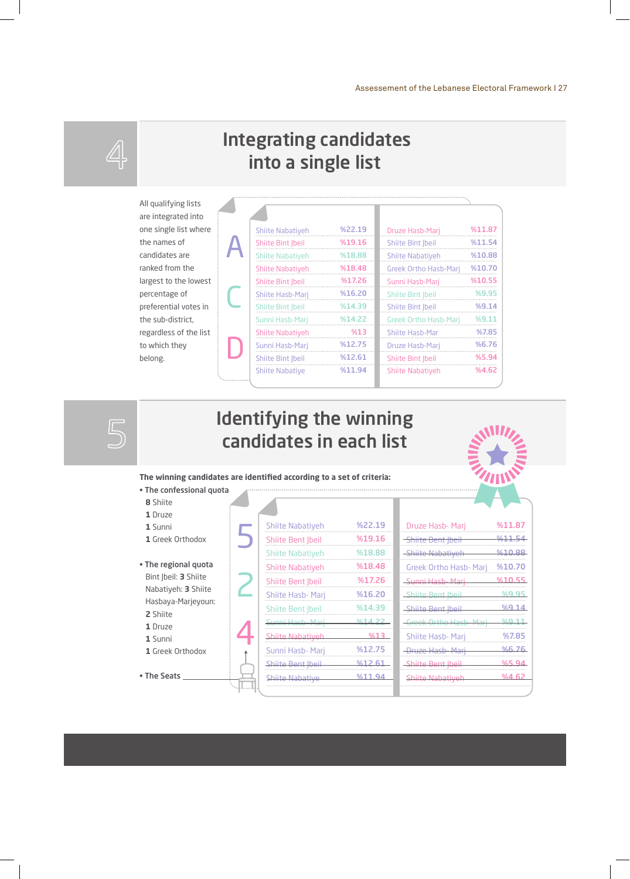# 4 Integrating candidates into a single list

All qualifying lists are integrated into one single list where the names of candidates are ranked from the largest to the lowest percentage of preferential votes in the sub-district, regardless of the list to which they belong.

| Candidate | % | Candidate | % |
|---|---|---|---|
| Shiite Nabatiyeh | %22.19 | Druze Hasb-Marj | %11.87 |
| Shiite Bint Jbeil | %19.16 | Shiite Bint Jbeil | %11.54 |
| Shiite Nabatiyeh | %18.88 | Shiite Nabatiyeh | %10.88 |
| Shiite Nabatiyeh | %18.48 | Greek Ortho Hasb-Marj | %10.70 |
| Shiite Bint Jbeil | %17.26 | Sunni Hasb-Marj | %10.55 |
| Shiite Hasb-Marj | %16.20 | Shiite Bint Jbeil | %9.95 |
| Shiite Bint Jbeil | %14.39 | Shiite Bint Jbeil | %9.14 |
| Sunni Hasb-Marj | %14.22 | Greek Ortho Hasb-Marj | %9.11 |
| Shiite Nabatiyeh | %13 | Shiite Hasb-Mar | %7.85 |
| Sunni Hasb-Marj | %12.75 | Druze Hasb-Marj | %6.76 |
| Shiite Bint Jbeil | %12.61 | Shiite Bint Jbeil | %5.94 |
| Shiite Nabatiye | %11.94 | Shiite Nabatiyeh | %4.62 |

# 5 Identifying the winning candidates in each list

**The winning candidates are identified according to a set of criteria:**

- **The confessional quota**
  - **8** Shiite
  - **1** Druze
  - **1** Sunni
  - **1** Greek Orthodox
- **The regional quota**
  - Bint Jbeil: **3** Shiite
  - Nabatiyeh: **3** Shiite
  - Hasbaya-Marjeyoun: **2** Shiite, **1** Druze, **1** Sunni, **1** Greek Orthodox
- **The Seats**

| Candidate | % | Candidate | % |
|---|---|---|---|
| Shiite Nabatiyeh | %22.19 | Druze Hasb- Marj | %11.87 |
| Shiite Bent Jbeil | %19.16 | ~~Shiite Bent Jbeil~~ | ~~%11.54~~ |
| Shiite Nabatiyeh | %18.88 | ~~Shiite Nabatiyeh~~ | ~~%10.88~~ |
| Shiite Nabatiyeh | %18.48 | Greek Ortho Hasb- Marj | %10.70 |
| Shiite Bent Jbeil | %17.26 | ~~Sunni Hasb- Marj~~ | ~~%10.55~~ |
| Shiite Hasb- Marj | %16.20 | ~~Shiite Bent Jbeil~~ | ~~%9.95~~ |
| Shiite Bent Jbeil | %14.39 | ~~Shiite Bent Jbeil~~ | ~~%9.14~~ |
| ~~Sunni Hasb- Marj~~ | ~~%14.22~~ | ~~Greek Ortho Hasb- Marj~~ | ~~%9.11~~ |
| ~~Shiite Nabatiyeh~~ | ~~%13~~ | Shiite Hasb- Marj | %7.85 |
| Sunni Hasb- Marj | %12.75 | ~~Druze Hasb- Marj~~ | ~~%6.76~~ |
| ~~Shiite Bent Jbeil~~ | ~~%12.61~~ | ~~Shiite Bent Jbeil~~ | ~~%5.94~~ |
| ~~Shiite Nabatiye~~ | ~~%11.94~~ | ~~Shiite Nabatiyeh~~ | ~~%4.62~~ |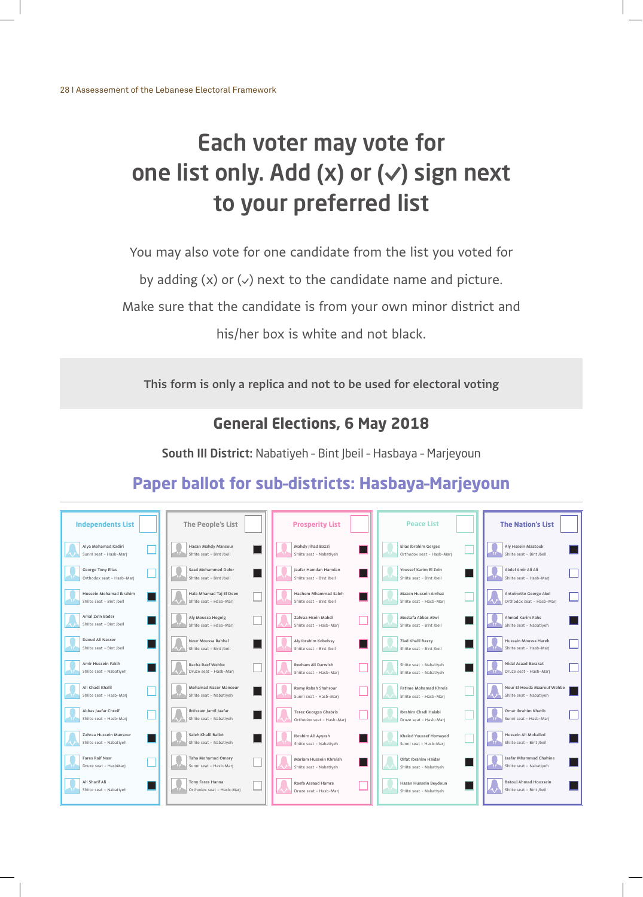# Each voter may vote for one list only. Add (x) or (✓) sign next to your preferred list

You may also vote for one candidate from the list you voted for by adding (x) or (✓) next to the candidate name and picture. Make sure that the candidate is from your own minor district and his/her box is white and not black.

This form is only a replica and not to be used for electoral voting

## General Elections, 6 May 2018

**South III District:** Nabatiyeh - Bint Jbeil - Hasbaya - Marjeyoun

## Paper ballot for sub-districts: Hasbaya-Marjeyoun

| Independents List | The People's List | Prosperity List | Peace List | The Nation's List |
|---|---|---|---|---|
| Alya Mohamad Kadiri – Sunni seat - Hasb-Marj | Hasan Mahdy Mansour – Shiite seat - Bint Jbeil | Mahdy Jihad Bazzi – Shiite seat - Nabatiyeh | Elias Ibrahim Gerges – Orthodox seat - Hasb-Marj | Aly Hssein Maatouk – Shiite seat - Bint Jbeil |
| George Tony Elias – Orthodox seat - Hasb-Marj | Saad Mohammed Dafer – Shiite seat - Bint Jbeil | Jaafar Hamdan Hamdan – Shiite seat - Bint Jbeil | Youssef Karim El Zein – Shiite seat - Bint Jbeil | Abdel Amir Ali Ali – Shiite seat - Hasb-Marj |
| Hussein Mohamad Ibrahim – Shiite seat - Bint Jbeil | Hala Mhamad Taj El Deen – Shiite seat - Hasb-Marj | Hachem Mhammad Saleh – Shiite seat - Bint Jbeil | Mazen Hussein Amhaz – Shiite seat - Hasb-Marj | Antoinette George Akel – Orthodox seat - Hasb-Marj |
| Amal Zein Bader – Shiite seat - Bint Jbeil | Aly Moussa Hogeig – Shiite seat - Hasb-Marj | Zahraa Hsein Mahdi – Shiite seat - Hasb-Marj | Mostafa Abbas Atwi – Shiite seat - Bint Jbeil | Ahmad Karim Fahs – Shiite seat - Nabatiyeh |
| Daoud Ali Nasser – Shiite seat - Bint Jbeil | Nour Moussa Rahhal – Shiite seat - Bint Jbeil | Aly Ibrahim Kobeissy – Shiite seat - Bint Jbeil | Ziad Khalil Bazzy – Shiite seat - Bint Jbeil | Hussain Moussa Hareb – Shiite seat - Hasb-Marj |
| Amir Hussein Fakih – Shiite seat - Nabatiyeh | Racha Raef Wehbe – Druze seat - Hasb-Marj | Reeham Ali Darwish – Shiite seat - Hasb-Marj | Shiite seat - Nabatiyeh – Shiite seat - Nabatiyeh | Nidal Asaad Barakat – Druze seat - Hasb-Marj |
| Ali Chadi Khalil – Shiite seat - Hasb-Marj | Mohamad Naser Mansour – Shiite seat - Nabatiyeh | Ramy Rabah Shahrour – Sunni seat - Hasb-Marj | Fatime Mohamad Khreis – Shiite seat - Hasb-Marj | Nour El Houda Maarouf Wehbe – Shiite seat - Nabatiyeh |
| Abbas Jaafar Chreif – Shiite seat - Hasb-Marj | Ibtissam Jamil Jaafar – Shiite seat - Nabatiyeh | Terez Georges Ghabris – Orthodox seat - Hasb-Marj | Ibrahim Chadi Halabi – Druze seat - Hasb-Marj | Omar Ibrahim Khatib – Sunni seat - Hasb-Marj |
| Zahraa Hussein Mansour – Shiite seat - Nabatiyeh | Saleh Khalil Ballot – Shiite seat - Nabatiyeh | Ibrahim Ali Ayyash – Shiite seat - Nabatiyeh | Khaled Youssef Homayed – Sunni seat - Hasb-Marj | Hussein Ali Mokalled – Shiite seat - Bint Jbeil |
| Fares Raif Nasr – Druze seat - HasbMarj | Taha Mohamad Omary – Sunni seat - Hasb-Marj | Mariam Hussein Khreish – Shiite seat - Nabatiyeh | Olfat Ibrahim Haidar – Shiite seat - Nabatiyeh | Jaafar Mhammad Chahine – Shiite seat - Nabatiyeh |
| Ali Sharif Ali – Shiite seat - Nabatiyeh | Tony Fares Hanna – Orthodox seat - Hasb-Marj | Raefa Assaad Hamra – Druze seat - Hasb-Marj | Hasan Hussein Beydoun – Shiite seat - Nabatiyeh | Batoul Ahmad Houssein – Shiite seat - Bint Jbeil |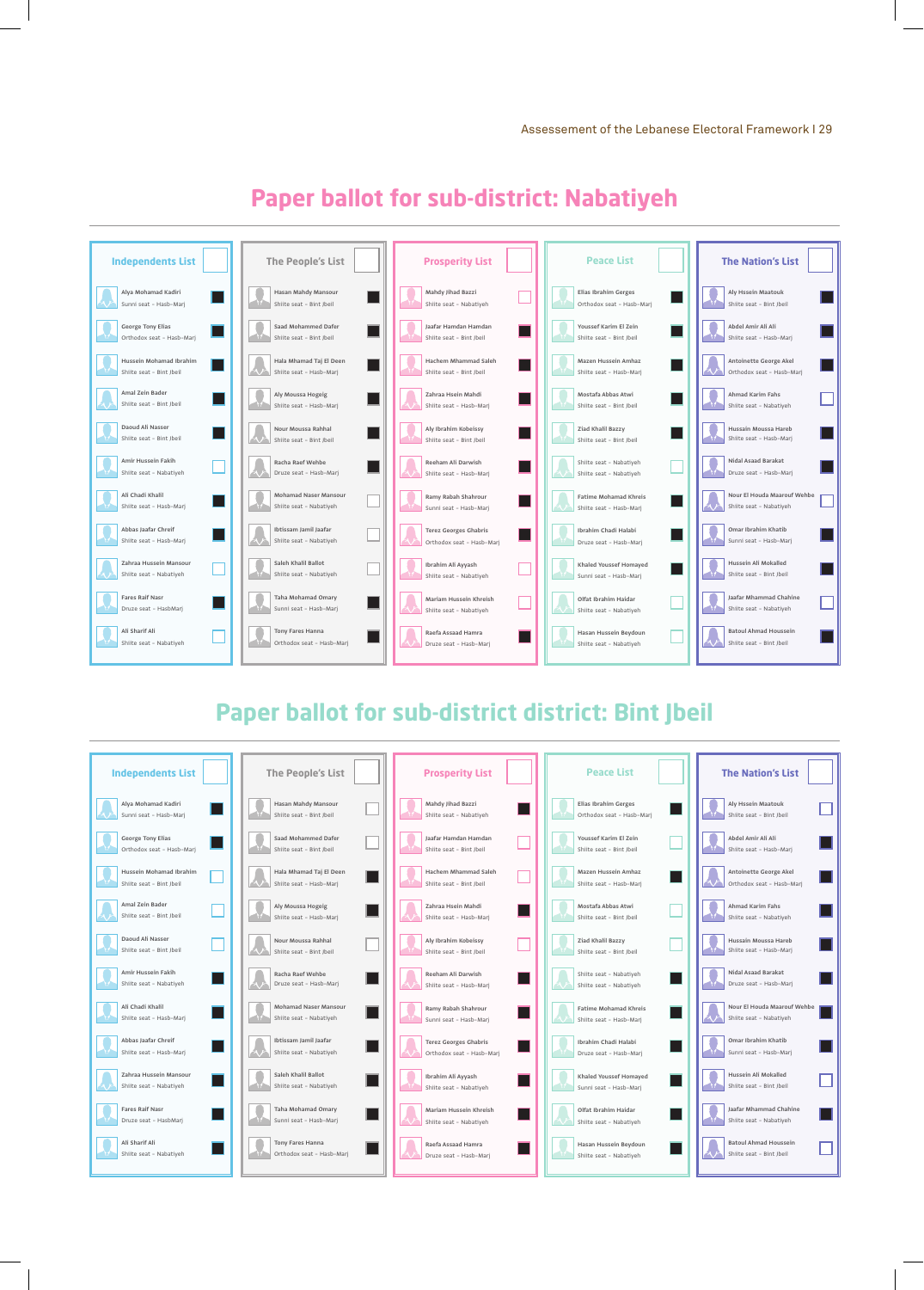## Paper ballot for sub-district: Nabatiyeh

| Independents List | The People's List | Prosperity List | Peace List | The Nation's List |
|---|---|---|---|---|
| Alya Mohamad Kadiri – Sunni seat – Hasb-Marj | Hasan Mahdy Mansour – Shiite seat – Bint Jbeil | Mahdy Jihad Bazzi – Shiite seat – Nabatiyeh | Elias Ibrahim Gerges – Orthodox seat – Hasb-Marj | Aly Hsseîn Maatouk – Shiite seat – Bint Jbeil |
| George Tony Elias – Orthodox seat – Hasb-Marj | Saad Mohammed Dafer – Shiite seat – Bint Jbeil | Jaafar Hamdan Hamdan – Shiite seat – Bint Jbeil | Youssef Karim El Zein – Shiite seat – Bint Jbeil | Abdel Amir Ali Ali – Shiite seat – Hasb-Marj |
| Hussein Mohamad Ibrahim – Shiite seat – Bint Jbeil | Hala Mhamad Taj El Deen – Shiite seat – Hasb-Marj | Hachem Mhammad Saleh – Shiite seat – Bint Jbeil | Mazen Hussein Amhaz – Shiite seat – Hasb-Marj | Antoinette George Akel – Orthodox seat – Hasb-Marj |
| Amal Zein Bader – Shiite seat – Bint Jbeil | Aly Moussa Hogeig – Shiite seat – Hasb-Marj | Zahraa Hsein Mahdi – Shiite seat – Hasb-Marj | Mostafa Abbas Atwi – Shiite seat – Bint Jbeil | Ahmad Karim Fahs – Shiite seat – Nabatiyeh |
| Daoud Ali Nasser – Shiite seat – Bint Jbeil | Nour Moussa Rahhal – Shiite seat – Bint Jbeil | Aly Ibrahim Kobeissy – Shiite seat – Bint Jbeil | Ziad Khalil Bazzy – Shiite seat – Bint Jbeil | Hussain Moussa Hareb – Shiite seat – Hasb-Marj |
| Amir Hussein Fakih – Shiite seat – Nabatiyeh | Racha Raef Wehbe – Druze seat – Hasb-Marj | Reeham Ali Darwish – Shiite seat – Hasb-Marj | Shiite seat – Nabatiyeh – Shiite seat – Nabatiyeh | Nidal Asaad Barakat – Druze seat – Hasb-Marj |
| Ali Chadi Khalil – Shiite seat – Hasb-Marj | Mohamad Naser Mansour – Shiite seat – Nabatiyeh | Ramy Rabah Shahrour – Sunni seat – Hasb-Marj | Fatime Mohamad Khreis – Shiite seat – Hasb-Marj | Nour El Houda Maarouf Wehbe – Shiite seat – Nabatiyeh |
| Abbas Jaafar Chreif – Shiite seat – Hasb-Marj | Ibtissam Jamil Jaafar – Shiite seat – Nabatiyeh | Terez Georges Ghabris – Orthodox seat – Hasb-Marj | Ibrahim Chadi Halabi – Druze seat – Hasb-Marj | Omar Ibrahim Khatib – Sunni seat – Hasb-Marj |
| Zahraa Hussein Mansour – Shiite seat – Nabatiyeh | Saleh Khalil Ballot – Shiite seat – Nabatiyeh | Ibrahim Ali Ayyash – Shiite seat – Nabatiyeh | Khaled Youssef Homayed – Sunni seat – Hasb-Marj | Hussein Ali Mokalled – Shiite seat – Bint Jbeil |
| Fares Raif Nasr – Druze seat – HasbMarj | Taha Mohamad Omary – Sunni seat – Hasb-Marj | Mariam Hussein Khreish – Shiite seat – Nabatiyeh | Olfat Ibrahim Haidar – Shiite seat – Nabatiyeh | Jaafar Mhammad Chahine – Shiite seat – Nabatiyeh |
| Ali Sharif Ali – Shiite seat – Nabatiyeh | Tony Fares Hanna – Orthodox seat – Hasb-Marj | Raefa Assaad Hamra – Druze seat – Hasb-Marj | Hasan Hussein Beydoun – Shiite seat – Nabatiyeh | Batoul Ahmad Houssein – Shiite seat – Bint Jbeil |

## Paper ballot for sub-district district: Bint Jbeil

| Independents List | The People's List | Prosperity List | Peace List | The Nation's List |
|---|---|---|---|---|
| Alya Mohamad Kadiri – Sunni seat – Hasb-Marj | Hasan Mahdy Mansour – Shiite seat – Bint Jbeil | Mahdy Jihad Bazzi – Shiite seat – Nabatiyeh | Elias Ibrahim Gerges – Orthodox seat – Hasb-Marj | Aly Hsseîn Maatouk – Shiite seat – Bint Jbeil |
| George Tony Elias – Orthodox seat – Hasb-Marj | Saad Mohammed Dafer – Shiite seat – Bint Jbeil | Jaafar Hamdan Hamdan – Shiite seat – Bint Jbeil | Youssef Karim El Zein – Shiite seat – Bint Jbeil | Abdel Amir Ali Ali – Shiite seat – Hasb-Marj |
| Hussein Mohamad Ibrahim – Shiite seat – Bint Jbeil | Hala Mhamad Taj El Deen – Shiite seat – Hasb-Marj | Hachem Mhammad Saleh – Shiite seat – Bint Jbeil | Mazen Hussein Amhaz – Shiite seat – Hasb-Marj | Antoinette George Akel – Orthodox seat – Hasb-Marj |
| Amal Zein Bader – Shiite seat – Bint Jbeil | Aly Moussa Hogeig – Shiite seat – Hasb-Marj | Zahraa Hsein Mahdi – Shiite seat – Hasb-Marj | Mostafa Abbas Atwi – Shiite seat – Bint Jbeil | Ahmad Karim Fahs – Shiite seat – Nabatiyeh |
| Daoud Ali Nasser – Shiite seat – Bint Jbeil | Nour Moussa Rahhal – Shiite seat – Bint Jbeil | Aly Ibrahim Kobeissy – Shiite seat – Bint Jbeil | Ziad Khalil Bazzy – Shiite seat – Bint Jbeil | Hussain Moussa Hareb – Shiite seat – Hasb-Marj |
| Amir Hussein Fakih – Shiite seat – Nabatiyeh | Racha Raef Wehbe – Druze seat – Hasb-Marj | Reeham Ali Darwish – Shiite seat – Hasb-Marj | Shiite seat – Nabatiyeh – Shiite seat – Nabatiyeh | Nidal Asaad Barakat – Druze seat – Hasb-Marj |
| Ali Chadi Khalil – Shiite seat – Hasb-Marj | Mohamad Naser Mansour – Shiite seat – Nabatiyeh | Ramy Rabah Shahrour – Sunni seat – Hasb-Marj | Fatime Mohamad Khreis – Shiite seat – Hasb-Marj | Nour El Houda Maarouf Wehbe – Shiite seat – Nabatiyeh |
| Abbas Jaafar Chreif – Shiite seat – Hasb-Marj | Ibtissam Jamil Jaafar – Shiite seat – Nabatiyeh | Terez Georges Ghabris – Orthodox seat – Hasb-Marj | Ibrahim Chadi Halabi – Druze seat – Hasb-Marj | Omar Ibrahim Khatib – Sunni seat – Hasb-Marj |
| Zahraa Hussein Mansour – Shiite seat – Nabatiyeh | Saleh Khalil Ballot – Shiite seat – Nabatiyeh | Ibrahim Ali Ayyash – Shiite seat – Nabatiyeh | Khaled Youssef Homayed – Sunni seat – Hasb-Marj | Hussein Ali Mokalled – Shiite seat – Bint Jbeil |
| Fares Raif Nasr – Druze seat – HasbMarj | Taha Mohamad Omary – Sunni seat – Hasb-Marj | Mariam Hussein Khreish – Shiite seat – Nabatiyeh | Olfat Ibrahim Haidar – Shiite seat – Nabatiyeh | Jaafar Mhammad Chahine – Shiite seat – Nabatiyeh |
| Ali Sharif Ali – Shiite seat – Nabatiyeh | Tony Fares Hanna – Orthodox seat – Hasb-Marj | Raefa Assaad Hamra – Druze seat – Hasb-Marj | Hasan Hussein Beydoun – Shiite seat – Nabatiyeh | Batoul Ahmad Houssein – Shiite seat – Bint Jbeil |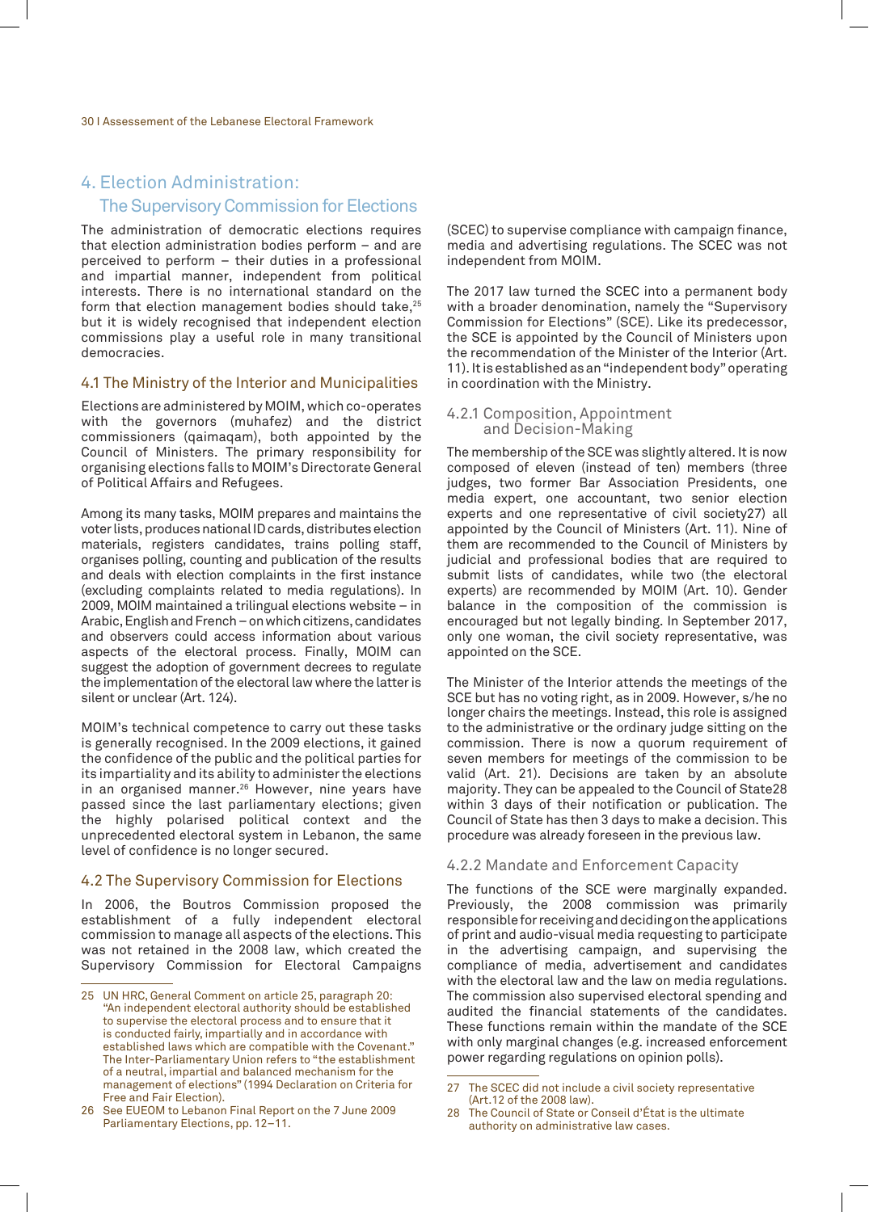# 4. Election Administration: The Supervisory Commission for Elections

The administration of democratic elections requires that election administration bodies perform – and are perceived to perform – their duties in a professional and impartial manner, independent from political interests. There is no international standard on the form that election management bodies should take,[25] but it is widely recognised that independent election commissions play a useful role in many transitional democracies.

## 4.1 The Ministry of the Interior and Municipalities

Elections are administered by MOIM, which co-operates with the governors (muhafez) and the district commissioners (qaimaqam), both appointed by the Council of Ministers. The primary responsibility for organising elections falls to MOIM's Directorate General of Political Affairs and Refugees.

Among its many tasks, MOIM prepares and maintains the voter lists, produces national ID cards, distributes election materials, registers candidates, trains polling staff, organises polling, counting and publication of the results and deals with election complaints in the first instance (excluding complaints related to media regulations). In 2009, MOIM maintained a trilingual elections website – in Arabic, English and French – on which citizens, candidates and observers could access information about various aspects of the electoral process. Finally, MOIM can suggest the adoption of government decrees to regulate the implementation of the electoral law where the latter is silent or unclear (Art. 124).

MOIM's technical competence to carry out these tasks is generally recognised. In the 2009 elections, it gained the confidence of the public and the political parties for its impartiality and its ability to administer the elections in an organised manner.[26] However, nine years have passed since the last parliamentary elections; given the highly polarised political context and the unprecedented electoral system in Lebanon, the same level of confidence is no longer secured.

## 4.2 The Supervisory Commission for Elections

In 2006, the Boutros Commission proposed the establishment of a fully independent electoral commission to manage all aspects of the elections. This was not retained in the 2008 law, which created the Supervisory Commission for Electoral Campaigns (SCEC) to supervise compliance with campaign finance, media and advertising regulations. The SCEC was not independent from MOIM.

The 2017 law turned the SCEC into a permanent body with a broader denomination, namely the "Supervisory Commission for Elections" (SCE). Like its predecessor, the SCE is appointed by the Council of Ministers upon the recommendation of the Minister of the Interior (Art. 11). It is established as an "independent body" operating in coordination with the Ministry.

### 4.2.1 Composition, Appointment and Decision-Making

The membership of the SCE was slightly altered. It is now composed of eleven (instead of ten) members (three judges, two former Bar Association Presidents, one media expert, one accountant, two senior election experts and one representative of civil society[27] all appointed by the Council of Ministers (Art. 11). Nine of them are recommended to the Council of Ministers by judicial and professional bodies that are required to submit lists of candidates, while two (the electoral experts) are recommended by MOIM (Art. 10). Gender balance in the composition of the commission is encouraged but not legally binding. In September 2017, only one woman, the civil society representative, was appointed on the SCE.

The Minister of the Interior attends the meetings of the SCE but has no voting right, as in 2009. However, s/he no longer chairs the meetings. Instead, this role is assigned to the administrative or the ordinary judge sitting on the commission. There is now a quorum requirement of seven members for meetings of the commission to be valid (Art. 21). Decisions are taken by an absolute majority. They can be appealed to the Council of State[28] within 3 days of their notification or publication. The Council of State has then 3 days to make a decision. This procedure was already foreseen in the previous law.

### 4.2.2 Mandate and Enforcement Capacity

The functions of the SCE were marginally expanded. Previously, the 2008 commission was primarily responsible for receiving and deciding on the applications of print and audio-visual media requesting to participate in the advertising campaign, and supervising the compliance of media, advertisement and candidates with the electoral law and the law on media regulations. The commission also supervised electoral spending and audited the financial statements of the candidates. These functions remain within the mandate of the SCE with only marginal changes (e.g. increased enforcement power regarding regulations on opinion polls).

---

25 UN HRC, General Comment on article 25, paragraph 20: "An independent electoral authority should be established to supervise the electoral process and to ensure that it is conducted fairly, impartially and in accordance with established laws which are compatible with the Covenant." The Inter-Parliamentary Union refers to "the establishment of a neutral, impartial and balanced mechanism for the management of elections" (1994 Declaration on Criteria for Free and Fair Election).

26 See EUEOM to Lebanon Final Report on the 7 June 2009 Parliamentary Elections, pp. 12–11.

27 The SCEC did not include a civil society representative (Art.12 of the 2008 law).

28 The Council of State or Conseil d'État is the ultimate authority on administrative law cases.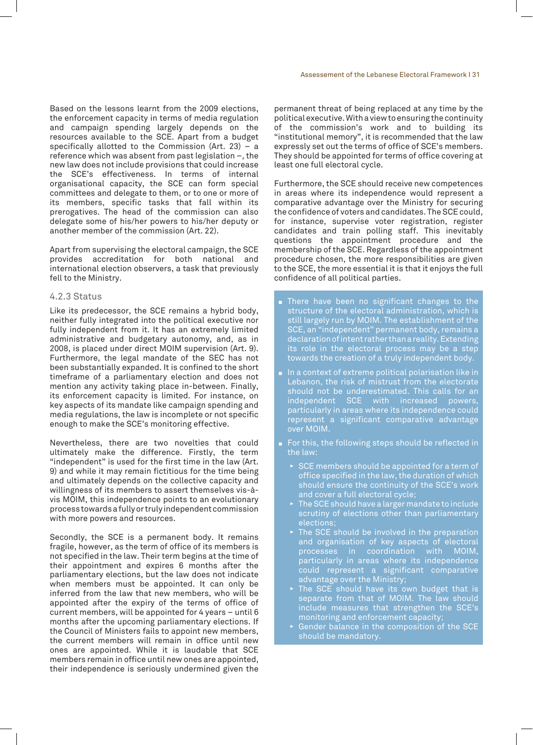Based on the lessons learnt from the 2009 elections, the enforcement capacity in terms of media regulation and campaign spending largely depends on the resources available to the SCE. Apart from a budget specifically allotted to the Commission (Art. 23) – a reference which was absent from past legislation –, the new law does not include provisions that could increase the SCE's effectiveness. In terms of internal organisational capacity, the SCE can form special committees and delegate to them, or to one or more of its members, specific tasks that fall within its prerogatives. The head of the commission can also delegate some of his/her powers to his/her deputy or another member of the commission (Art. 22).

Apart from supervising the electoral campaign, the SCE provides accreditation for both national and international election observers, a task that previously fell to the Ministry.

### 4.2.3 Status

Like its predecessor, the SCE remains a hybrid body, neither fully integrated into the political executive nor fully independent from it. It has an extremely limited administrative and budgetary autonomy, and, as in 2008, is placed under direct MOIM supervision (Art. 9). Furthermore, the legal mandate of the SEC has not been substantially expanded. It is confined to the short timeframe of a parliamentary election and does not mention any activity taking place in-between. Finally, its enforcement capacity is limited. For instance, on key aspects of its mandate like campaign spending and media regulations, the law is incomplete or not specific enough to make the SCE's monitoring effective.

Nevertheless, there are two novelties that could ultimately make the difference. Firstly, the term "independent" is used for the first time in the law (Art. 9) and while it may remain fictitious for the time being and ultimately depends on the collective capacity and willingness of its members to assert themselves vis-à-vis MOIM, this independence points to an evolutionary process towards a fully or truly independent commission with more powers and resources.

Secondly, the SCE is a permanent body. It remains fragile, however, as the term of office of its members is not specified in the law. Their term begins at the time of their appointment and expires 6 months after the parliamentary elections, but the law does not indicate when members must be appointed. It can only be inferred from the law that new members, who will be appointed after the expiry of the terms of office of current members, will be appointed for 4 years – until 6 months after the upcoming parliamentary elections. If the Council of Ministers fails to appoint new members, the current members will remain in office until new ones are appointed. While it is laudable that SCE members remain in office until new ones are appointed, their independence is seriously undermined given the permanent threat of being replaced at any time by the political executive. With a view to ensuring the continuity of the commission's work and to building its "institutional memory", it is recommended that the law expressly set out the terms of office of SCE's members. They should be appointed for terms of office covering at least one full electoral cycle.

Furthermore, the SCE should receive new competences in areas where its independence would represent a comparative advantage over the Ministry for securing the confidence of voters and candidates. The SCE could, for instance, supervise voter registration, register candidates and train polling staff. This inevitably questions the appointment procedure and the membership of the SCE. Regardless of the appointment procedure chosen, the more responsibilities are given to the SCE, the more essential it is that it enjoys the full confidence of all political parties.

- There have been no significant changes to the structure of the electoral administration, which is still largely run by MOIM. The establishment of the SCE, an "independent" permanent body, remains a declaration of intent rather than a reality. Extending its role in the electoral process may be a step towards the creation of a truly independent body.
- In a context of extreme political polarisation like in Lebanon, the risk of mistrust from the electorate should not be underestimated. This calls for an independent SCE with increased powers, particularly in areas where its independence could represent a significant comparative advantage over MOIM.
- For this, the following steps should be reflected in the law:
  - SCE members should be appointed for a term of office specified in the law, the duration of which should ensure the continuity of the SCE's work and cover a full electoral cycle;
  - The SCE should have a larger mandate to include scrutiny of elections other than parliamentary elections;
  - The SCE should be involved in the preparation and organisation of key aspects of electoral processes in coordination with MOIM, particularly in areas where its independence could represent a significant comparative advantage over the Ministry;
  - The SCE should have its own budget that is separate from that of MOIM. The law should include measures that strengthen the SCE's monitoring and enforcement capacity;
  - Gender balance in the composition of the SCE should be mandatory.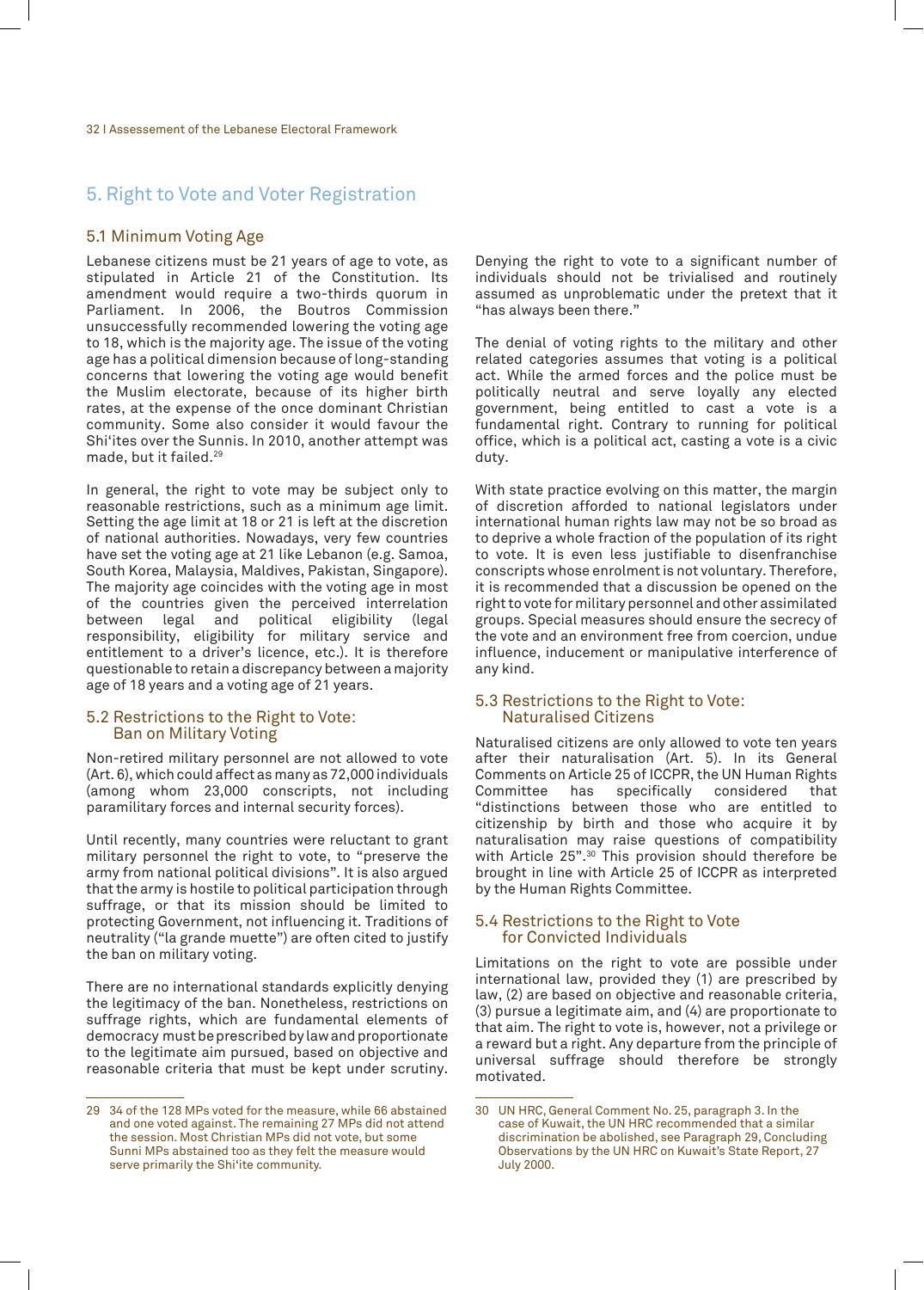## 5. Right to Vote and Voter Registration

### 5.1 Minimum Voting Age

Lebanese citizens must be 21 years of age to vote, as stipulated in Article 21 of the Constitution. Its amendment would require a two-thirds quorum in Parliament. In 2006, the Boutros Commission unsuccessfully recommended lowering the voting age to 18, which is the majority age. The issue of the voting age has a political dimension because of long-standing concerns that lowering the voting age would benefit the Muslim electorate, because of its higher birth rates, at the expense of the once dominant Christian community. Some also consider it would favour the Shi'ites over the Sunnis. In 2010, another attempt was made, but it failed.[29]

In general, the right to vote may be subject only to reasonable restrictions, such as a minimum age limit. Setting the age limit at 18 or 21 is left at the discretion of national authorities. Nowadays, very few countries have set the voting age at 21 like Lebanon (e.g. Samoa, South Korea, Malaysia, Maldives, Pakistan, Singapore). The majority age coincides with the voting age in most of the countries given the perceived interrelation between legal and political eligibility (legal responsibility, eligibility for military service and entitlement to a driver's licence, etc.). It is therefore questionable to retain a discrepancy between a majority age of 18 years and a voting age of 21 years.

### 5.2 Restrictions to the Right to Vote: Ban on Military Voting

Non-retired military personnel are not allowed to vote (Art. 6), which could affect as many as 72,000 individuals (among whom 23,000 conscripts, not including paramilitary forces and internal security forces).

Until recently, many countries were reluctant to grant military personnel the right to vote, to "preserve the army from national political divisions". It is also argued that the army is hostile to political participation through suffrage, or that its mission should be limited to protecting Government, not influencing it. Traditions of neutrality ("la grande muette") are often cited to justify the ban on military voting.

There are no international standards explicitly denying the legitimacy of the ban. Nonetheless, restrictions on suffrage rights, which are fundamental elements of democracy must be prescribed by law and proportionate to the legitimate aim pursued, based on objective and reasonable criteria that must be kept under scrutiny. Denying the right to vote to a significant number of individuals should not be trivialised and routinely assumed as unproblematic under the pretext that it "has always been there."

The denial of voting rights to the military and other related categories assumes that voting is a political act. While the armed forces and the police must be politically neutral and serve loyally any elected government, being entitled to cast a vote is a fundamental right. Contrary to running for political office, which is a political act, casting a vote is a civic duty.

With state practice evolving on this matter, the margin of discretion afforded to national legislators under international human rights law may not be so broad as to deprive a whole fraction of the population of its right to vote. It is even less justifiable to disenfranchise conscripts whose enrolment is not voluntary. Therefore, it is recommended that a discussion be opened on the right to vote for military personnel and other assimilated groups. Special measures should ensure the secrecy of the vote and an environment free from coercion, undue influence, inducement or manipulative interference of any kind.

### 5.3 Restrictions to the Right to Vote: Naturalised Citizens

Naturalised citizens are only allowed to vote ten years after their naturalisation (Art. 5). In its General Comments on Article 25 of ICCPR, the UN Human Rights Committee has specifically considered that "distinctions between those who are entitled to citizenship by birth and those who acquire it by naturalisation may raise questions of compatibility with Article 25".[30] This provision should therefore be brought in line with Article 25 of ICCPR as interpreted by the Human Rights Committee.

### 5.4 Restrictions to the Right to Vote for Convicted Individuals

Limitations on the right to vote are possible under international law, provided they (1) are prescribed by law, (2) are based on objective and reasonable criteria, (3) pursue a legitimate aim, and (4) are proportionate to that aim. The right to vote is, however, not a privilege or a reward but a right. Any departure from the principle of universal suffrage should therefore be strongly motivated.

---

29 34 of the 128 MPs voted for the measure, while 66 abstained and one voted against. The remaining 27 MPs did not attend the session. Most Christian MPs did not vote, but some Sunni MPs abstained too as they felt the measure would serve primarily the Shi'ite community.

30 UN HRC, General Comment No. 25, paragraph 3. In the case of Kuwait, the UN HRC recommended that a similar discrimination be abolished, see Paragraph 29, Concluding Observations by the UN HRC on Kuwait's State Report, 27 July 2000.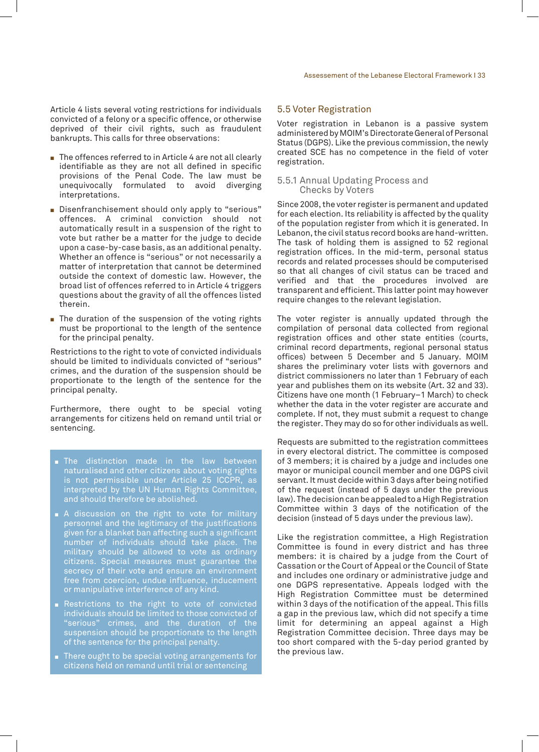Article 4 lists several voting restrictions for individuals convicted of a felony or a specific offence, or otherwise deprived of their civil rights, such as fraudulent bankrupts. This calls for three observations:

- The offences referred to in Article 4 are not all clearly identifiable as they are not all defined in specific provisions of the Penal Code. The law must be unequivocally formulated to avoid diverging interpretations.
- Disenfranchisement should only apply to "serious" offences. A criminal conviction should not automatically result in a suspension of the right to vote but rather be a matter for the judge to decide upon a case-by-case basis, as an additional penalty. Whether an offence is "serious" or not necessarily a matter of interpretation that cannot be determined outside the context of domestic law. However, the broad list of offences referred to in Article 4 triggers questions about the gravity of all the offences listed therein.
- The duration of the suspension of the voting rights must be proportional to the length of the sentence for the principal penalty.

Restrictions to the right to vote of convicted individuals should be limited to individuals convicted of "serious" crimes, and the duration of the suspension should be proportionate to the length of the sentence for the principal penalty.

Furthermore, there ought to be special voting arrangements for citizens held on remand until trial or sentencing.

- The distinction made in the law between naturalised and other citizens about voting rights is not permissible under Article 25 ICCPR, as interpreted by the UN Human Rights Committee, and should therefore be abolished.
- A discussion on the right to vote for military personnel and the legitimacy of the justifications given for a blanket ban affecting such a significant number of individuals should take place. The military should be allowed to vote as ordinary citizens. Special measures must guarantee the secrecy of their vote and ensure an environment free from coercion, undue influence, inducement or manipulative interference of any kind.
- Restrictions to the right to vote of convicted individuals should be limited to those convicted of "serious" crimes, and the duration of the suspension should be proportionate to the length of the sentence for the principal penalty.
- There ought to be special voting arrangements for citizens held on remand until trial or sentencing

## 5.5 Voter Registration

Voter registration in Lebanon is a passive system administered by MOIM's Directorate General of Personal Status (DGPS). Like the previous commission, the newly created SCE has no competence in the field of voter registration.

### 5.5.1 Annual Updating Process and Checks by Voters

Since 2008, the voter register is permanent and updated for each election. Its reliability is affected by the quality of the population register from which it is generated. In Lebanon, the civil status record books are hand-written. The task of holding them is assigned to 52 regional registration offices. In the mid-term, personal status records and related processes should be computerised so that all changes of civil status can be traced and verified and that the procedures involved are transparent and efficient. This latter point may however require changes to the relevant legislation.

The voter register is annually updated through the compilation of personal data collected from regional registration offices and other state entities (courts, criminal record departments, regional personal status offices) between 5 December and 5 January. MOIM shares the preliminary voter lists with governors and district commissioners no later than 1 February of each year and publishes them on its website (Art. 32 and 33). Citizens have one month (1 February–1 March) to check whether the data in the voter register are accurate and complete. If not, they must submit a request to change the register. They may do so for other individuals as well.

Requests are submitted to the registration committees in every electoral district. The committee is composed of 3 members; it is chaired by a judge and includes one mayor or municipal council member and one DGPS civil servant. It must decide within 3 days after being notified of the request (instead of 5 days under the previous law). The decision can be appealed to a High Registration Committee within 3 days of the notification of the decision (instead of 5 days under the previous law).

Like the registration committee, a High Registration Committee is found in every district and has three members: it is chaired by a judge from the Court of Cassation or the Court of Appeal or the Council of State and includes one ordinary or administrative judge and one DGPS representative. Appeals lodged with the High Registration Committee must be determined within 3 days of the notification of the appeal. This fills a gap in the previous law, which did not specify a time limit for determining an appeal against a High Registration Committee decision. Three days may be too short compared with the 5-day period granted by the previous law.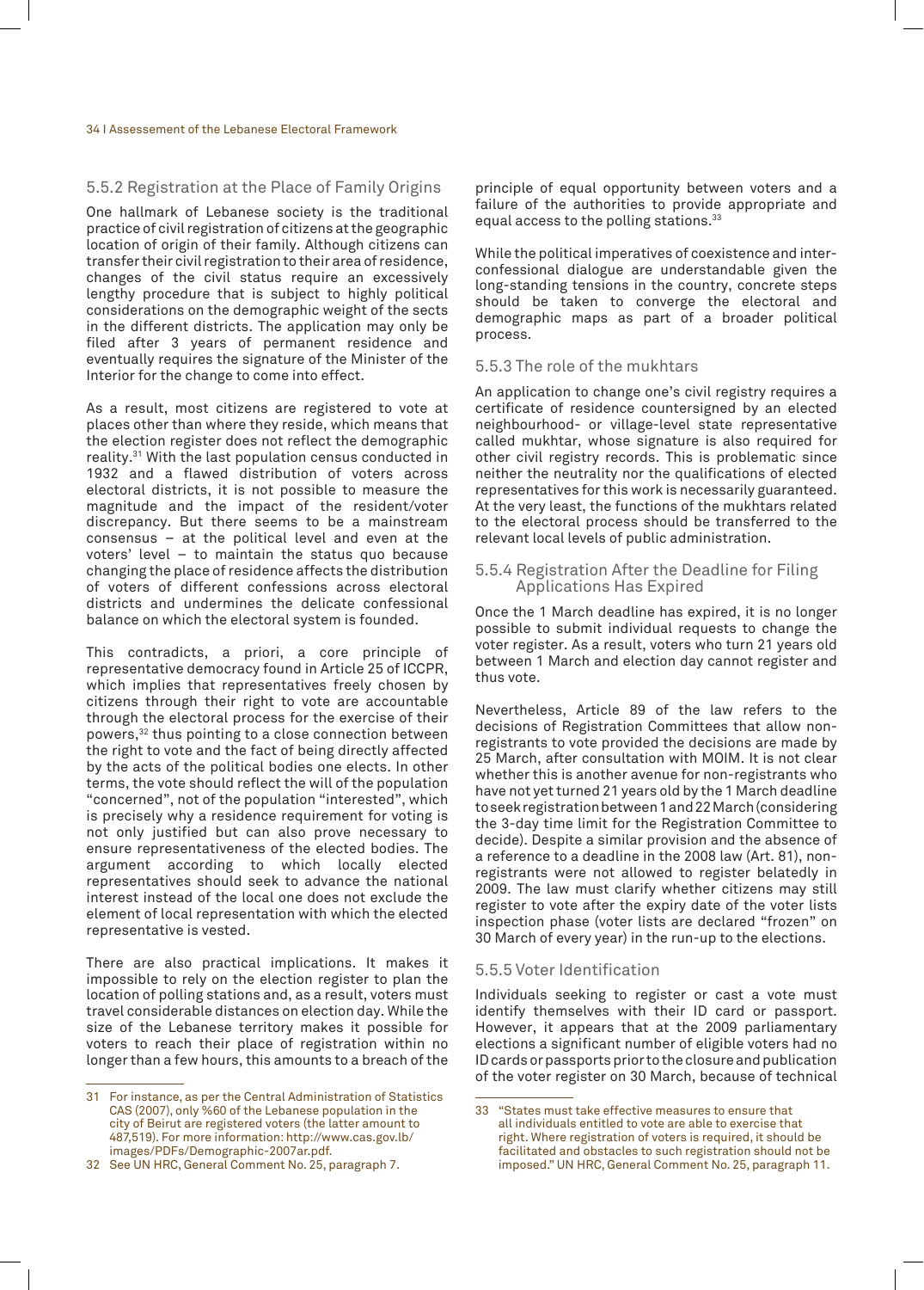### 5.5.2 Registration at the Place of Family Origins

One hallmark of Lebanese society is the traditional practice of civil registration of citizens at the geographic location of origin of their family. Although citizens can transfer their civil registration to their area of residence, changes of the civil status require an excessively lengthy procedure that is subject to highly political considerations on the demographic weight of the sects in the different districts. The application may only be filed after 3 years of permanent residence and eventually requires the signature of the Minister of the Interior for the change to come into effect.

As a result, most citizens are registered to vote at places other than where they reside, which means that the election register does not reflect the demographic reality.[31] With the last population census conducted in 1932 and a flawed distribution of voters across electoral districts, it is not possible to measure the magnitude and the impact of the resident/voter discrepancy. But there seems to be a mainstream consensus – at the political level and even at the voters' level – to maintain the status quo because changing the place of residence affects the distribution of voters of different confessions across electoral districts and undermines the delicate confessional balance on which the electoral system is founded.

This contradicts, a priori, a core principle of representative democracy found in Article 25 of ICCPR, which implies that representatives freely chosen by citizens through their right to vote are accountable through the electoral process for the exercise of their powers,[32] thus pointing to a close connection between the right to vote and the fact of being directly affected by the acts of the political bodies one elects. In other terms, the vote should reflect the will of the population "concerned", not of the population "interested", which is precisely why a residence requirement for voting is not only justified but can also prove necessary to ensure representativeness of the elected bodies. The argument according to which locally elected representatives should seek to advance the national interest instead of the local one does not exclude the element of local representation with which the elected representative is vested.

There are also practical implications. It makes it impossible to rely on the election register to plan the location of polling stations and, as a result, voters must travel considerable distances on election day. While the size of the Lebanese territory makes it possible for voters to reach their place of registration within no longer than a few hours, this amounts to a breach of the principle of equal opportunity between voters and a failure of the authorities to provide appropriate and equal access to the polling stations.[33]

While the political imperatives of coexistence and inter-confessional dialogue are understandable given the long-standing tensions in the country, concrete steps should be taken to converge the electoral and demographic maps as part of a broader political process.

### 5.5.3 The role of the mukhtars

An application to change one's civil registry requires a certificate of residence countersigned by an elected neighbourhood- or village-level state representative called mukhtar, whose signature is also required for other civil registry records. This is problematic since neither the neutrality nor the qualifications of elected representatives for this work is necessarily guaranteed. At the very least, the functions of the mukhtars related to the electoral process should be transferred to the relevant local levels of public administration.

### 5.5.4 Registration After the Deadline for Filing Applications Has Expired

Once the 1 March deadline has expired, it is no longer possible to submit individual requests to change the voter register. As a result, voters who turn 21 years old between 1 March and election day cannot register and thus vote.

Nevertheless, Article 89 of the law refers to the decisions of Registration Committees that allow non-registrants to vote provided the decisions are made by 25 March, after consultation with MOIM. It is not clear whether this is another avenue for non-registrants who have not yet turned 21 years old by the 1 March deadline to seek registration between 1 and 22 March (considering the 3-day time limit for the Registration Committee to decide). Despite a similar provision and the absence of a reference to a deadline in the 2008 law (Art. 81), non-registrants were not allowed to register belatedly in 2009. The law must clarify whether citizens may still register to vote after the expiry date of the voter lists inspection phase (voter lists are declared "frozen" on 30 March of every year) in the run-up to the elections.

### 5.5.5 Voter Identification

Individuals seeking to register or cast a vote must identify themselves with their ID card or passport. However, it appears that at the 2009 parliamentary elections a significant number of eligible voters had no ID cards or passports prior to the closure and publication of the voter register on 30 March, because of technical

---

31 For instance, as per the Central Administration of Statistics CAS (2007), only %60 of the Lebanese population in the city of Beirut are registered voters (the latter amount to 487,519). For more information: http://www.cas.gov.lb/images/PDFs/Demographic-2007ar.pdf.

32 See UN HRC, General Comment No. 25, paragraph 7.

33 "States must take effective measures to ensure that all individuals entitled to vote are able to exercise that right. Where registration of voters is required, it should be facilitated and obstacles to such registration should not be imposed." UN HRC, General Comment No. 25, paragraph 11.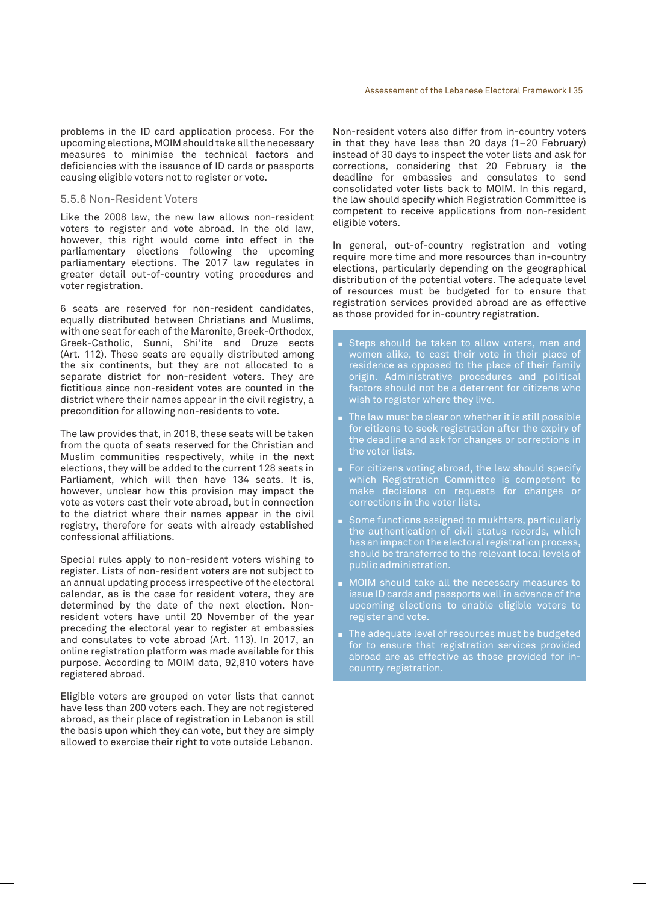problems in the ID card application process. For the upcoming elections, MOIM should take all the necessary measures to minimise the technical factors and deficiencies with the issuance of ID cards or passports causing eligible voters not to register or vote.

### 5.5.6 Non-Resident Voters

Like the 2008 law, the new law allows non-resident voters to register and vote abroad. In the old law, however, this right would come into effect in the parliamentary elections following the upcoming parliamentary elections. The 2017 law regulates in greater detail out-of-country voting procedures and voter registration.

6 seats are reserved for non-resident candidates, equally distributed between Christians and Muslims, with one seat for each of the Maronite, Greek-Orthodox, Greek-Catholic, Sunni, Shi'ite and Druze sects (Art. 112). These seats are equally distributed among the six continents, but they are not allocated to a separate district for non-resident voters. They are fictitious since non-resident votes are counted in the district where their names appear in the civil registry, a precondition for allowing non-residents to vote.

The law provides that, in 2018, these seats will be taken from the quota of seats reserved for the Christian and Muslim communities respectively, while in the next elections, they will be added to the current 128 seats in Parliament, which will then have 134 seats. It is, however, unclear how this provision may impact the vote as voters cast their vote abroad, but in connection to the district where their names appear in the civil registry, therefore for seats with already established confessional affiliations.

Special rules apply to non-resident voters wishing to register. Lists of non-resident voters are not subject to an annual updating process irrespective of the electoral calendar, as is the case for resident voters, they are determined by the date of the next election. Non-resident voters have until 20 November of the year preceding the electoral year to register at embassies and consulates to vote abroad (Art. 113). In 2017, an online registration platform was made available for this purpose. According to MOIM data, 92,810 voters have registered abroad.

Eligible voters are grouped on voter lists that cannot have less than 200 voters each. They are not registered abroad, as their place of registration in Lebanon is still the basis upon which they can vote, but they are simply allowed to exercise their right to vote outside Lebanon.

Non-resident voters also differ from in-country voters in that they have less than 20 days (1–20 February) instead of 30 days to inspect the voter lists and ask for corrections, considering that 20 February is the deadline for embassies and consulates to send consolidated voter lists back to MOIM. In this regard, the law should specify which Registration Committee is competent to receive applications from non-resident eligible voters.

In general, out-of-country registration and voting require more time and more resources than in-country elections, particularly depending on the geographical distribution of the potential voters. The adequate level of resources must be budgeted for to ensure that registration services provided abroad are as effective as those provided for in-country registration.

- Steps should be taken to allow voters, men and women alike, to cast their vote in their place of residence as opposed to the place of their family origin. Administrative procedures and political factors should not be a deterrent for citizens who wish to register where they live.
- The law must be clear on whether it is still possible for citizens to seek registration after the expiry of the deadline and ask for changes or corrections in the voter lists.
- For citizens voting abroad, the law should specify which Registration Committee is competent to make decisions on requests for changes or corrections in the voter lists.
- Some functions assigned to mukhtars, particularly the authentication of civil status records, which has an impact on the electoral registration process, should be transferred to the relevant local levels of public administration.
- MOIM should take all the necessary measures to issue ID cards and passports well in advance of the upcoming elections to enable eligible voters to register and vote.
- The adequate level of resources must be budgeted for to ensure that registration services provided abroad are as effective as those provided for in-country registration.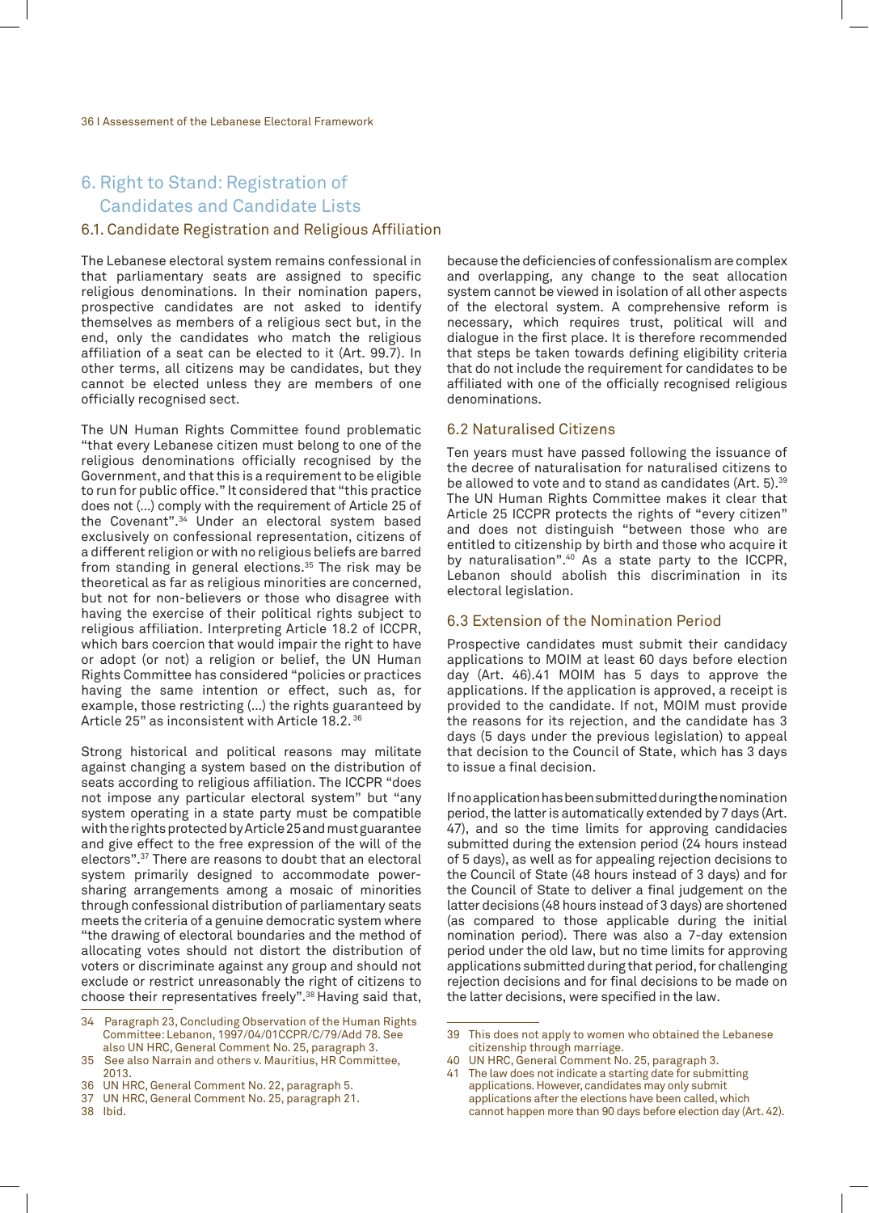## 6. Right to Stand: Registration of Candidates and Candidate Lists

### 6.1. Candidate Registration and Religious Affiliation

The Lebanese electoral system remains confessional in that parliamentary seats are assigned to specific religious denominations. In their nomination papers, prospective candidates are not asked to identify themselves as members of a religious sect but, in the end, only the candidates who match the religious affiliation of a seat can be elected to it (Art. 99.7). In other terms, all citizens may be candidates, but they cannot be elected unless they are members of one officially recognised sect.

The UN Human Rights Committee found problematic "that every Lebanese citizen must belong to one of the religious denominations officially recognised by the Government, and that this is a requirement to be eligible to run for public office." It considered that "this practice does not (…) comply with the requirement of Article 25 of the Covenant".[34] Under an electoral system based exclusively on confessional representation, citizens of a different religion or with no religious beliefs are barred from standing in general elections.[35] The risk may be theoretical as far as religious minorities are concerned, but not for non-believers or those who disagree with having the exercise of their political rights subject to religious affiliation. Interpreting Article 18.2 of ICCPR, which bars coercion that would impair the right to have or adopt (or not) a religion or belief, the UN Human Rights Committee has considered "policies or practices having the same intention or effect, such as, for example, those restricting (…) the rights guaranteed by Article 25" as inconsistent with Article 18.2.[36]

Strong historical and political reasons may militate against changing a system based on the distribution of seats according to religious affiliation. The ICCPR "does not impose any particular electoral system" but "any system operating in a state party must be compatible with the rights protected by Article 25 and must guarantee and give effect to the free expression of the will of the electors".[37] There are reasons to doubt that an electoral system primarily designed to accommodate power-sharing arrangements among a mosaic of minorities through confessional distribution of parliamentary seats meets the criteria of a genuine democratic system where "the drawing of electoral boundaries and the method of allocating votes should not distort the distribution of voters or discriminate against any group and should not exclude or restrict unreasonably the right of citizens to choose their representatives freely".[38] Having said that, because the deficiencies of confessionalism are complex and overlapping, any change to the seat allocation system cannot be viewed in isolation of all other aspects of the electoral system. A comprehensive reform is necessary, which requires trust, political will and dialogue in the first place. It is therefore recommended that steps be taken towards defining eligibility criteria that do not include the requirement for candidates to be affiliated with one of the officially recognised religious denominations.

### 6.2 Naturalised Citizens

Ten years must have passed following the issuance of the decree of naturalisation for naturalised citizens to be allowed to vote and to stand as candidates (Art. 5).[39] The UN Human Rights Committee makes it clear that Article 25 ICCPR protects the rights of "every citizen" and does not distinguish "between those who are entitled to citizenship by birth and those who acquire it by naturalisation".[40] As a state party to the ICCPR, Lebanon should abolish this discrimination in its electoral legislation.

### 6.3 Extension of the Nomination Period

Prospective candidates must submit their candidacy applications to MOIM at least 60 days before election day (Art. 46).[41] MOIM has 5 days to approve the applications. If the application is approved, a receipt is provided to the candidate. If not, MOIM must provide the reasons for its rejection, and the candidate has 3 days (5 days under the previous legislation) to appeal that decision to the Council of State, which has 3 days to issue a final decision.

If no application has been submitted during the nomination period, the latter is automatically extended by 7 days (Art. 47), and so the time limits for approving candidacies submitted during the extension period (24 hours instead of 5 days), as well as for appealing rejection decisions to the Council of State (48 hours instead of 3 days) and for the Council of State to deliver a final judgement on the latter decisions (48 hours instead of 3 days) are shortened (as compared to those applicable during the initial nomination period). There was also a 7-day extension period under the old law, but no time limits for approving applications submitted during that period, for challenging rejection decisions and for final decisions to be made on the latter decisions, were specified in the law.

---

34 Paragraph 23, Concluding Observation of the Human Rights Committee: Lebanon, 1997/04/01CCPR/C/79/Add 78. See also UN HRC, General Comment No. 25, paragraph 3.

35 See also Narrain and others v. Mauritius, HR Committee, 2013.

36 UN HRC, General Comment No. 22, paragraph 5.

37 UN HRC, General Comment No. 25, paragraph 21.

38 Ibid.

39 This does not apply to women who obtained the Lebanese citizenship through marriage.

40 UN HRC, General Comment No. 25, paragraph 3.

41 The law does not indicate a starting date for submitting applications. However, candidates may only submit applications after the elections have been called, which cannot happen more than 90 days before election day (Art. 42).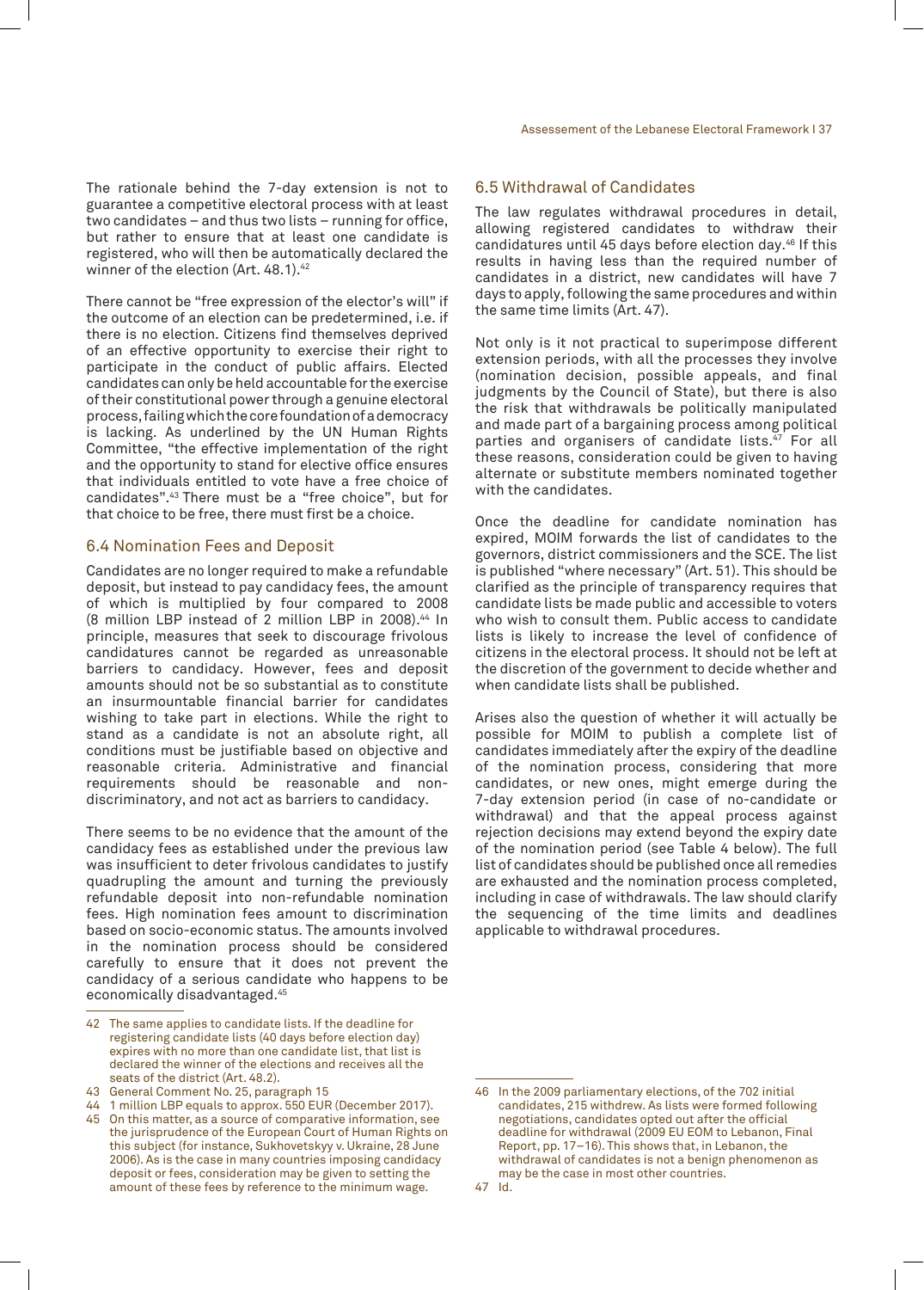The rationale behind the 7-day extension is not to guarantee a competitive electoral process with at least two candidates – and thus two lists – running for office, but rather to ensure that at least one candidate is registered, who will then be automatically declared the winner of the election (Art. 48.1).[42]

There cannot be "free expression of the elector's will" if the outcome of an election can be predetermined, i.e. if there is no election. Citizens find themselves deprived of an effective opportunity to exercise their right to participate in the conduct of public affairs. Elected candidates can only be held accountable for the exercise of their constitutional power through a genuine electoral process, failing which the core foundation of a democracy is lacking. As underlined by the UN Human Rights Committee, "the effective implementation of the right and the opportunity to stand for elective office ensures that individuals entitled to vote have a free choice of candidates".[43] There must be a "free choice", but for that choice to be free, there must first be a choice.

## 6.4 Nomination Fees and Deposit

Candidates are no longer required to make a refundable deposit, but instead to pay candidacy fees, the amount of which is multiplied by four compared to 2008 (8 million LBP instead of 2 million LBP in 2008).[44] In principle, measures that seek to discourage frivolous candidatures cannot be regarded as unreasonable barriers to candidacy. However, fees and deposit amounts should not be so substantial as to constitute an insurmountable financial barrier for candidates wishing to take part in elections. While the right to stand as a candidate is not an absolute right, all conditions must be justifiable based on objective and reasonable criteria. Administrative and financial requirements should be reasonable and non-discriminatory, and not act as barriers to candidacy.

There seems to be no evidence that the amount of the candidacy fees as established under the previous law was insufficient to deter frivolous candidates to justify quadrupling the amount and turning the previously refundable deposit into non-refundable nomination fees. High nomination fees amount to discrimination based on socio-economic status. The amounts involved in the nomination process should be considered carefully to ensure that it does not prevent the candidacy of a serious candidate who happens to be economically disadvantaged.[45]

## 6.5 Withdrawal of Candidates

The law regulates withdrawal procedures in detail, allowing registered candidates to withdraw their candidatures until 45 days before election day.[46] If this results in having less than the required number of candidates in a district, new candidates will have 7 days to apply, following the same procedures and within the same time limits (Art. 47).

Not only is it not practical to superimpose different extension periods, with all the processes they involve (nomination decision, possible appeals, and final judgments by the Council of State), but there is also the risk that withdrawals be politically manipulated and made part of a bargaining process among political parties and organisers of candidate lists.[47] For all these reasons, consideration could be given to having alternate or substitute members nominated together with the candidates.

Once the deadline for candidate nomination has expired, MOIM forwards the list of candidates to the governors, district commissioners and the SCE. The list is published "where necessary" (Art. 51). This should be clarified as the principle of transparency requires that candidate lists be made public and accessible to voters who wish to consult them. Public access to candidate lists is likely to increase the level of confidence of citizens in the electoral process. It should not be left at the discretion of the government to decide whether and when candidate lists shall be published.

Arises also the question of whether it will actually be possible for MOIM to publish a complete list of candidates immediately after the expiry of the deadline of the nomination process, considering that more candidates, or new ones, might emerge during the 7-day extension period (in case of no-candidate or withdrawal) and that the appeal process against rejection decisions may extend beyond the expiry date of the nomination period (see Table 4 below). The full list of candidates should be published once all remedies are exhausted and the nomination process completed, including in case of withdrawals. The law should clarify the sequencing of the time limits and deadlines applicable to withdrawal procedures.

---

42 The same applies to candidate lists. If the deadline for registering candidate lists (40 days before election day) expires with no more than one candidate list, that list is declared the winner of the elections and receives all the seats of the district (Art. 48.2).

43 General Comment No. 25, paragraph 15

44 1 million LBP equals to approx. 550 EUR (December 2017).

45 On this matter, as a source of comparative information, see the jurisprudence of the European Court of Human Rights on this subject (for instance, Sukhovetskyy v. Ukraine, 28 June 2006). As is the case in many countries imposing candidacy deposit or fees, consideration may be given to setting the amount of these fees by reference to the minimum wage.

46 In the 2009 parliamentary elections, of the 702 initial candidates, 215 withdrew. As lists were formed following negotiations, candidates opted out after the official deadline for withdrawal (2009 EU EOM to Lebanon, Final Report, pp. 17–16). This shows that, in Lebanon, the withdrawal of candidates is not a benign phenomenon as may be the case in most other countries.

47 Id.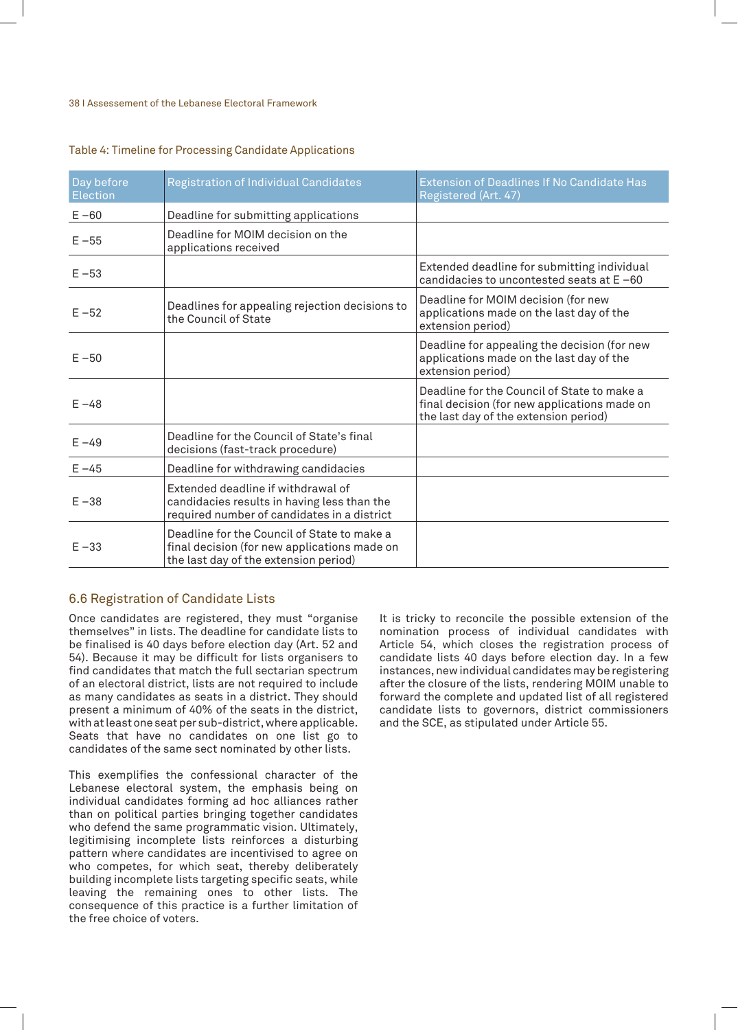Table 4: Timeline for Processing Candidate Applications

| Day before Election | Registration of Individual Candidates | Extension of Deadlines If No Candidate Has Registered (Art. 47) |
|---|---|---|
| E –60 | Deadline for submitting applications | |
| E –55 | Deadline for MOIM decision on the applications received | |
| E –53 | | Extended deadline for submitting individual candidacies to uncontested seats at E –60 |
| E –52 | Deadlines for appealing rejection decisions to the Council of State | Deadline for MOIM decision (for new applications made on the last day of the extension period) |
| E –50 | | Deadline for appealing the decision (for new applications made on the last day of the extension period) |
| E –48 | | Deadline for the Council of State to make a final decision (for new applications made on the last day of the extension period) |
| E –49 | Deadline for the Council of State's final decisions (fast-track procedure) | |
| E –45 | Deadline for withdrawing candidacies | |
| E –38 | Extended deadline if withdrawal of candidacies results in having less than the required number of candidates in a district | |
| E –33 | Deadline for the Council of State to make a final decision (for new applications made on the last day of the extension period) | |

## 6.6 Registration of Candidate Lists

Once candidates are registered, they must "organise themselves" in lists. The deadline for candidate lists to be finalised is 40 days before election day (Art. 52 and 54). Because it may be difficult for lists organisers to find candidates that match the full sectarian spectrum of an electoral district, lists are not required to include as many candidates as seats in a district. They should present a minimum of 40% of the seats in the district, with at least one seat per sub-district, where applicable. Seats that have no candidates on one list go to candidates of the same sect nominated by other lists.

This exemplifies the confessional character of the Lebanese electoral system, the emphasis being on individual candidates forming ad hoc alliances rather than on political parties bringing together candidates who defend the same programmatic vision. Ultimately, legitimising incomplete lists reinforces a disturbing pattern where candidates are incentivised to agree on who competes, for which seat, thereby deliberately building incomplete lists targeting specific seats, while leaving the remaining ones to other lists. The consequence of this practice is a further limitation of the free choice of voters.

It is tricky to reconcile the possible extension of the nomination process of individual candidates with Article 54, which closes the registration process of candidate lists 40 days before election day. In a few instances, new individual candidates may be registering after the closure of the lists, rendering MOIM unable to forward the complete and updated list of all registered candidate lists to governors, district commissioners and the SCE, as stipulated under Article 55.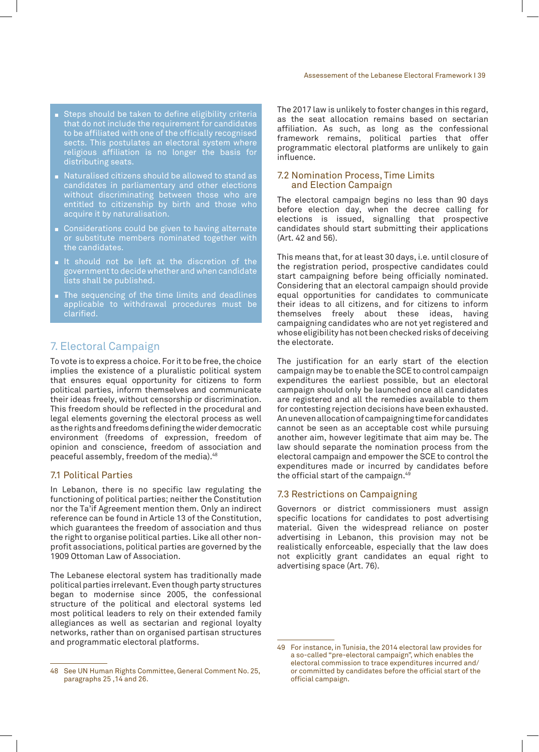- Steps should be taken to define eligibility criteria that do not include the requirement for candidates to be affiliated with one of the officially recognised sects. This postulates an electoral system where religious affiliation is no longer the basis for distributing seats.
- Naturalised citizens should be allowed to stand as candidates in parliamentary and other elections without discriminating between those who are entitled to citizenship by birth and those who acquire it by naturalisation.
- Considerations could be given to having alternate or substitute members nominated together with the candidates.
- It should not be left at the discretion of the government to decide whether and when candidate lists shall be published.
- The sequencing of the time limits and deadlines applicable to withdrawal procedures must be clarified.

## 7. Electoral Campaign

To vote is to express a choice. For it to be free, the choice implies the existence of a pluralistic political system that ensures equal opportunity for citizens to form political parties, inform themselves and communicate their ideas freely, without censorship or discrimination. This freedom should be reflected in the procedural and legal elements governing the electoral process as well as the rights and freedoms defining the wider democratic environment (freedoms of expression, freedom of opinion and conscience, freedom of association and peaceful assembly, freedom of the media).[48]

### 7.1 Political Parties

In Lebanon, there is no specific law regulating the functioning of political parties; neither the Constitution nor the Ta'if Agreement mention them. Only an indirect reference can be found in Article 13 of the Constitution, which guarantees the freedom of association and thus the right to organise political parties. Like all other non-profit associations, political parties are governed by the 1909 Ottoman Law of Association.

The Lebanese electoral system has traditionally made political parties irrelevant. Even though party structures began to modernise since 2005, the confessional structure of the political and electoral systems led most political leaders to rely on their extended family allegiances as well as sectarian and regional loyalty networks, rather than on organised partisan structures and programmatic electoral platforms.

The 2017 law is unlikely to foster changes in this regard, as the seat allocation remains based on sectarian affiliation. As such, as long as the confessional framework remains, political parties that offer programmatic electoral platforms are unlikely to gain influence.

### 7.2 Nomination Process, Time Limits and Election Campaign

The electoral campaign begins no less than 90 days before election day, when the decree calling for elections is issued, signalling that prospective candidates should start submitting their applications (Art. 42 and 56).

This means that, for at least 30 days, i.e. until closure of the registration period, prospective candidates could start campaigning before being officially nominated. Considering that an electoral campaign should provide equal opportunities for candidates to communicate their ideas to all citizens, and for citizens to inform themselves freely about these ideas, having campaigning candidates who are not yet registered and whose eligibility has not been checked risks of deceiving the electorate.

The justification for an early start of the election campaign may be to enable the SCE to control campaign expenditures the earliest possible, but an electoral campaign should only be launched once all candidates are registered and all the remedies available to them for contesting rejection decisions have been exhausted. An uneven allocation of campaigning time for candidates cannot be seen as an acceptable cost while pursuing another aim, however legitimate that aim may be. The law should separate the nomination process from the electoral campaign and empower the SCE to control the expenditures made or incurred by candidates before the official start of the campaign.[49]

### 7.3 Restrictions on Campaigning

Governors or district commissioners must assign specific locations for candidates to post advertising material. Given the widespread reliance on poster advertising in Lebanon, this provision may not be realistically enforceable, especially that the law does not explicitly grant candidates an equal right to advertising space (Art. 76).

---

48 See UN Human Rights Committee, General Comment No. 25, paragraphs 25 ,14 and 26.

49 For instance, in Tunisia, the 2014 electoral law provides for a so-called "pre-electoral campaign", which enables the electoral commission to trace expenditures incurred and/or committed by candidates before the official start of the official campaign.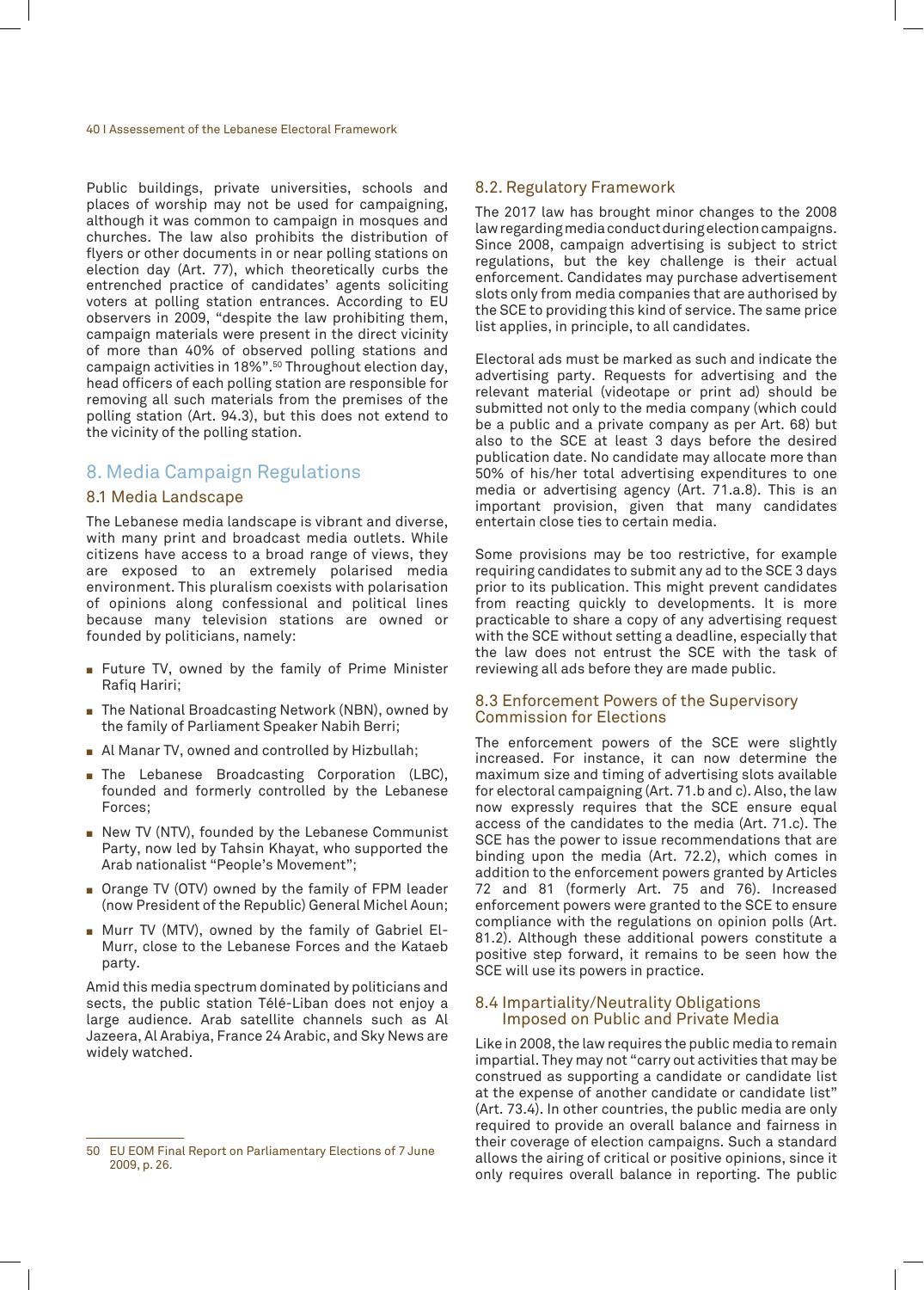Public buildings, private universities, schools and places of worship may not be used for campaigning, although it was common to campaign in mosques and churches. The law also prohibits the distribution of flyers or other documents in or near polling stations on election day (Art. 77), which theoretically curbs the entrenched practice of candidates' agents soliciting voters at polling station entrances. According to EU observers in 2009, "despite the law prohibiting them, campaign materials were present in the direct vicinity of more than 40% of observed polling stations and campaign activities in 18%".[50] Throughout election day, head officers of each polling station are responsible for removing all such materials from the premises of the polling station (Art. 94.3), but this does not extend to the vicinity of the polling station.

# 8. Media Campaign Regulations

## 8.1 Media Landscape

The Lebanese media landscape is vibrant and diverse, with many print and broadcast media outlets. While citizens have access to a broad range of views, they are exposed to an extremely polarised media environment. This pluralism coexists with polarisation of opinions along confessional and political lines because many television stations are owned or founded by politicians, namely:

- Future TV, owned by the family of Prime Minister Rafiq Hariri;
- The National Broadcasting Network (NBN), owned by the family of Parliament Speaker Nabih Berri;
- Al Manar TV, owned and controlled by Hizbullah;
- The Lebanese Broadcasting Corporation (LBC), founded and formerly controlled by the Lebanese Forces;
- New TV (NTV), founded by the Lebanese Communist Party, now led by Tahsin Khayat, who supported the Arab nationalist "People's Movement";
- Orange TV (OTV) owned by the family of FPM leader (now President of the Republic) General Michel Aoun;
- Murr TV (MTV), owned by the family of Gabriel El-Murr, close to the Lebanese Forces and the Kataeb party.

Amid this media spectrum dominated by politicians and sects, the public station Télé-Liban does not enjoy a large audience. Arab satellite channels such as Al Jazeera, Al Arabiya, France 24 Arabic, and Sky News are widely watched.

[50] EU EOM Final Report on Parliamentary Elections of 7 June 2009, p. 26.

## 8.2. Regulatory Framework

The 2017 law has brought minor changes to the 2008 law regarding media conduct during election campaigns. Since 2008, campaign advertising is subject to strict regulations, but the key challenge is their actual enforcement. Candidates may purchase advertisement slots only from media companies that are authorised by the SCE to providing this kind of service. The same price list applies, in principle, to all candidates.

Electoral ads must be marked as such and indicate the advertising party. Requests for advertising and the relevant material (videotape or print ad) should be submitted not only to the media company (which could be a public and a private company as per Art. 68) but also to the SCE at least 3 days before the desired publication date. No candidate may allocate more than 50% of his/her total advertising expenditures to one media or advertising agency (Art. 71.a.8). This is an important provision, given that many candidates entertain close ties to certain media.

Some provisions may be too restrictive, for example requiring candidates to submit any ad to the SCE 3 days prior to its publication. This might prevent candidates from reacting quickly to developments. It is more practicable to share a copy of any advertising request with the SCE without setting a deadline, especially that the law does not entrust the SCE with the task of reviewing all ads before they are made public.

## 8.3 Enforcement Powers of the Supervisory Commission for Elections

The enforcement powers of the SCE were slightly increased. For instance, it can now determine the maximum size and timing of advertising slots available for electoral campaigning (Art. 71.b and c). Also, the law now expressly requires that the SCE ensure equal access of the candidates to the media (Art. 71.c). The SCE has the power to issue recommendations that are binding upon the media (Art. 72.2), which comes in addition to the enforcement powers granted by Articles 72 and 81 (formerly Art. 75 and 76). Increased enforcement powers were granted to the SCE to ensure compliance with the regulations on opinion polls (Art. 81.2). Although these additional powers constitute a positive step forward, it remains to be seen how the SCE will use its powers in practice.

## 8.4 Impartiality/Neutrality Obligations Imposed on Public and Private Media

Like in 2008, the law requires the public media to remain impartial. They may not "carry out activities that may be construed as supporting a candidate or candidate list at the expense of another candidate or candidate list" (Art. 73.4). In other countries, the public media are only required to provide an overall balance and fairness in their coverage of election campaigns. Such a standard allows the airing of critical or positive opinions, since it only requires overall balance in reporting. The public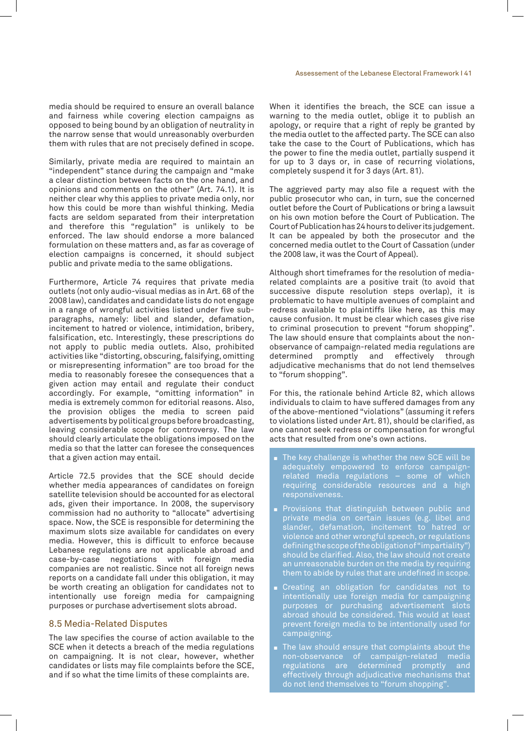media should be required to ensure an overall balance and fairness while covering election campaigns as opposed to being bound by an obligation of neutrality in the narrow sense that would unreasonably overburden them with rules that are not precisely defined in scope.

Similarly, private media are required to maintain an "independent" stance during the campaign and "make a clear distinction between facts on the one hand, and opinions and comments on the other" (Art. 74.1). It is neither clear why this applies to private media only, nor how this could be more than wishful thinking. Media facts are seldom separated from their interpretation and therefore this "regulation" is unlikely to be enforced. The law should endorse a more balanced formulation on these matters and, as far as coverage of election campaigns is concerned, it should subject public and private media to the same obligations.

Furthermore, Article 74 requires that private media outlets (not only audio-visual medias as in Art. 68 of the 2008 law), candidates and candidate lists do not engage in a range of wrongful activities listed under five sub-paragraphs, namely: libel and slander, defamation, incitement to hatred or violence, intimidation, bribery, falsification, etc. Interestingly, these prescriptions do not apply to public media outlets. Also, prohibited activities like "distorting, obscuring, falsifying, omitting or misrepresenting information" are too broad for the media to reasonably foresee the consequences that a given action may entail and regulate their conduct accordingly. For example, "omitting information" in media is extremely common for editorial reasons. Also, the provision obliges the media to screen paid advertisements by political groups before broadcasting, leaving considerable scope for controversy. The law should clearly articulate the obligations imposed on the media so that the latter can foresee the consequences that a given action may entail.

Article 72.5 provides that the SCE should decide whether media appearances of candidates on foreign satellite television should be accounted for as electoral ads, given their importance. In 2008, the supervisory commission had no authority to "allocate" advertising space. Now, the SCE is responsible for determining the maximum slots size available for candidates on every media. However, this is difficult to enforce because Lebanese regulations are not applicable abroad and case-by-case negotiations with foreign media companies are not realistic. Since not all foreign news reports on a candidate fall under this obligation, it may be worth creating an obligation for candidates not to intentionally use foreign media for campaigning purposes or purchase advertisement slots abroad.

## 8.5 Media-Related Disputes

The law specifies the course of action available to the SCE when it detects a breach of the media regulations on campaigning. It is not clear, however, whether candidates or lists may file complaints before the SCE, and if so what the time limits of these complaints are.

When it identifies the breach, the SCE can issue a warning to the media outlet, oblige it to publish an apology, or require that a right of reply be granted by the media outlet to the affected party. The SCE can also take the case to the Court of Publications, which has the power to fine the media outlet, partially suspend it for up to 3 days or, in case of recurring violations, completely suspend it for 3 days (Art. 81).

The aggrieved party may also file a request with the public prosecutor who can, in turn, sue the concerned outlet before the Court of Publications or bring a lawsuit on his own motion before the Court of Publication. The Court of Publication has 24 hours to deliver its judgement. It can be appealed by both the prosecutor and the concerned media outlet to the Court of Cassation (under the 2008 law, it was the Court of Appeal).

Although short timeframes for the resolution of media-related complaints are a positive trait (to avoid that successive dispute resolution steps overlap), it is problematic to have multiple avenues of complaint and redress available to plaintiffs like here, as this may cause confusion. It must be clear which cases give rise to criminal prosecution to prevent "forum shopping". The law should ensure that complaints about the non-observance of campaign-related media regulations are determined promptly and effectively through adjudicative mechanisms that do not lend themselves to "forum shopping".

For this, the rationale behind Article 82, which allows individuals to claim to have suffered damages from any of the above-mentioned "violations" (assuming it refers to violations listed under Art. 81), should be clarified, as one cannot seek redress or compensation for wrongful acts that resulted from one's own actions.

- The key challenge is whether the new SCE will be adequately empowered to enforce campaign-related media regulations – some of which requiring considerable resources and a high responsiveness.
- Provisions that distinguish between public and private media on certain issues (e.g. libel and slander, defamation, incitement to hatred or violence and other wrongful speech, or regulations defining the scope of the obligation of "impartiality") should be clarified. Also, the law should not create an unreasonable burden on the media by requiring them to abide by rules that are undefined in scope.
- Creating an obligation for candidates not to intentionally use foreign media for campaigning purposes or purchasing advertisement slots abroad should be considered. This would at least prevent foreign media to be intentionally used for campaigning.
- The law should ensure that complaints about the non-observance of campaign-related media regulations are determined promptly and effectively through adjudicative mechanisms that do not lend themselves to "forum shopping".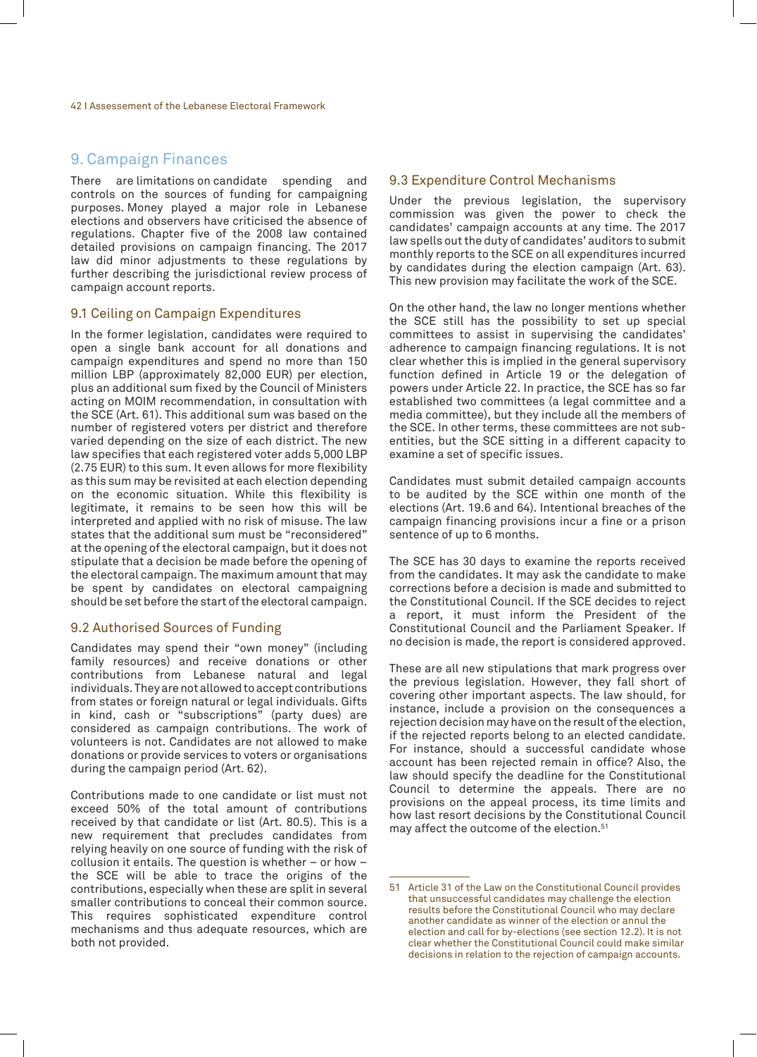## 9. Campaign Finances

There are limitations on candidate spending and controls on the sources of funding for campaigning purposes. Money played a major role in Lebanese elections and observers have criticised the absence of regulations. Chapter five of the 2008 law contained detailed provisions on campaign financing. The 2017 law did minor adjustments to these regulations by further describing the jurisdictional review process of campaign account reports.

### 9.1 Ceiling on Campaign Expenditures

In the former legislation, candidates were required to open a single bank account for all donations and campaign expenditures and spend no more than 150 million LBP (approximately 82,000 EUR) per election, plus an additional sum fixed by the Council of Ministers acting on MOIM recommendation, in consultation with the SCE (Art. 61). This additional sum was based on the number of registered voters per district and therefore varied depending on the size of each district. The new law specifies that each registered voter adds 5,000 LBP (2.75 EUR) to this sum. It even allows for more flexibility as this sum may be revisited at each election depending on the economic situation. While this flexibility is legitimate, it remains to be seen how this will be interpreted and applied with no risk of misuse. The law states that the additional sum must be "reconsidered" at the opening of the electoral campaign, but it does not stipulate that a decision be made before the opening of the electoral campaign. The maximum amount that may be spent by candidates on electoral campaigning should be set before the start of the electoral campaign.

### 9.2 Authorised Sources of Funding

Candidates may spend their "own money" (including family resources) and receive donations or other contributions from Lebanese natural and legal individuals. They are not allowed to accept contributions from states or foreign natural or legal individuals. Gifts in kind, cash or "subscriptions" (party dues) are considered as campaign contributions. The work of volunteers is not. Candidates are not allowed to make donations or provide services to voters or organisations during the campaign period (Art. 62).

Contributions made to one candidate or list must not exceed 50% of the total amount of contributions received by that candidate or list (Art. 80.5). This is a new requirement that precludes candidates from relying heavily on one source of funding with the risk of collusion it entails. The question is whether – or how – the SCE will be able to trace the origins of the contributions, especially when these are split in several smaller contributions to conceal their common source. This requires sophisticated expenditure control mechanisms and thus adequate resources, which are both not provided.

### 9.3 Expenditure Control Mechanisms

Under the previous legislation, the supervisory commission was given the power to check the candidates' campaign accounts at any time. The 2017 law spells out the duty of candidates' auditors to submit monthly reports to the SCE on all expenditures incurred by candidates during the election campaign (Art. 63). This new provision may facilitate the work of the SCE.

On the other hand, the law no longer mentions whether the SCE still has the possibility to set up special committees to assist in supervising the candidates' adherence to campaign financing regulations. It is not clear whether this is implied in the general supervisory function defined in Article 19 or the delegation of powers under Article 22. In practice, the SCE has so far established two committees (a legal committee and a media committee), but they include all the members of the SCE. In other terms, these committees are not sub-entities, but the SCE sitting in a different capacity to examine a set of specific issues.

Candidates must submit detailed campaign accounts to be audited by the SCE within one month of the elections (Art. 19.6 and 64). Intentional breaches of the campaign financing provisions incur a fine or a prison sentence of up to 6 months.

The SCE has 30 days to examine the reports received from the candidates. It may ask the candidate to make corrections before a decision is made and submitted to the Constitutional Council. If the SCE decides to reject a report, it must inform the President of the Constitutional Council and the Parliament Speaker. If no decision is made, the report is considered approved.

These are all new stipulations that mark progress over the previous legislation. However, they fall short of covering other important aspects. The law should, for instance, include a provision on the consequences a rejection decision may have on the result of the election, if the rejected reports belong to an elected candidate. For instance, should a successful candidate whose account has been rejected remain in office? Also, the law should specify the deadline for the Constitutional Council to determine the appeals. There are no provisions on the appeal process, its time limits and how last resort decisions by the Constitutional Council may affect the outcome of the election.[51]

---

51 Article 31 of the Law on the Constitutional Council provides that unsuccessful candidates may challenge the election results before the Constitutional Council who may declare another candidate as winner of the election or annul the election and call for by-elections (see section 12.2). It is not clear whether the Constitutional Council could make similar decisions in relation to the rejection of campaign accounts.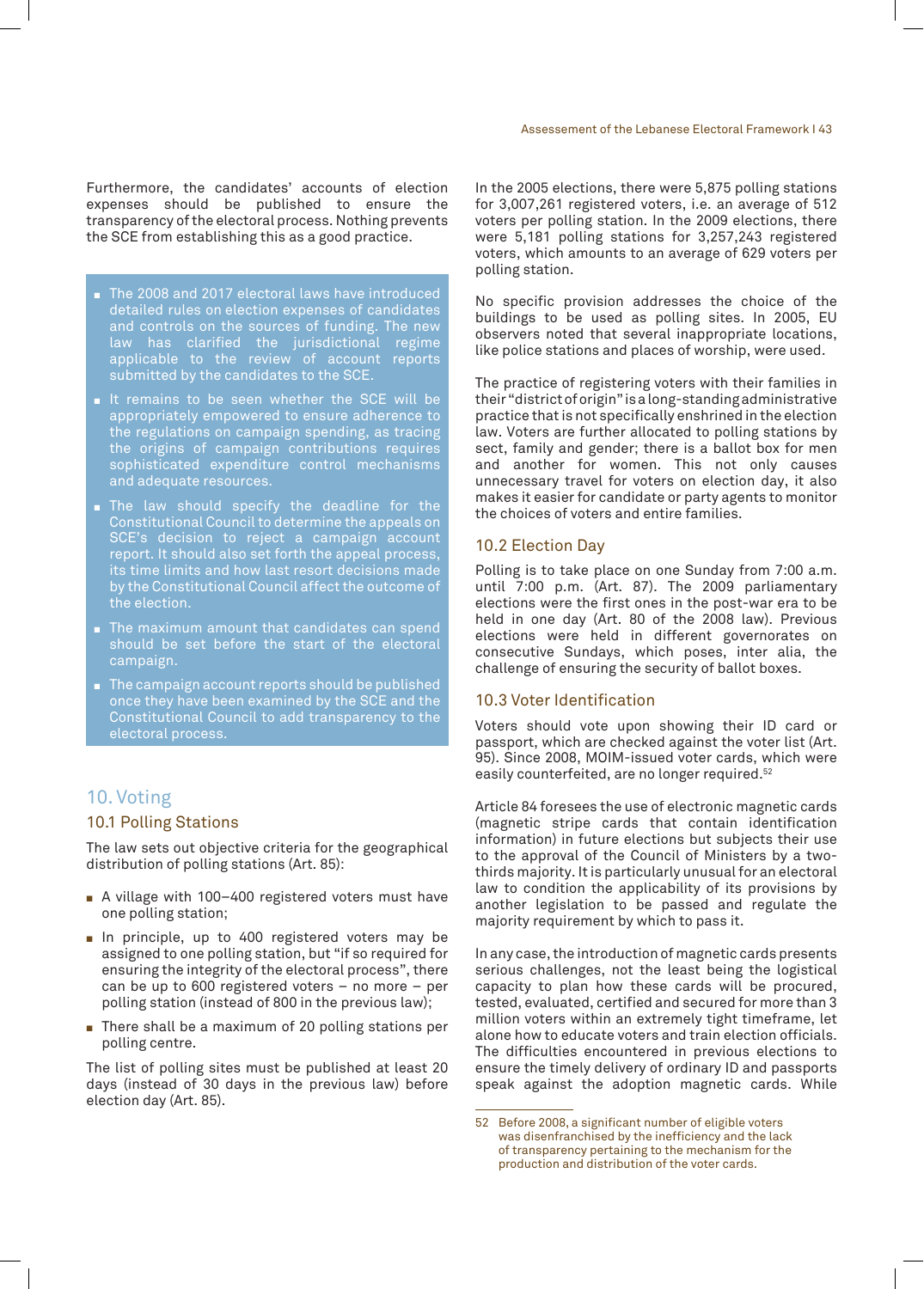Furthermore, the candidates' accounts of election expenses should be published to ensure the transparency of the electoral process. Nothing prevents the SCE from establishing this as a good practice.

- The 2008 and 2017 electoral laws have introduced detailed rules on election expenses of candidates and controls on the sources of funding. The new law has clarified the jurisdictional regime applicable to the review of account reports submitted by the candidates to the SCE.
- It remains to be seen whether the SCE will be appropriately empowered to ensure adherence to the regulations on campaign spending, as tracing the origins of campaign contributions requires sophisticated expenditure control mechanisms and adequate resources.
- The law should specify the deadline for the Constitutional Council to determine the appeals on SCE's decision to reject a campaign account report. It should also set forth the appeal process, its time limits and how last resort decisions made by the Constitutional Council affect the outcome of the election.
- The maximum amount that candidates can spend should be set before the start of the electoral campaign.
- The campaign account reports should be published once they have been examined by the SCE and the Constitutional Council to add transparency to the electoral process.

## 10. Voting

### 10.1 Polling Stations

The law sets out objective criteria for the geographical distribution of polling stations (Art. 85):

- A village with 100–400 registered voters must have one polling station;
- In principle, up to 400 registered voters may be assigned to one polling station, but "if so required for ensuring the integrity of the electoral process", there can be up to 600 registered voters – no more – per polling station (instead of 800 in the previous law);
- There shall be a maximum of 20 polling stations per polling centre.

The list of polling sites must be published at least 20 days (instead of 30 days in the previous law) before election day (Art. 85).

In the 2005 elections, there were 5,875 polling stations for 3,007,261 registered voters, i.e. an average of 512 voters per polling station. In the 2009 elections, there were 5,181 polling stations for 3,257,243 registered voters, which amounts to an average of 629 voters per polling station.

No specific provision addresses the choice of the buildings to be used as polling sites. In 2005, EU observers noted that several inappropriate locations, like police stations and places of worship, were used.

The practice of registering voters with their families in their "district of origin" is a long-standing administrative practice that is not specifically enshrined in the election law. Voters are further allocated to polling stations by sect, family and gender; there is a ballot box for men and another for women. This not only causes unnecessary travel for voters on election day, it also makes it easier for candidate or party agents to monitor the choices of voters and entire families.

### 10.2 Election Day

Polling is to take place on one Sunday from 7:00 a.m. until 7:00 p.m. (Art. 87). The 2009 parliamentary elections were the first ones in the post-war era to be held in one day (Art. 80 of the 2008 law). Previous elections were held in different governorates on consecutive Sundays, which poses, inter alia, the challenge of ensuring the security of ballot boxes.

### 10.3 Voter Identification

Voters should vote upon showing their ID card or passport, which are checked against the voter list (Art. 95). Since 2008, MOIM-issued voter cards, which were easily counterfeited, are no longer required.[52]

Article 84 foresees the use of electronic magnetic cards (magnetic stripe cards that contain identification information) in future elections but subjects their use to the approval of the Council of Ministers by a two-thirds majority. It is particularly unusual for an electoral law to condition the applicability of its provisions by another legislation to be passed and regulate the majority requirement by which to pass it.

In any case, the introduction of magnetic cards presents serious challenges, not the least being the logistical capacity to plan how these cards will be procured, tested, evaluated, certified and secured for more than 3 million voters within an extremely tight timeframe, let alone how to educate voters and train election officials. The difficulties encountered in previous elections to ensure the timely delivery of ordinary ID and passports speak against the adoption magnetic cards. While

---

52 Before 2008, a significant number of eligible voters was disenfranchised by the inefficiency and the lack of transparency pertaining to the mechanism for the production and distribution of the voter cards.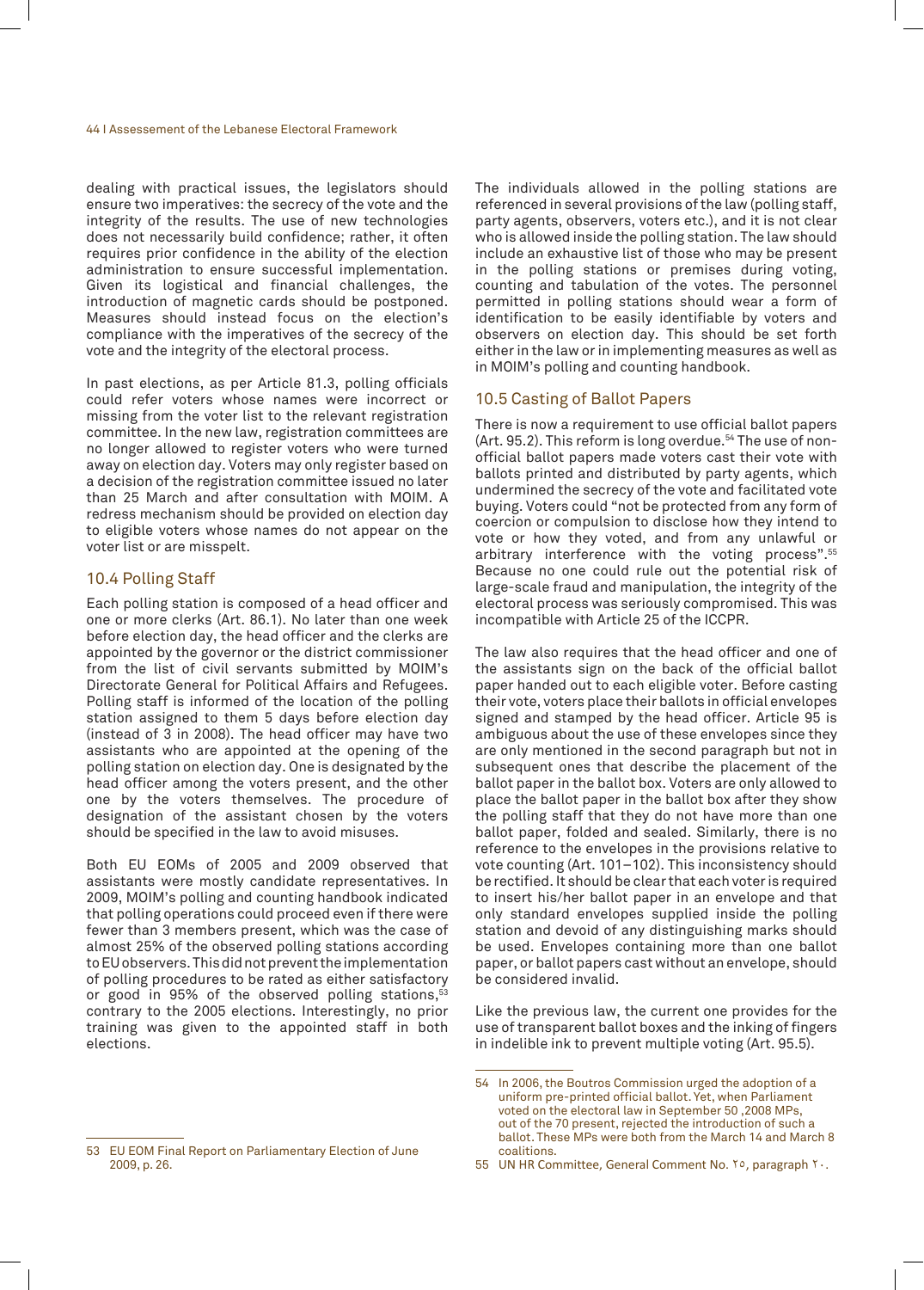dealing with practical issues, the legislators should ensure two imperatives: the secrecy of the vote and the integrity of the results. The use of new technologies does not necessarily build confidence; rather, it often requires prior confidence in the ability of the election administration to ensure successful implementation. Given its logistical and financial challenges, the introduction of magnetic cards should be postponed. Measures should instead focus on the election's compliance with the imperatives of the secrecy of the vote and the integrity of the electoral process.

In past elections, as per Article 81.3, polling officials could refer voters whose names were incorrect or missing from the voter list to the relevant registration committee. In the new law, registration committees are no longer allowed to register voters who were turned away on election day. Voters may only register based on a decision of the registration committee issued no later than 25 March and after consultation with MOIM. A redress mechanism should be provided on election day to eligible voters whose names do not appear on the voter list or are misspelt.

## 10.4 Polling Staff

Each polling station is composed of a head officer and one or more clerks (Art. 86.1). No later than one week before election day, the head officer and the clerks are appointed by the governor or the district commissioner from the list of civil servants submitted by MOIM's Directorate General for Political Affairs and Refugees. Polling staff is informed of the location of the polling station assigned to them 5 days before election day (instead of 3 in 2008). The head officer may have two assistants who are appointed at the opening of the polling station on election day. One is designated by the head officer among the voters present, and the other one by the voters themselves. The procedure of designation of the assistant chosen by the voters should be specified in the law to avoid misuses.

Both EU EOMs of 2005 and 2009 observed that assistants were mostly candidate representatives. In 2009, MOIM's polling and counting handbook indicated that polling operations could proceed even if there were fewer than 3 members present, which was the case of almost 25% of the observed polling stations according to EU observers. This did not prevent the implementation of polling procedures to be rated as either satisfactory or good in 95% of the observed polling stations,[53] contrary to the 2005 elections. Interestingly, no prior training was given to the appointed staff in both elections.

The individuals allowed in the polling stations are referenced in several provisions of the law (polling staff, party agents, observers, voters etc.), and it is not clear who is allowed inside the polling station. The law should include an exhaustive list of those who may be present in the polling stations or premises during voting, counting and tabulation of the votes. The personnel permitted in polling stations should wear a form of identification to be easily identifiable by voters and observers on election day. This should be set forth either in the law or in implementing measures as well as in MOIM's polling and counting handbook.

## 10.5 Casting of Ballot Papers

There is now a requirement to use official ballot papers (Art. 95.2). This reform is long overdue.[54] The use of non-official ballot papers made voters cast their vote with ballots printed and distributed by party agents, which undermined the secrecy of the vote and facilitated vote buying. Voters could "not be protected from any form of coercion or compulsion to disclose how they intend to vote or how they voted, and from any unlawful or arbitrary interference with the voting process".[55] Because no one could rule out the potential risk of large-scale fraud and manipulation, the integrity of the electoral process was seriously compromised. This was incompatible with Article 25 of the ICCPR.

The law also requires that the head officer and one of the assistants sign on the back of the official ballot paper handed out to each eligible voter. Before casting their vote, voters place their ballots in official envelopes signed and stamped by the head officer. Article 95 is ambiguous about the use of these envelopes since they are only mentioned in the second paragraph but not in subsequent ones that describe the placement of the ballot paper in the ballot box. Voters are only allowed to place the ballot paper in the ballot box after they show the polling staff that they do not have more than one ballot paper, folded and sealed. Similarly, there is no reference to the envelopes in the provisions relative to vote counting (Art. 101–102). This inconsistency should be rectified. It should be clear that each voter is required to insert his/her ballot paper in an envelope and that only standard envelopes supplied inside the polling station and devoid of any distinguishing marks should be used. Envelopes containing more than one ballot paper, or ballot papers cast without an envelope, should be considered invalid.

Like the previous law, the current one provides for the use of transparent ballot boxes and the inking of fingers in indelible ink to prevent multiple voting (Art. 95.5).

---

53 EU EOM Final Report on Parliamentary Election of June 2009, p. 26.

54 In 2006, the Boutros Commission urged the adoption of a uniform pre-printed official ballot. Yet, when Parliament voted on the electoral law in September 50 ,2008 MPs, out of the 70 present, rejected the introduction of such a ballot. These MPs were both from the March 14 and March 8 coalitions.

55 UN HR Committee, General Comment No. ٢٥, paragraph ٢٠.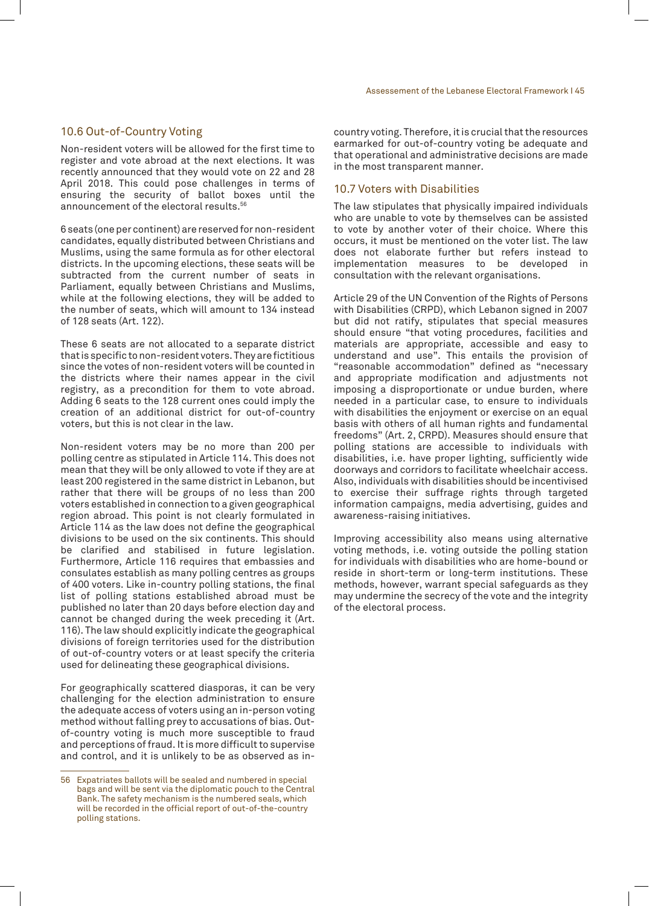## 10.6 Out-of-Country Voting

Non-resident voters will be allowed for the first time to register and vote abroad at the next elections. It was recently announced that they would vote on 22 and 28 April 2018. This could pose challenges in terms of ensuring the security of ballot boxes until the announcement of the electoral results.[56]

6 seats (one per continent) are reserved for non-resident candidates, equally distributed between Christians and Muslims, using the same formula as for other electoral districts. In the upcoming elections, these seats will be subtracted from the current number of seats in Parliament, equally between Christians and Muslims, while at the following elections, they will be added to the number of seats, which will amount to 134 instead of 128 seats (Art. 122).

These 6 seats are not allocated to a separate district that is specific to non-resident voters. They are fictitious since the votes of non-resident voters will be counted in the districts where their names appear in the civil registry, as a precondition for them to vote abroad. Adding 6 seats to the 128 current ones could imply the creation of an additional district for out-of-country voters, but this is not clear in the law.

Non-resident voters may be no more than 200 per polling centre as stipulated in Article 114. This does not mean that they will be only allowed to vote if they are at least 200 registered in the same district in Lebanon, but rather that there will be groups of no less than 200 voters established in connection to a given geographical region abroad. This point is not clearly formulated in Article 114 as the law does not define the geographical divisions to be used on the six continents. This should be clarified and stabilised in future legislation. Furthermore, Article 116 requires that embassies and consulates establish as many polling centres as groups of 400 voters. Like in-country polling stations, the final list of polling stations established abroad must be published no later than 20 days before election day and cannot be changed during the week preceding it (Art. 116). The law should explicitly indicate the geographical divisions of foreign territories used for the distribution of out-of-country voters or at least specify the criteria used for delineating these geographical divisions.

For geographically scattered diasporas, it can be very challenging for the election administration to ensure the adequate access of voters using an in-person voting method without falling prey to accusations of bias. Out-of-country voting is much more susceptible to fraud and perceptions of fraud. It is more difficult to supervise and control, and it is unlikely to be as observed as in-country voting. Therefore, it is crucial that the resources earmarked for out-of-country voting be adequate and that operational and administrative decisions are made in the most transparent manner.

## 10.7 Voters with Disabilities

The law stipulates that physically impaired individuals who are unable to vote by themselves can be assisted to vote by another voter of their choice. Where this occurs, it must be mentioned on the voter list. The law does not elaborate further but refers instead to implementation measures to be developed in consultation with the relevant organisations.

Article 29 of the UN Convention of the Rights of Persons with Disabilities (CRPD), which Lebanon signed in 2007 but did not ratify, stipulates that special measures should ensure "that voting procedures, facilities and materials are appropriate, accessible and easy to understand and use". This entails the provision of "reasonable accommodation" defined as "necessary and appropriate modification and adjustments not imposing a disproportionate or undue burden, where needed in a particular case, to ensure to individuals with disabilities the enjoyment or exercise on an equal basis with others of all human rights and fundamental freedoms" (Art. 2, CRPD). Measures should ensure that polling stations are accessible to individuals with disabilities, i.e. have proper lighting, sufficiently wide doorways and corridors to facilitate wheelchair access. Also, individuals with disabilities should be incentivised to exercise their suffrage rights through targeted information campaigns, media advertising, guides and awareness-raising initiatives.

Improving accessibility also means using alternative voting methods, i.e. voting outside the polling station for individuals with disabilities who are home-bound or reside in short-term or long-term institutions. These methods, however, warrant special safeguards as they may undermine the secrecy of the vote and the integrity of the electoral process.

---

[56] Expatriates ballots will be sealed and numbered in special bags and will be sent via the diplomatic pouch to the Central Bank. The safety mechanism is the numbered seals, which will be recorded in the official report of out-of-the-country polling stations.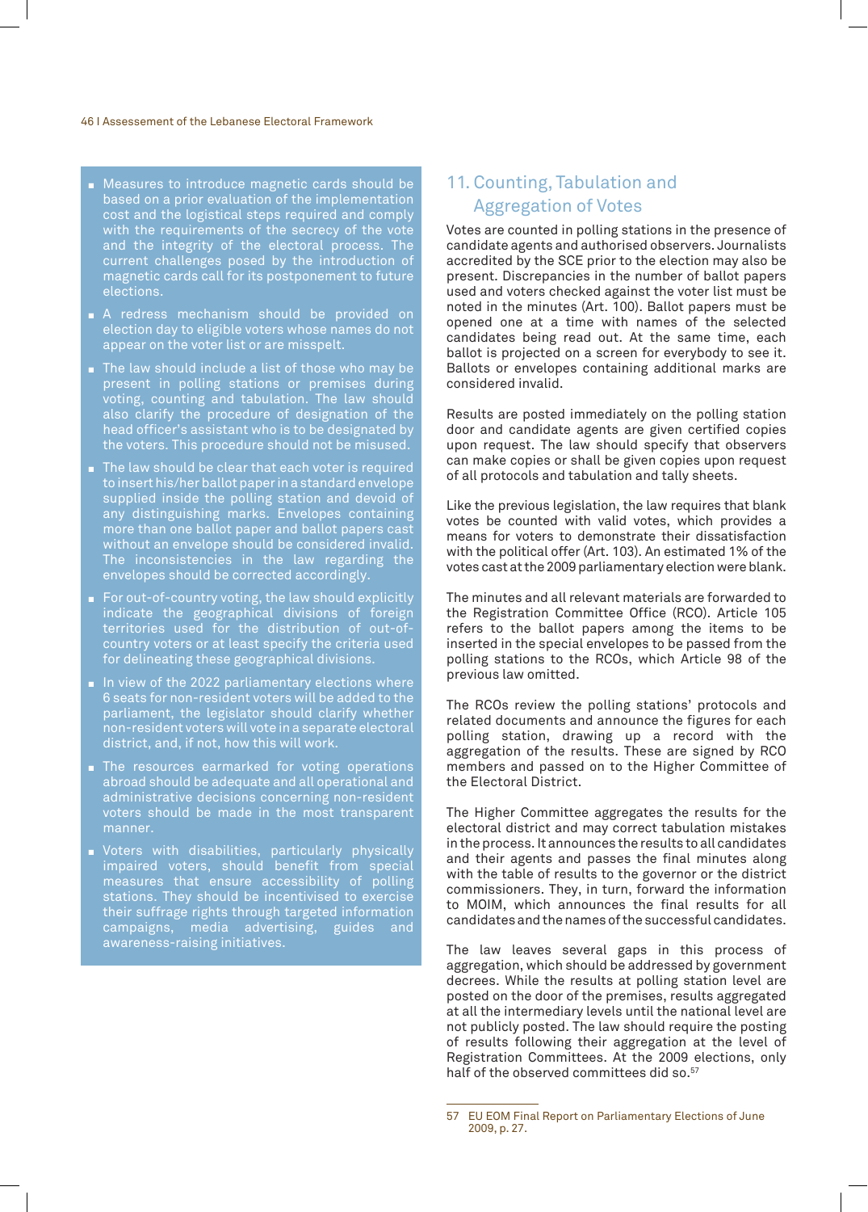- Measures to introduce magnetic cards should be based on a prior evaluation of the implementation cost and the logistical steps required and comply with the requirements of the secrecy of the vote and the integrity of the electoral process. The current challenges posed by the introduction of magnetic cards call for its postponement to future elections.
- A redress mechanism should be provided on election day to eligible voters whose names do not appear on the voter list or are misspelt.
- The law should include a list of those who may be present in polling stations or premises during voting, counting and tabulation. The law should also clarify the procedure of designation of the head officer's assistant who is to be designated by the voters. This procedure should not be misused.
- The law should be clear that each voter is required to insert his/her ballot paper in a standard envelope supplied inside the polling station and devoid of any distinguishing marks. Envelopes containing more than one ballot paper and ballot papers cast without an envelope should be considered invalid. The inconsistencies in the law regarding the envelopes should be corrected accordingly.
- For out-of-country voting, the law should explicitly indicate the geographical divisions of foreign territories used for the distribution of out-of-country voters or at least specify the criteria used for delineating these geographical divisions.
- In view of the 2022 parliamentary elections where 6 seats for non-resident voters will be added to the parliament, the legislator should clarify whether non-resident voters will vote in a separate electoral district, and, if not, how this will work.
- The resources earmarked for voting operations abroad should be adequate and all operational and administrative decisions concerning non-resident voters should be made in the most transparent manner.
- Voters with disabilities, particularly physically impaired voters, should benefit from special measures that ensure accessibility of polling stations. They should be incentivised to exercise their suffrage rights through targeted information campaigns, media advertising, guides and awareness-raising initiatives.

## 11. Counting, Tabulation and Aggregation of Votes

Votes are counted in polling stations in the presence of candidate agents and authorised observers. Journalists accredited by the SCE prior to the election may also be present. Discrepancies in the number of ballot papers used and voters checked against the voter list must be noted in the minutes (Art. 100). Ballot papers must be opened one at a time with names of the selected candidates being read out. At the same time, each ballot is projected on a screen for everybody to see it. Ballots or envelopes containing additional marks are considered invalid.

Results are posted immediately on the polling station door and candidate agents are given certified copies upon request. The law should specify that observers can make copies or shall be given copies upon request of all protocols and tabulation and tally sheets.

Like the previous legislation, the law requires that blank votes be counted with valid votes, which provides a means for voters to demonstrate their dissatisfaction with the political offer (Art. 103). An estimated 1% of the votes cast at the 2009 parliamentary election were blank.

The minutes and all relevant materials are forwarded to the Registration Committee Office (RCO). Article 105 refers to the ballot papers among the items to be inserted in the special envelopes to be passed from the polling stations to the RCOs, which Article 98 of the previous law omitted.

The RCOs review the polling stations' protocols and related documents and announce the figures for each polling station, drawing up a record with the aggregation of the results. These are signed by RCO members and passed on to the Higher Committee of the Electoral District.

The Higher Committee aggregates the results for the electoral district and may correct tabulation mistakes in the process. It announces the results to all candidates and their agents and passes the final minutes along with the table of results to the governor or the district commissioners. They, in turn, forward the information to MOIM, which announces the final results for all candidates and the names of the successful candidates.

The law leaves several gaps in this process of aggregation, which should be addressed by government decrees. While the results at polling station level are posted on the door of the premises, results aggregated at all the intermediary levels until the national level are not publicly posted. The law should require the posting of results following their aggregation at the level of Registration Committees. At the 2009 elections, only half of the observed committees did so.[57]

---

57 EU EOM Final Report on Parliamentary Elections of June 2009, p. 27.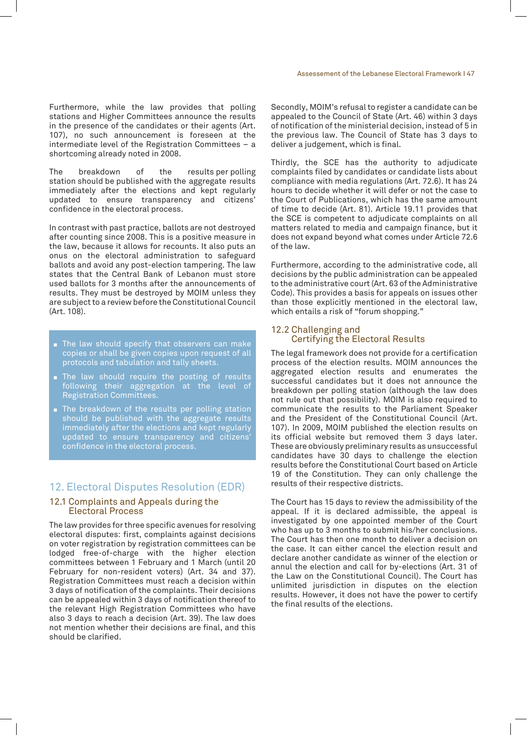Furthermore, while the law provides that polling stations and Higher Committees announce the results in the presence of the candidates or their agents (Art. 107), no such announcement is foreseen at the intermediate level of the Registration Committees – a shortcoming already noted in 2008.

The breakdown of the results per polling station should be published with the aggregate results immediately after the elections and kept regularly updated to ensure transparency and citizens' confidence in the electoral process.

In contrast with past practice, ballots are not destroyed after counting since 2008. This is a positive measure in the law, because it allows for recounts. It also puts an onus on the electoral administration to safeguard ballots and avoid any post-election tampering. The law states that the Central Bank of Lebanon must store used ballots for 3 months after the announcements of results. They must be destroyed by MOIM unless they are subject to a review before the Constitutional Council (Art. 108).

- The law should specify that observers can make copies or shall be given copies upon request of all protocols and tabulation and tally sheets.
- The law should require the posting of results following their aggregation at the level of Registration Committees.
- The breakdown of the results per polling station should be published with the aggregate results immediately after the elections and kept regularly updated to ensure transparency and citizens' confidence in the electoral process.

## 12. Electoral Disputes Resolution (EDR)

### 12.1 Complaints and Appeals during the Electoral Process

The law provides for three specific avenues for resolving electoral disputes: first, complaints against decisions on voter registration by registration committees can be lodged free-of-charge with the higher election committees between 1 February and 1 March (until 20 February for non-resident voters) (Art. 34 and 37). Registration Committees must reach a decision within 3 days of notification of the complaints. Their decisions can be appealed within 3 days of notification thereof to the relevant Higher Registration Committees who have also 3 days to reach a decision (Art. 39). The law does not mention whether their decisions are final, and this should be clarified.

Secondly, MOIM's refusal to register a candidate can be appealed to the Council of State (Art. 46) within 3 days of notification of the ministerial decision, instead of 5 in the previous law. The Council of State has 3 days to deliver a judgement, which is final.

Thirdly, the SCE has the authority to adjudicate complaints filed by candidates or candidate lists about compliance with media regulations (Art. 72.6). It has 24 hours to decide whether it will defer or not the case to the Court of Publications, which has the same amount of time to decide (Art. 81). Article 19.11 provides that the SCE is competent to adjudicate complaints on all matters related to media and campaign finance, but it does not expand beyond what comes under Article 72.6 of the law.

Furthermore, according to the administrative code, all decisions by the public administration can be appealed to the administrative court (Art. 63 of the Administrative Code). This provides a basis for appeals on issues other than those explicitly mentioned in the electoral law, which entails a risk of "forum shopping."

### 12.2 Challenging and Certifying the Electoral Results

The legal framework does not provide for a certification process of the election results. MOIM announces the aggregated election results and enumerates the successful candidates but it does not announce the breakdown per polling station (although the law does not rule out that possibility). MOIM is also required to communicate the results to the Parliament Speaker and the President of the Constitutional Council (Art. 107). In 2009, MOIM published the election results on its official website but removed them 3 days later. These are obviously preliminary results as unsuccessful candidates have 30 days to challenge the election results before the Constitutional Court based on Article 19 of the Constitution. They can only challenge the results of their respective districts.

The Court has 15 days to review the admissibility of the appeal. If it is declared admissible, the appeal is investigated by one appointed member of the Court who has up to 3 months to submit his/her conclusions. The Court has then one month to deliver a decision on the case. It can either cancel the election result and declare another candidate as winner of the election or annul the election and call for by-elections (Art. 31 of the Law on the Constitutional Council). The Court has unlimited jurisdiction in disputes on the election results. However, it does not have the power to certify the final results of the elections.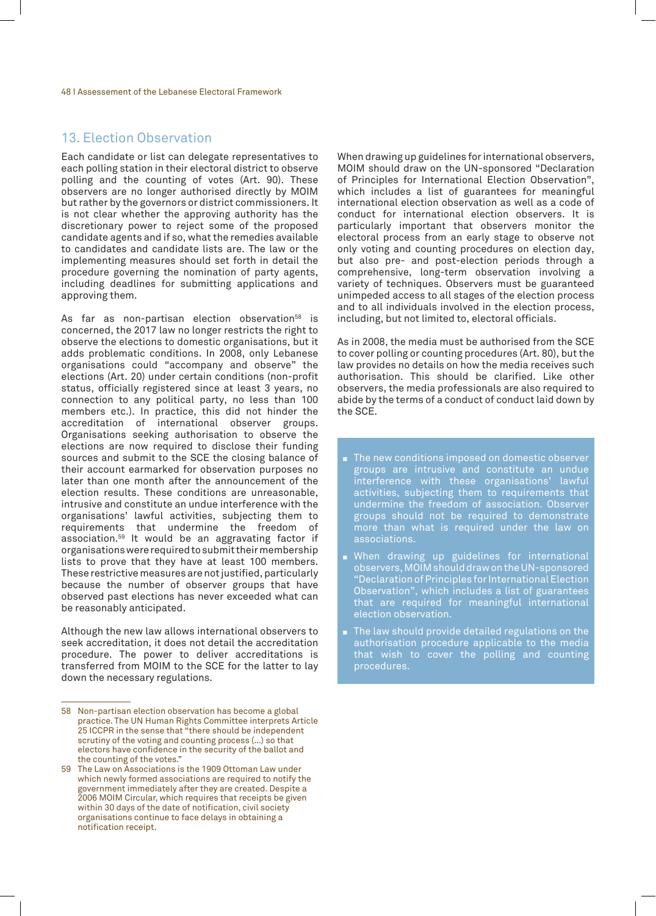## 13. Election Observation

Each candidate or list can delegate representatives to each polling station in their electoral district to observe polling and the counting of votes (Art. 90). These observers are no longer authorised directly by MOIM but rather by the governors or district commissioners. It is not clear whether the approving authority has the discretionary power to reject some of the proposed candidate agents and if so, what the remedies available to candidates and candidate lists are. The law or the implementing measures should set forth in detail the procedure governing the nomination of party agents, including deadlines for submitting applications and approving them.

As far as non-partisan election observation[58] is concerned, the 2017 law no longer restricts the right to observe the elections to domestic organisations, but it adds problematic conditions. In 2008, only Lebanese organisations could "accompany and observe" the elections (Art. 20) under certain conditions (non-profit status, officially registered since at least 3 years, no connection to any political party, no less than 100 members etc.). In practice, this did not hinder the accreditation of international observer groups. Organisations seeking authorisation to observe the elections are now required to disclose their funding sources and submit to the SCE the closing balance of their account earmarked for observation purposes no later than one month after the announcement of the election results. These conditions are unreasonable, intrusive and constitute an undue interference with the organisations' lawful activities, subjecting them to requirements that undermine the freedom of association.[59] It would be an aggravating factor if organisations were required to submit their membership lists to prove that they have at least 100 members. These restrictive measures are not justified, particularly because the number of observer groups that have observed past elections has never exceeded what can be reasonably anticipated.

Although the new law allows international observers to seek accreditation, it does not detail the accreditation procedure. The power to deliver accreditations is transferred from MOIM to the SCE for the latter to lay down the necessary regulations.

When drawing up guidelines for international observers, MOIM should draw on the UN-sponsored "Declaration of Principles for International Election Observation", which includes a list of guarantees for meaningful international election observation as well as a code of conduct for international election observers. It is particularly important that observers monitor the electoral process from an early stage to observe not only voting and counting procedures on election day, but also pre- and post-election periods through a comprehensive, long-term observation involving a variety of techniques. Observers must be guaranteed unimpeded access to all stages of the election process and to all individuals involved in the election process, including, but not limited to, electoral officials.

As in 2008, the media must be authorised from the SCE to cover polling or counting procedures (Art. 80), but the law provides no details on how the media receives such authorisation. This should be clarified. Like other observers, the media professionals are also required to abide by the terms of a conduct of conduct laid down by the SCE.

- The new conditions imposed on domestic observer groups are intrusive and constitute an undue interference with these organisations' lawful activities, subjecting them to requirements that undermine the freedom of association. Observer groups should not be required to demonstrate more than what is required under the law on associations.
- When drawing up guidelines for international observers, MOIM should draw on the UN-sponsored "Declaration of Principles for International Election Observation", which includes a list of guarantees that are required for meaningful international election observation.
- The law should provide detailed regulations on the authorisation procedure applicable to the media that wish to cover the polling and counting procedures.

---

58 Non-partisan election observation has become a global practice. The UN Human Rights Committee interprets Article 25 ICCPR in the sense that "there should be independent scrutiny of the voting and counting process (...) so that electors have confidence in the security of the ballot and the counting of the votes."

59 The Law on Associations is the 1909 Ottoman Law under which newly formed associations are required to notify the government immediately after they are created. Despite a 2006 MOIM Circular, which requires that receipts be given within 30 days of the date of notification, civil society organisations continue to face delays in obtaining a notification receipt.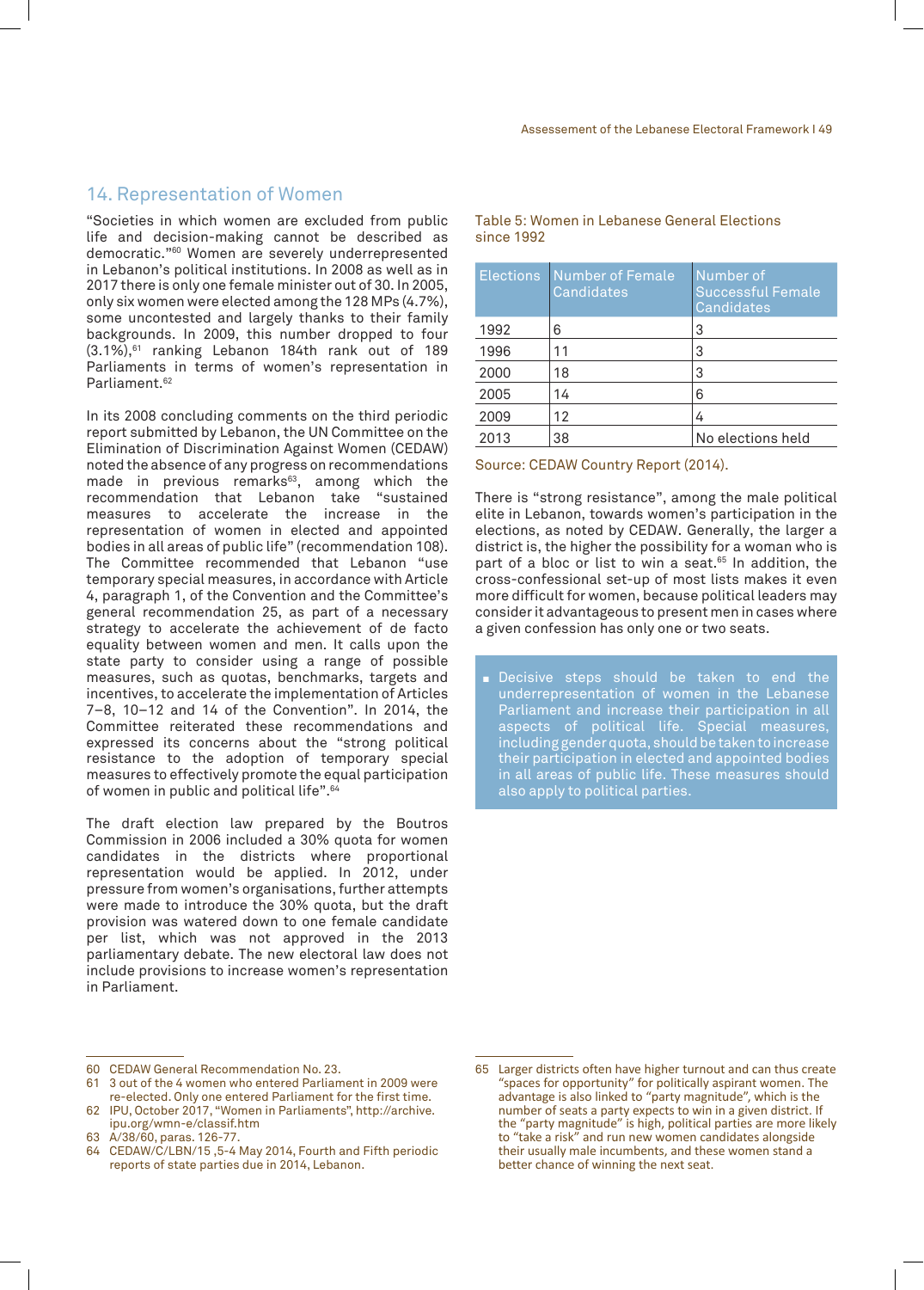## 14. Representation of Women

"Societies in which women are excluded from public life and decision-making cannot be described as democratic."[60] Women are severely underrepresented in Lebanon's political institutions. In 2008 as well as in 2017 there is only one female minister out of 30. In 2005, only six women were elected among the 128 MPs (4.7%), some uncontested and largely thanks to their family backgrounds. In 2009, this number dropped to four (3.1%),[61] ranking Lebanon 184th rank out of 189 Parliaments in terms of women's representation in Parliament.[62]

In its 2008 concluding comments on the third periodic report submitted by Lebanon, the UN Committee on the Elimination of Discrimination Against Women (CEDAW) noted the absence of any progress on recommendations made in previous remarks[63], among which the recommendation that Lebanon take "sustained measures to accelerate the increase in the representation of women in elected and appointed bodies in all areas of public life" (recommendation 108). The Committee recommended that Lebanon "use temporary special measures, in accordance with Article 4, paragraph 1, of the Convention and the Committee's general recommendation 25, as part of a necessary strategy to accelerate the achievement of de facto equality between women and men. It calls upon the state party to consider using a range of possible measures, such as quotas, benchmarks, targets and incentives, to accelerate the implementation of Articles 7–8, 10–12 and 14 of the Convention". In 2014, the Committee reiterated these recommendations and expressed its concerns about the "strong political resistance to the adoption of temporary special measures to effectively promote the equal participation of women in public and political life".[64]

The draft election law prepared by the Boutros Commission in 2006 included a 30% quota for women candidates in the districts where proportional representation would be applied. In 2012, under pressure from women's organisations, further attempts were made to introduce the 30% quota, but the draft provision was watered down to one female candidate per list, which was not approved in the 2013 parliamentary debate. The new electoral law does not include provisions to increase women's representation in Parliament.

Table 5: Women in Lebanese General Elections since 1992

| Elections | Number of Female Candidates | Number of Successful Female Candidates |
|---|---|---|
| 1992 | 6 | 3 |
| 1996 | 11 | 3 |
| 2000 | 18 | 3 |
| 2005 | 14 | 6 |
| 2009 | 12 | 4 |
| 2013 | 38 | No elections held |

Source: CEDAW Country Report (2014).

There is "strong resistance", among the male political elite in Lebanon, towards women's participation in the elections, as noted by CEDAW. Generally, the larger a district is, the higher the possibility for a woman who is part of a bloc or list to win a seat.[65] In addition, the cross-confessional set-up of most lists makes it even more difficult for women, because political leaders may consider it advantageous to present men in cases where a given confession has only one or two seats.

- Decisive steps should be taken to end the underrepresentation of women in the Lebanese Parliament and increase their participation in all aspects of political life. Special measures, including gender quota, should be taken to increase their participation in elected and appointed bodies in all areas of public life. These measures should also apply to political parties.

---

60 CEDAW General Recommendation No. 23.

61 3 out of the 4 women who entered Parliament in 2009 were re-elected. Only one entered Parliament for the first time.

62 IPU, October 2017, "Women in Parliaments", http://archive.ipu.org/wmn-e/classif.htm

63 A/38/60, paras. 126-77.

64 CEDAW/C/LBN/15 ,5-4 May 2014, Fourth and Fifth periodic reports of state parties due in 2014, Lebanon.

65 Larger districts often have higher turnout and can thus create "spaces for opportunity" for politically aspirant women. The advantage is also linked to "party magnitude", which is the number of seats a party expects to win in a given district. If the "party magnitude" is high, political parties are more likely to "take a risk" and run new women candidates alongside their usually male incumbents, and these women stand a better chance of winning the next seat.